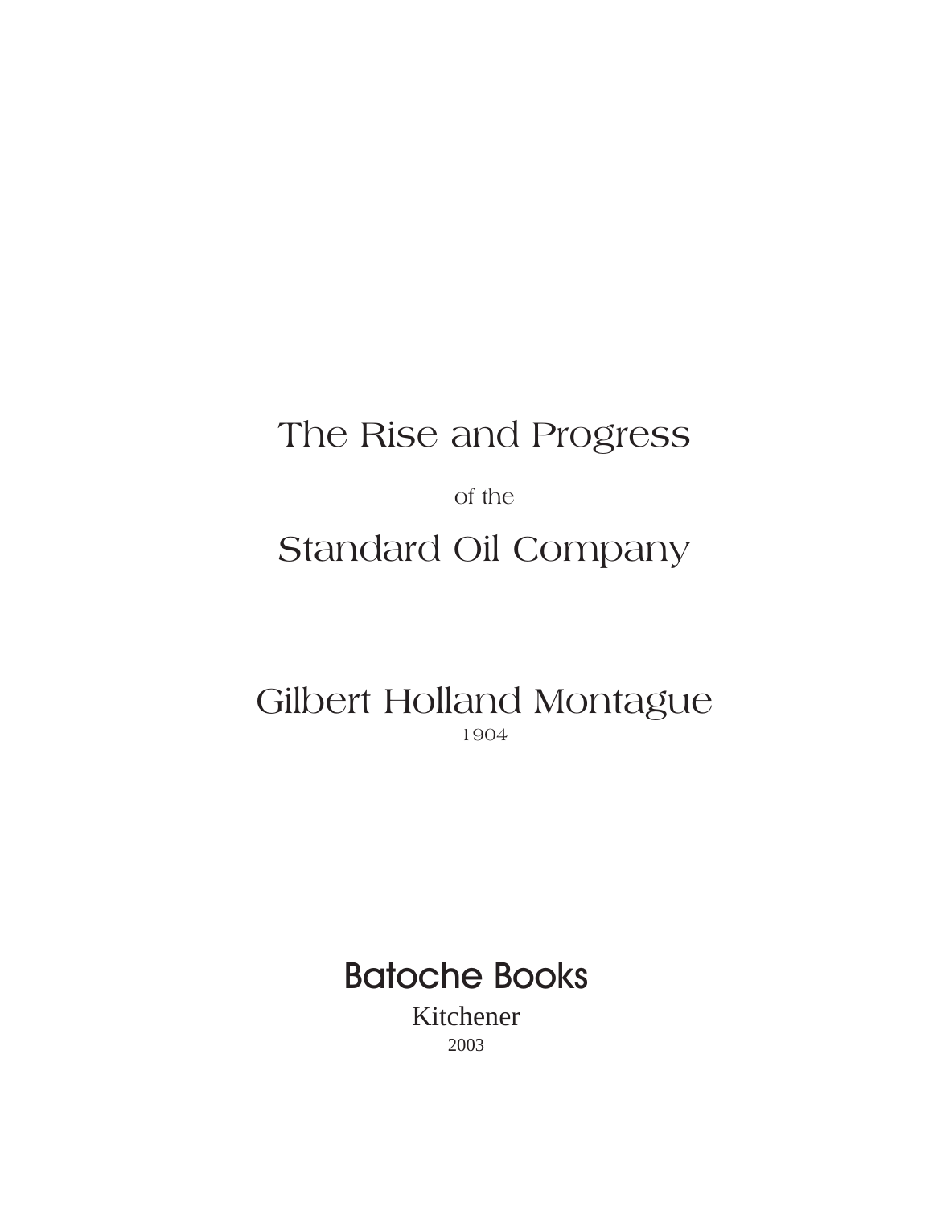# The Rise and Progress

of the

# Standard Oil Company

## Gilbert Holland Montague

1904

**Batoche Books**

Kitchener

2003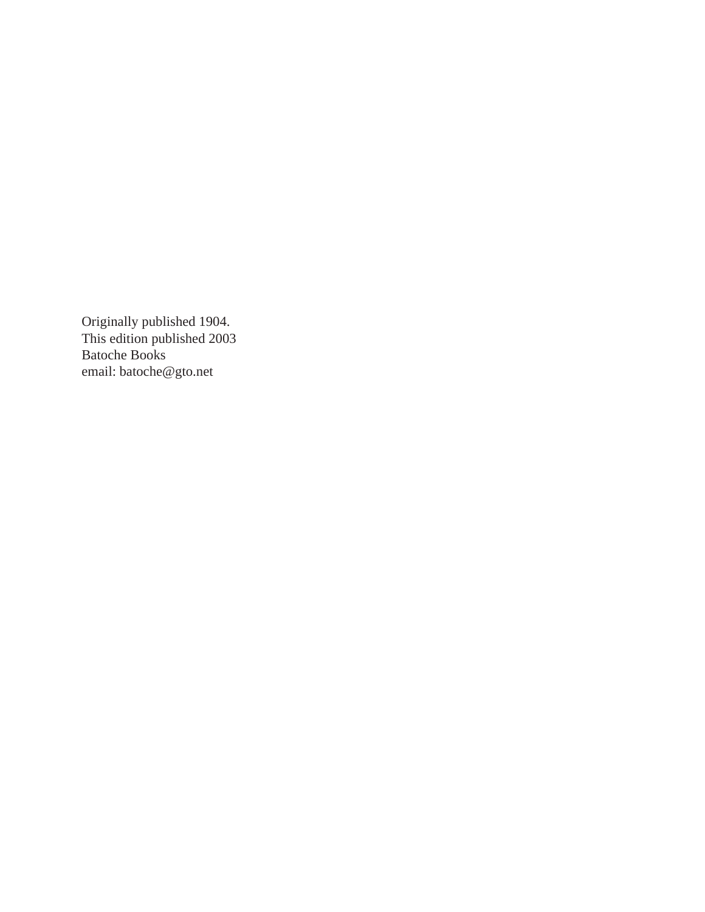Originally published 1904.
This edition published 2003
Batoche Books
email: batoche@gto.net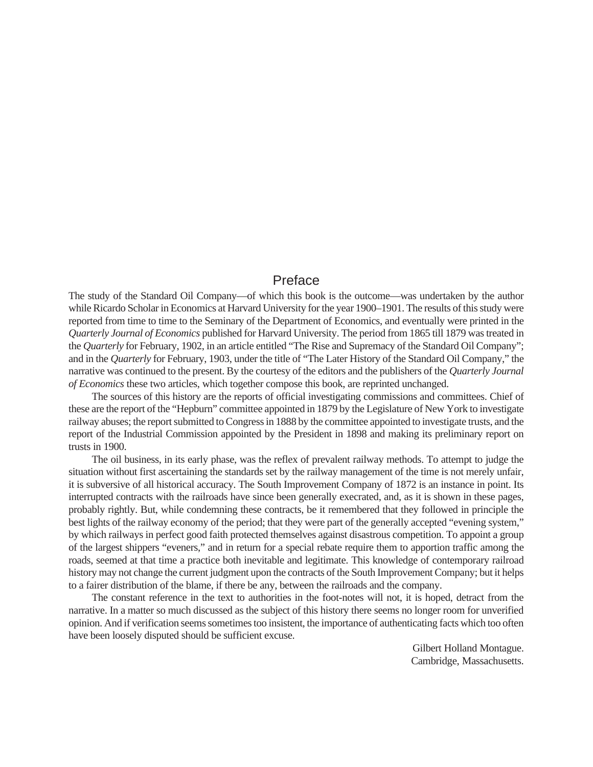# Preface

The study of the Standard Oil Company—of which this book is the outcome—was undertaken by the author while Ricardo Scholar in Economics at Harvard University for the year 1900–1901. The results of this study were reported from time to time to the Seminary of the Department of Economics, and eventually were printed in the *Quarterly Journal of Economics* published for Harvard University. The period from 1865 till 1879 was treated in the *Quarterly* for February, 1902, in an article entitled "The Rise and Supremacy of the Standard Oil Company"; and in the *Quarterly* for February, 1903, under the title of "The Later History of the Standard Oil Company," the narrative was continued to the present. By the courtesy of the editors and the publishers of the *Quarterly Journal of Economics* these two articles, which together compose this book, are reprinted unchanged.

The sources of this history are the reports of official investigating commissions and committees. Chief of these are the report of the "Hepburn" committee appointed in 1879 by the Legislature of New York to investigate railway abuses; the report submitted to Congress in 1888 by the committee appointed to investigate trusts, and the report of the Industrial Commission appointed by the President in 1898 and making its preliminary report on trusts in 1900.

The oil business, in its early phase, was the reflex of prevalent railway methods. To attempt to judge the situation without first ascertaining the standards set by the railway management of the time is not merely unfair, it is subversive of all historical accuracy. The South Improvement Company of 1872 is an instance in point. Its interrupted contracts with the railroads have since been generally execrated, and, as it is shown in these pages, probably rightly. But, while condemning these contracts, be it remembered that they followed in principle the best lights of the railway economy of the period; that they were part of the generally accepted "evening system," by which railways in perfect good faith protected themselves against disastrous competition. To appoint a group of the largest shippers "eveners," and in return for a special rebate require them to apportion traffic among the roads, seemed at that time a practice both inevitable and legitimate. This knowledge of contemporary railroad history may not change the current judgment upon the contracts of the South Improvement Company; but it helps to a fairer distribution of the blame, if there be any, between the railroads and the company.

The constant reference in the text to authorities in the foot-notes will not, it is hoped, detract from the narrative. In a matter so much discussed as the subject of this history there seems no longer room for unverified opinion. And if verification seems sometimes too insistent, the importance of authenticating facts which too often have been loosely disputed should be sufficient excuse.

Gilbert Holland Montague.
Cambridge, Massachusetts.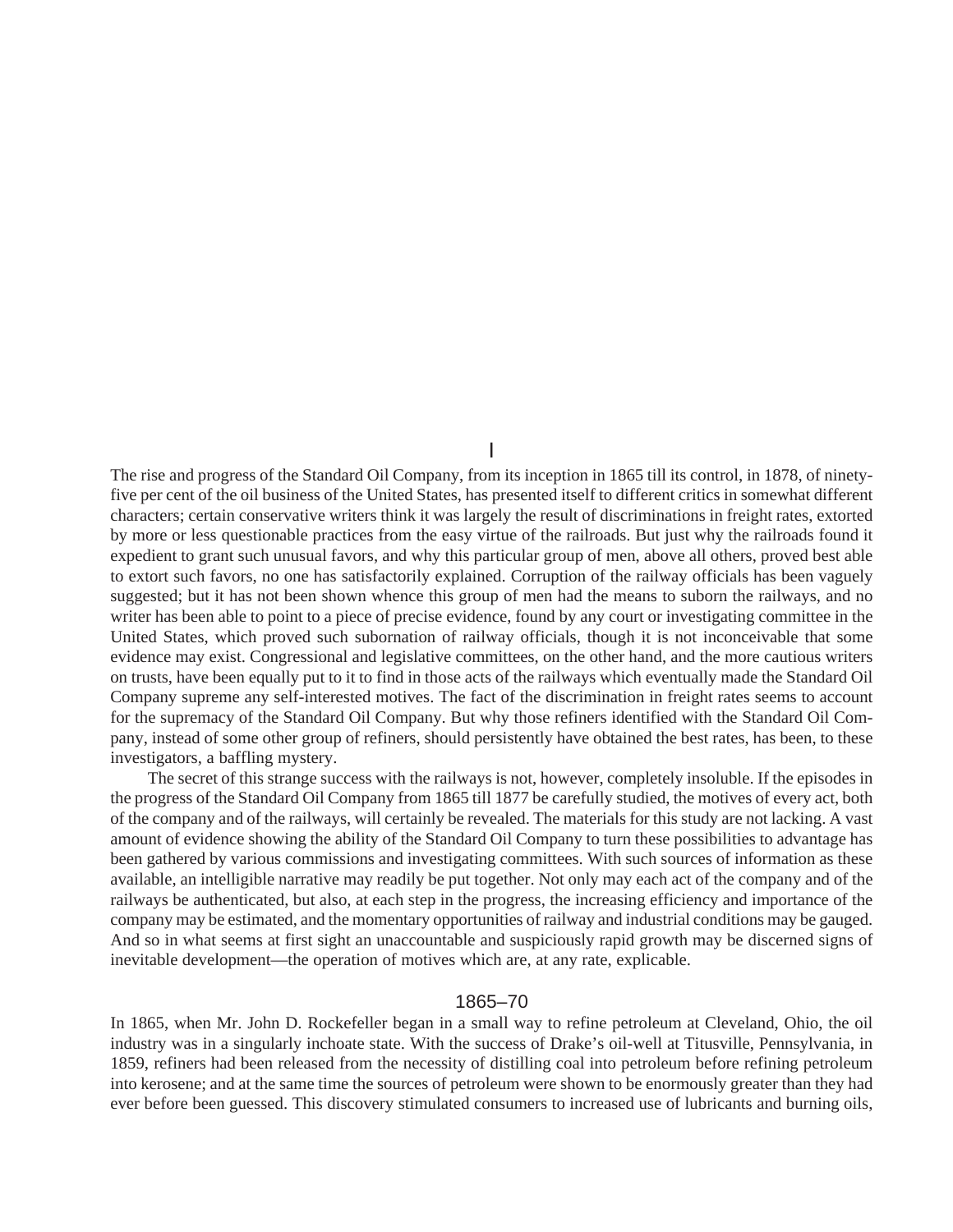# I

The rise and progress of the Standard Oil Company, from its inception in 1865 till its control, in 1878, of ninety-five per cent of the oil business of the United States, has presented itself to different critics in somewhat different characters; certain conservative writers think it was largely the result of discriminations in freight rates, extorted by more or less questionable practices from the easy virtue of the railroads. But just why the railroads found it expedient to grant such unusual favors, and why this particular group of men, above all others, proved best able to extort such favors, no one has satisfactorily explained. Corruption of the railway officials has been vaguely suggested; but it has not been shown whence this group of men had the means to suborn the railways, and no writer has been able to point to a piece of precise evidence, found by any court or investigating committee in the United States, which proved such subornation of railway officials, though it is not inconceivable that some evidence may exist. Congressional and legislative committees, on the other hand, and the more cautious writers on trusts, have been equally put to it to find in those acts of the railways which eventually made the Standard Oil Company supreme any self-interested motives. The fact of the discrimination in freight rates seems to account for the supremacy of the Standard Oil Company. But why those refiners identified with the Standard Oil Company, instead of some other group of refiners, should persistently have obtained the best rates, has been, to these investigators, a baffling mystery.

The secret of this strange success with the railways is not, however, completely insoluble. If the episodes in the progress of the Standard Oil Company from 1865 till 1877 be carefully studied, the motives of every act, both of the company and of the railways, will certainly be revealed. The materials for this study are not lacking. A vast amount of evidence showing the ability of the Standard Oil Company to turn these possibilities to advantage has been gathered by various commissions and investigating committees. With such sources of information as these available, an intelligible narrative may readily be put together. Not only may each act of the company and of the railways be authenticated, but also, at each step in the progress, the increasing efficiency and importance of the company may be estimated, and the momentary opportunities of railway and industrial conditions may be gauged. And so in what seems at first sight an unaccountable and suspiciously rapid growth may be discerned signs of inevitable development—the operation of motives which are, at any rate, explicable.

## 1865–70

In 1865, when Mr. John D. Rockefeller began in a small way to refine petroleum at Cleveland, Ohio, the oil industry was in a singularly inchoate state. With the success of Drake's oil-well at Titusville, Pennsylvania, in 1859, refiners had been released from the necessity of distilling coal into petroleum before refining petroleum into kerosene; and at the same time the sources of petroleum were shown to be enormously greater than they had ever before been guessed. This discovery stimulated consumers to increased use of lubricants and burning oils,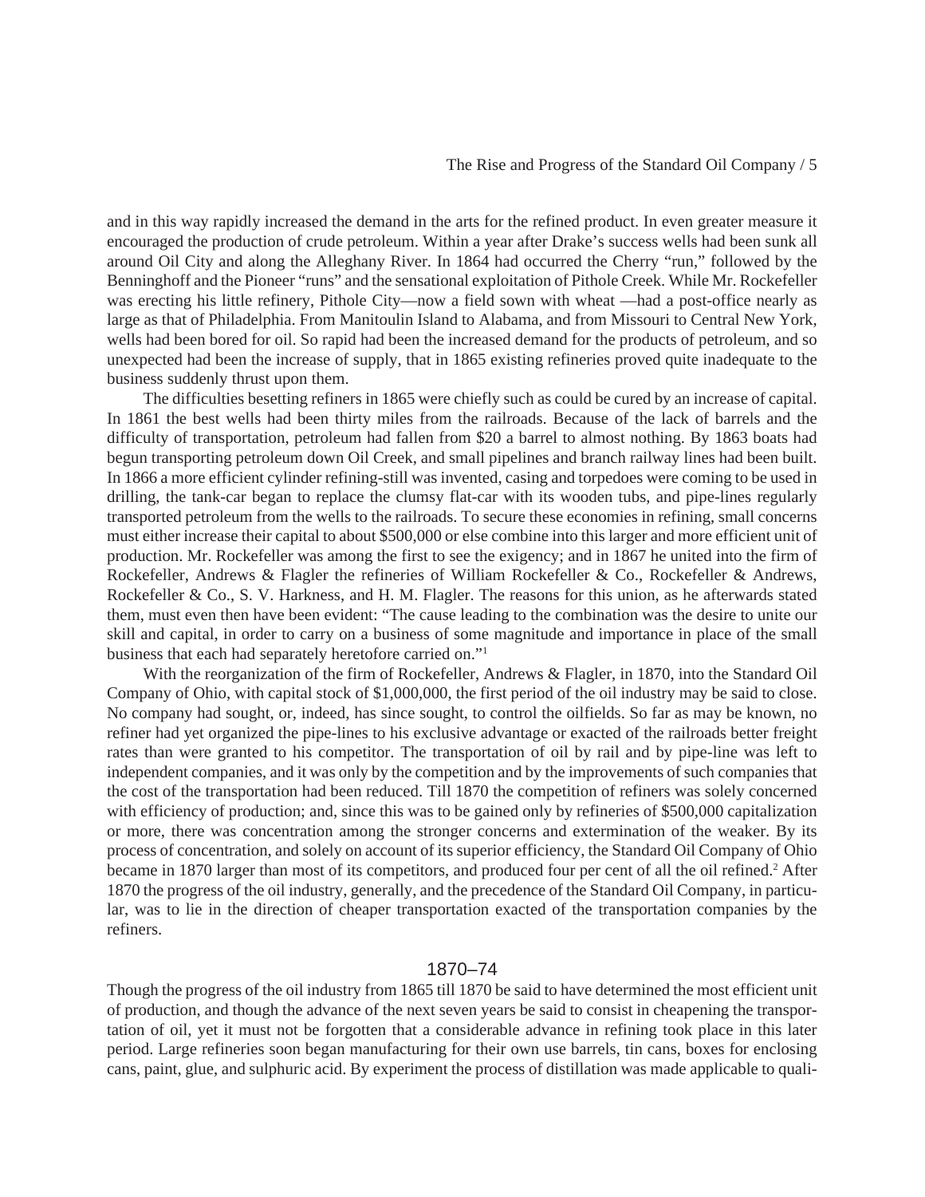and in this way rapidly increased the demand in the arts for the refined product. In even greater measure it encouraged the production of crude petroleum. Within a year after Drake's success wells had been sunk all around Oil City and along the Alleghany River. In 1864 had occurred the Cherry "run," followed by the Benninghoff and the Pioneer "runs" and the sensational exploitation of Pithole Creek. While Mr. Rockefeller was erecting his little refinery, Pithole City—now a field sown with wheat —had a post-office nearly as large as that of Philadelphia. From Manitoulin Island to Alabama, and from Missouri to Central New York, wells had been bored for oil. So rapid had been the increased demand for the products of petroleum, and so unexpected had been the increase of supply, that in 1865 existing refineries proved quite inadequate to the business suddenly thrust upon them.

The difficulties besetting refiners in 1865 were chiefly such as could be cured by an increase of capital. In 1861 the best wells had been thirty miles from the railroads. Because of the lack of barrels and the difficulty of transportation, petroleum had fallen from $20 a barrel to almost nothing. By 1863 boats had begun transporting petroleum down Oil Creek, and small pipelines and branch railway lines had been built. In 1866 a more efficient cylinder refining-still was invented, casing and torpedoes were coming to be used in drilling, the tank-car began to replace the clumsy flat-car with its wooden tubs, and pipe-lines regularly transported petroleum from the wells to the railroads. To secure these economies in refining, small concerns must either increase their capital to about $500,000 or else combine into this larger and more efficient unit of production. Mr. Rockefeller was among the first to see the exigency; and in 1867 he united into the firm of Rockefeller, Andrews & Flagler the refineries of William Rockefeller & Co., Rockefeller & Andrews, Rockefeller & Co., S. V. Harkness, and H. M. Flagler. The reasons for this union, as he afterwards stated them, must even then have been evident: "The cause leading to the combination was the desire to unite our skill and capital, in order to carry on a business of some magnitude and importance in place of the small business that each had separately heretofore carried on."[1]

With the reorganization of the firm of Rockefeller, Andrews & Flagler, in 1870, into the Standard Oil Company of Ohio, with capital stock of $1,000,000, the first period of the oil industry may be said to close. No company had sought, or, indeed, has since sought, to control the oilfields. So far as may be known, no refiner had yet organized the pipe-lines to his exclusive advantage or exacted of the railroads better freight rates than were granted to his competitor. The transportation of oil by rail and by pipe-line was left to independent companies, and it was only by the competition and by the improvements of such companies that the cost of the transportation had been reduced. Till 1870 the competition of refiners was solely concerned with efficiency of production; and, since this was to be gained only by refineries of $500,000 capitalization or more, there was concentration among the stronger concerns and extermination of the weaker. By its process of concentration, and solely on account of its superior efficiency, the Standard Oil Company of Ohio became in 1870 larger than most of its competitors, and produced four per cent of all the oil refined.[2] After 1870 the progress of the oil industry, generally, and the precedence of the Standard Oil Company, in particular, was to lie in the direction of cheaper transportation exacted of the transportation companies by the refiners.

## 1870–74

Though the progress of the oil industry from 1865 till 1870 be said to have determined the most efficient unit of production, and though the advance of the next seven years be said to consist in cheapening the transportation of oil, yet it must not be forgotten that a considerable advance in refining took place in this later period. Large refineries soon began manufacturing for their own use barrels, tin cans, boxes for enclosing cans, paint, glue, and sulphuric acid. By experiment the process of distillation was made applicable to quali-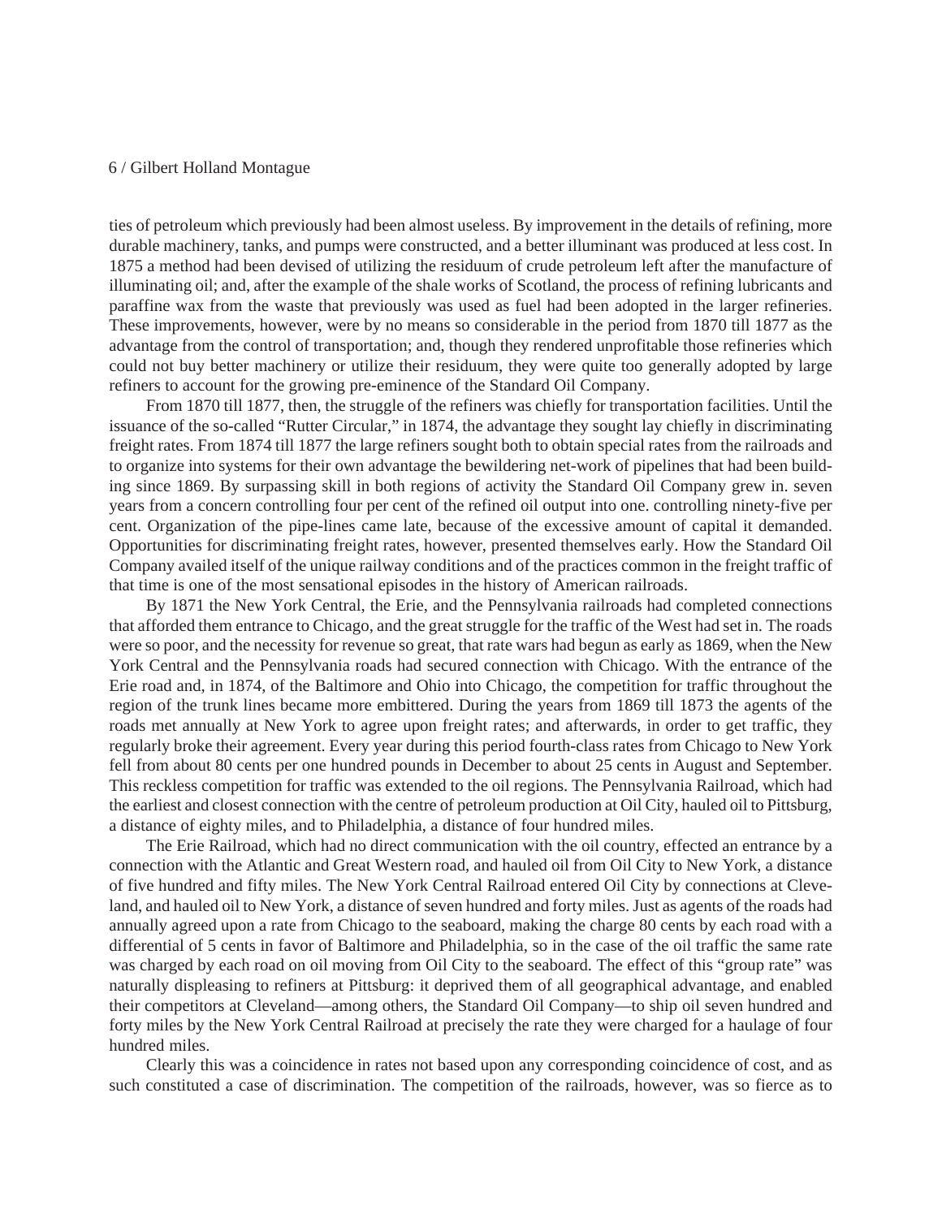ties of petroleum which previously had been almost useless. By improvement in the details of refining, more durable machinery, tanks, and pumps were constructed, and a better illuminant was produced at less cost. In 1875 a method had been devised of utilizing the residuum of crude petroleum left after the manufacture of illuminating oil; and, after the example of the shale works of Scotland, the process of refining lubricants and paraffine wax from the waste that previously was used as fuel had been adopted in the larger refineries. These improvements, however, were by no means so considerable in the period from 1870 till 1877 as the advantage from the control of transportation; and, though they rendered unprofitable those refineries which could not buy better machinery or utilize their residuum, they were quite too generally adopted by large refiners to account for the growing pre-eminence of the Standard Oil Company.

From 1870 till 1877, then, the struggle of the refiners was chiefly for transportation facilities. Until the issuance of the so-called "Rutter Circular," in 1874, the advantage they sought lay chiefly in discriminating freight rates. From 1874 till 1877 the large refiners sought both to obtain special rates from the railroads and to organize into systems for their own advantage the bewildering net-work of pipelines that had been building since 1869. By surpassing skill in both regions of activity the Standard Oil Company grew in. seven years from a concern controlling four per cent of the refined oil output into one. controlling ninety-five per cent. Organization of the pipe-lines came late, because of the excessive amount of capital it demanded. Opportunities for discriminating freight rates, however, presented themselves early. How the Standard Oil Company availed itself of the unique railway conditions and of the practices common in the freight traffic of that time is one of the most sensational episodes in the history of American railroads.

By 1871 the New York Central, the Erie, and the Pennsylvania railroads had completed connections that afforded them entrance to Chicago, and the great struggle for the traffic of the West had set in. The roads were so poor, and the necessity for revenue so great, that rate wars had begun as early as 1869, when the New York Central and the Pennsylvania roads had secured connection with Chicago. With the entrance of the Erie road and, in 1874, of the Baltimore and Ohio into Chicago, the competition for traffic throughout the region of the trunk lines became more embittered. During the years from 1869 till 1873 the agents of the roads met annually at New York to agree upon freight rates; and afterwards, in order to get traffic, they regularly broke their agreement. Every year during this period fourth-class rates from Chicago to New York fell from about 80 cents per one hundred pounds in December to about 25 cents in August and September. This reckless competition for traffic was extended to the oil regions. The Pennsylvania Railroad, which had the earliest and closest connection with the centre of petroleum production at Oil City, hauled oil to Pittsburg, a distance of eighty miles, and to Philadelphia, a distance of four hundred miles.

The Erie Railroad, which had no direct communication with the oil country, effected an entrance by a connection with the Atlantic and Great Western road, and hauled oil from Oil City to New York, a distance of five hundred and fifty miles. The New York Central Railroad entered Oil City by connections at Cleveland, and hauled oil to New York, a distance of seven hundred and forty miles. Just as agents of the roads had annually agreed upon a rate from Chicago to the seaboard, making the charge 80 cents by each road with a differential of 5 cents in favor of Baltimore and Philadelphia, so in the case of the oil traffic the same rate was charged by each road on oil moving from Oil City to the seaboard. The effect of this "group rate" was naturally displeasing to refiners at Pittsburg: it deprived them of all geographical advantage, and enabled their competitors at Cleveland—among others, the Standard Oil Company—to ship oil seven hundred and forty miles by the New York Central Railroad at precisely the rate they were charged for a haulage of four hundred miles.

Clearly this was a coincidence in rates not based upon any corresponding coincidence of cost, and as such constituted a case of discrimination. The competition of the railroads, however, was so fierce as to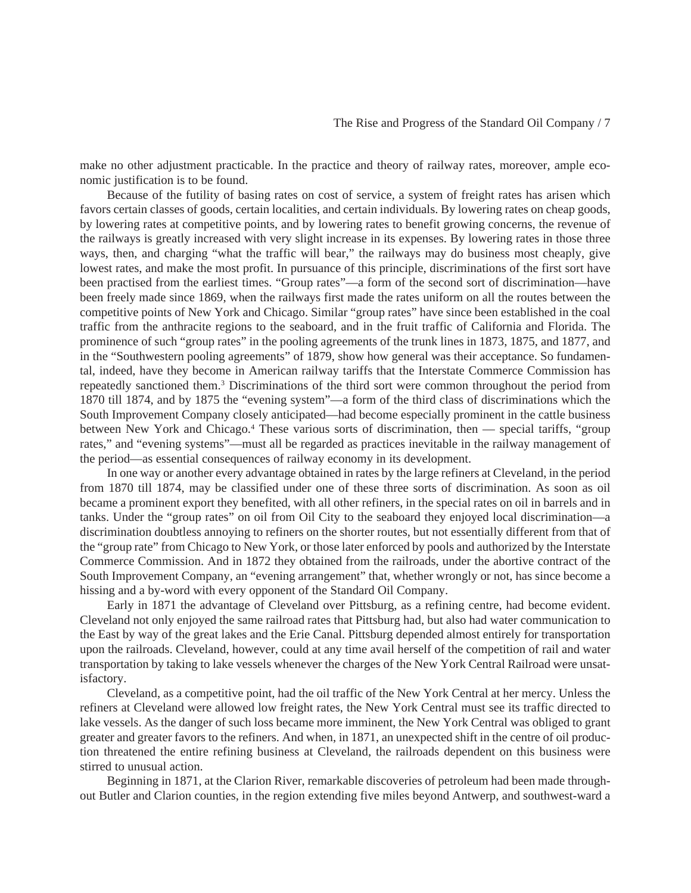make no other adjustment practicable. In the practice and theory of railway rates, moreover, ample economic justification is to be found.

Because of the futility of basing rates on cost of service, a system of freight rates has arisen which favors certain classes of goods, certain localities, and certain individuals. By lowering rates on cheap goods, by lowering rates at competitive points, and by lowering rates to benefit growing concerns, the revenue of the railways is greatly increased with very slight increase in its expenses. By lowering rates in those three ways, then, and charging "what the traffic will bear," the railways may do business most cheaply, give lowest rates, and make the most profit. In pursuance of this principle, discriminations of the first sort have been practised from the earliest times. "Group rates"—a form of the second sort of discrimination—have been freely made since 1869, when the railways first made the rates uniform on all the routes between the competitive points of New York and Chicago. Similar "group rates" have since been established in the coal traffic from the anthracite regions to the seaboard, and in the fruit traffic of California and Florida. The prominence of such "group rates" in the pooling agreements of the trunk lines in 1873, 1875, and 1877, and in the "Southwestern pooling agreements" of 1879, show how general was their acceptance. So fundamental, indeed, have they become in American railway tariffs that the Interstate Commerce Commission has repeatedly sanctioned them.[3] Discriminations of the third sort were common throughout the period from 1870 till 1874, and by 1875 the "evening system"—a form of the third class of discriminations which the South Improvement Company closely anticipated—had become especially prominent in the cattle business between New York and Chicago.[4] These various sorts of discrimination, then — special tariffs, "group rates," and "evening systems"—must all be regarded as practices inevitable in the railway management of the period—as essential consequences of railway economy in its development.

In one way or another every advantage obtained in rates by the large refiners at Cleveland, in the period from 1870 till 1874, may be classified under one of these three sorts of discrimination. As soon as oil became a prominent export they benefited, with all other refiners, in the special rates on oil in barrels and in tanks. Under the "group rates" on oil from Oil City to the seaboard they enjoyed local discrimination—a discrimination doubtless annoying to refiners on the shorter routes, but not essentially different from that of the "group rate" from Chicago to New York, or those later enforced by pools and authorized by the Interstate Commerce Commission. And in 1872 they obtained from the railroads, under the abortive contract of the South Improvement Company, an "evening arrangement" that, whether wrongly or not, has since become a hissing and a by-word with every opponent of the Standard Oil Company.

Early in 1871 the advantage of Cleveland over Pittsburg, as a refining centre, had become evident. Cleveland not only enjoyed the same railroad rates that Pittsburg had, but also had water communication to the East by way of the great lakes and the Erie Canal. Pittsburg depended almost entirely for transportation upon the railroads. Cleveland, however, could at any time avail herself of the competition of rail and water transportation by taking to lake vessels whenever the charges of the New York Central Railroad were unsatisfactory.

Cleveland, as a competitive point, had the oil traffic of the New York Central at her mercy. Unless the refiners at Cleveland were allowed low freight rates, the New York Central must see its traffic directed to lake vessels. As the danger of such loss became more imminent, the New York Central was obliged to grant greater and greater favors to the refiners. And when, in 1871, an unexpected shift in the centre of oil production threatened the entire refining business at Cleveland, the railroads dependent on this business were stirred to unusual action.

Beginning in 1871, at the Clarion River, remarkable discoveries of petroleum had been made throughout Butler and Clarion counties, in the region extending five miles beyond Antwerp, and southwest-ward a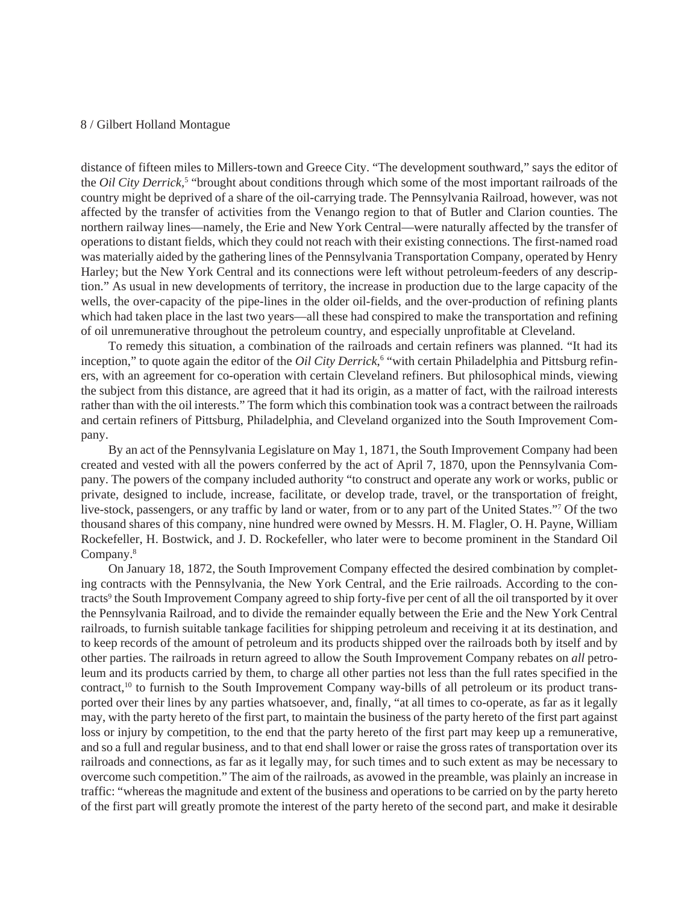distance of fifteen miles to Millers-town and Greece City. "The development southward," says the editor of the *Oil City Derrick*,[5] "brought about conditions through which some of the most important railroads of the country might be deprived of a share of the oil-carrying trade. The Pennsylvania Railroad, however, was not affected by the transfer of activities from the Venango region to that of Butler and Clarion counties. The northern railway lines—namely, the Erie and New York Central—were naturally affected by the transfer of operations to distant fields, which they could not reach with their existing connections. The first-named road was materially aided by the gathering lines of the Pennsylvania Transportation Company, operated by Henry Harley; but the New York Central and its connections were left without petroleum-feeders of any description." As usual in new developments of territory, the increase in production due to the large capacity of the wells, the over-capacity of the pipe-lines in the older oil-fields, and the over-production of refining plants which had taken place in the last two years—all these had conspired to make the transportation and refining of oil unremunerative throughout the petroleum country, and especially unprofitable at Cleveland.

To remedy this situation, a combination of the railroads and certain refiners was planned. "It had its inception," to quote again the editor of the *Oil City Derrick*,[6] "with certain Philadelphia and Pittsburg refiners, with an agreement for co-operation with certain Cleveland refiners. But philosophical minds, viewing the subject from this distance, are agreed that it had its origin, as a matter of fact, with the railroad interests rather than with the oil interests." The form which this combination took was a contract between the railroads and certain refiners of Pittsburg, Philadelphia, and Cleveland organized into the South Improvement Company.

By an act of the Pennsylvania Legislature on May 1, 1871, the South Improvement Company had been created and vested with all the powers conferred by the act of April 7, 1870, upon the Pennsylvania Company. The powers of the company included authority "to construct and operate any work or works, public or private, designed to include, increase, facilitate, or develop trade, travel, or the transportation of freight, live-stock, passengers, or any traffic by land or water, from or to any part of the United States."[7] Of the two thousand shares of this company, nine hundred were owned by Messrs. H. M. Flagler, O. H. Payne, William Rockefeller, H. Bostwick, and J. D. Rockefeller, who later were to become prominent in the Standard Oil Company.[8]

On January 18, 1872, the South Improvement Company effected the desired combination by completing contracts with the Pennsylvania, the New York Central, and the Erie railroads. According to the contracts[9] the South Improvement Company agreed to ship forty-five per cent of all the oil transported by it over the Pennsylvania Railroad, and to divide the remainder equally between the Erie and the New York Central railroads, to furnish suitable tankage facilities for shipping petroleum and receiving it at its destination, and to keep records of the amount of petroleum and its products shipped over the railroads both by itself and by other parties. The railroads in return agreed to allow the South Improvement Company rebates on *all* petroleum and its products carried by them, to charge all other parties not less than the full rates specified in the contract,[10] to furnish to the South Improvement Company way-bills of all petroleum or its product transported over their lines by any parties whatsoever, and, finally, "at all times to co-operate, as far as it legally may, with the party hereto of the first part, to maintain the business of the party hereto of the first part against loss or injury by competition, to the end that the party hereto of the first part may keep up a remunerative, and so a full and regular business, and to that end shall lower or raise the gross rates of transportation over its railroads and connections, as far as it legally may, for such times and to such extent as may be necessary to overcome such competition." The aim of the railroads, as avowed in the preamble, was plainly an increase in traffic: "whereas the magnitude and extent of the business and operations to be carried on by the party hereto of the first part will greatly promote the interest of the party hereto of the second part, and make it desirable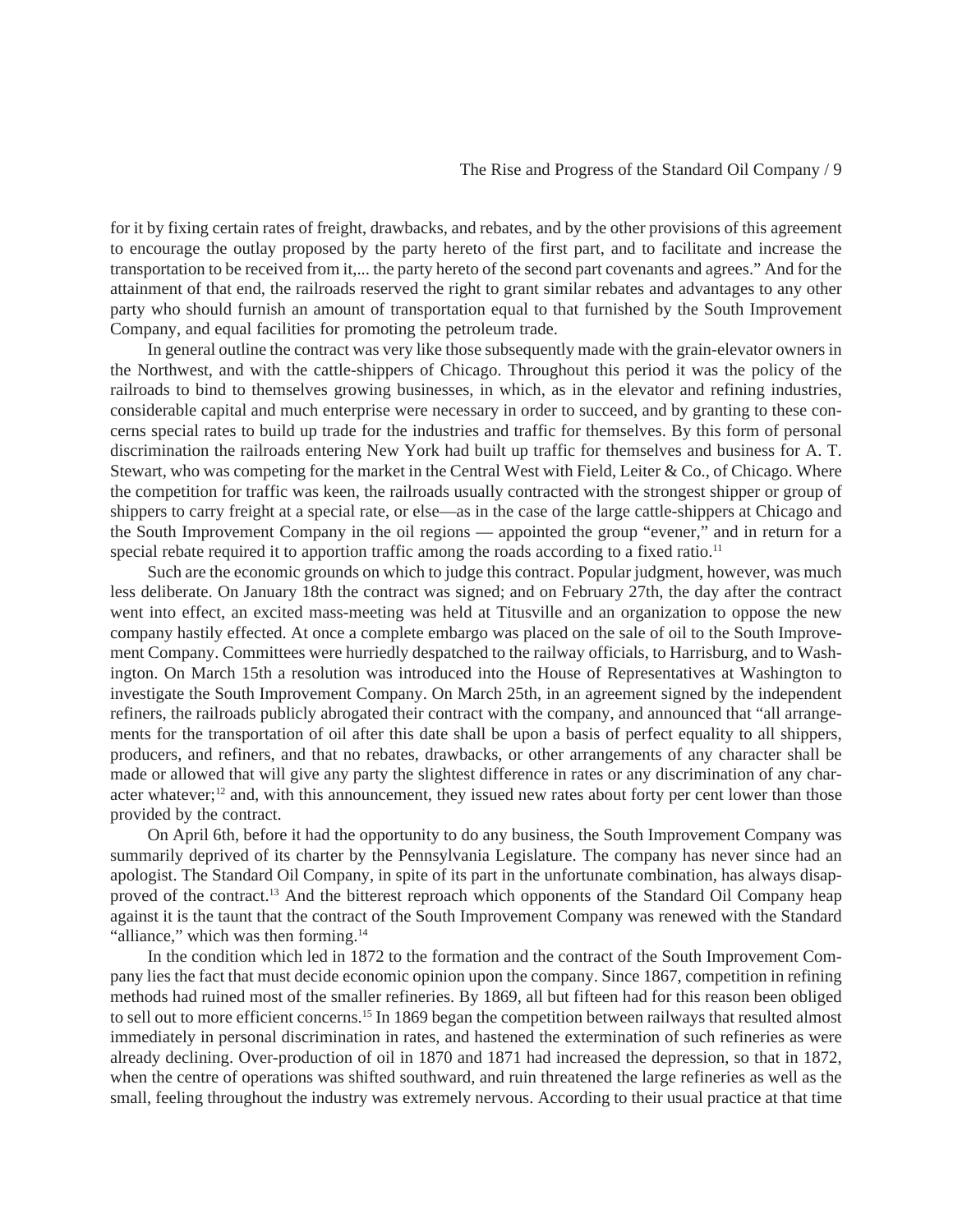for it by fixing certain rates of freight, drawbacks, and rebates, and by the other provisions of this agreement to encourage the outlay proposed by the party hereto of the first part, and to facilitate and increase the transportation to be received from it,... the party hereto of the second part covenants and agrees." And for the attainment of that end, the railroads reserved the right to grant similar rebates and advantages to any other party who should furnish an amount of transportation equal to that furnished by the South Improvement Company, and equal facilities for promoting the petroleum trade.

In general outline the contract was very like those subsequently made with the grain-elevator owners in the Northwest, and with the cattle-shippers of Chicago. Throughout this period it was the policy of the railroads to bind to themselves growing businesses, in which, as in the elevator and refining industries, considerable capital and much enterprise were necessary in order to succeed, and by granting to these concerns special rates to build up trade for the industries and traffic for themselves. By this form of personal discrimination the railroads entering New York had built up traffic for themselves and business for A. T. Stewart, who was competing for the market in the Central West with Field, Leiter & Co., of Chicago. Where the competition for traffic was keen, the railroads usually contracted with the strongest shipper or group of shippers to carry freight at a special rate, or else—as in the case of the large cattle-shippers at Chicago and the South Improvement Company in the oil regions — appointed the group "evener," and in return for a special rebate required it to apportion traffic among the roads according to a fixed ratio.[11]

Such are the economic grounds on which to judge this contract. Popular judgment, however, was much less deliberate. On January 18th the contract was signed; and on February 27th, the day after the contract went into effect, an excited mass-meeting was held at Titusville and an organization to oppose the new company hastily effected. At once a complete embargo was placed on the sale of oil to the South Improvement Company. Committees were hurriedly despatched to the railway officials, to Harrisburg, and to Washington. On March 15th a resolution was introduced into the House of Representatives at Washington to investigate the South Improvement Company. On March 25th, in an agreement signed by the independent refiners, the railroads publicly abrogated their contract with the company, and announced that "all arrangements for the transportation of oil after this date shall be upon a basis of perfect equality to all shippers, producers, and refiners, and that no rebates, drawbacks, or other arrangements of any character shall be made or allowed that will give any party the slightest difference in rates or any discrimination of any character whatever;[12] and, with this announcement, they issued new rates about forty per cent lower than those provided by the contract.

On April 6th, before it had the opportunity to do any business, the South Improvement Company was summarily deprived of its charter by the Pennsylvania Legislature. The company has never since had an apologist. The Standard Oil Company, in spite of its part in the unfortunate combination, has always disapproved of the contract.[13] And the bitterest reproach which opponents of the Standard Oil Company heap against it is the taunt that the contract of the South Improvement Company was renewed with the Standard "alliance," which was then forming.[14]

In the condition which led in 1872 to the formation and the contract of the South Improvement Company lies the fact that must decide economic opinion upon the company. Since 1867, competition in refining methods had ruined most of the smaller refineries. By 1869, all but fifteen had for this reason been obliged to sell out to more efficient concerns.[15] In 1869 began the competition between railways that resulted almost immediately in personal discrimination in rates, and hastened the extermination of such refineries as were already declining. Over-production of oil in 1870 and 1871 had increased the depression, so that in 1872, when the centre of operations was shifted southward, and ruin threatened the large refineries as well as the small, feeling throughout the industry was extremely nervous. According to their usual practice at that time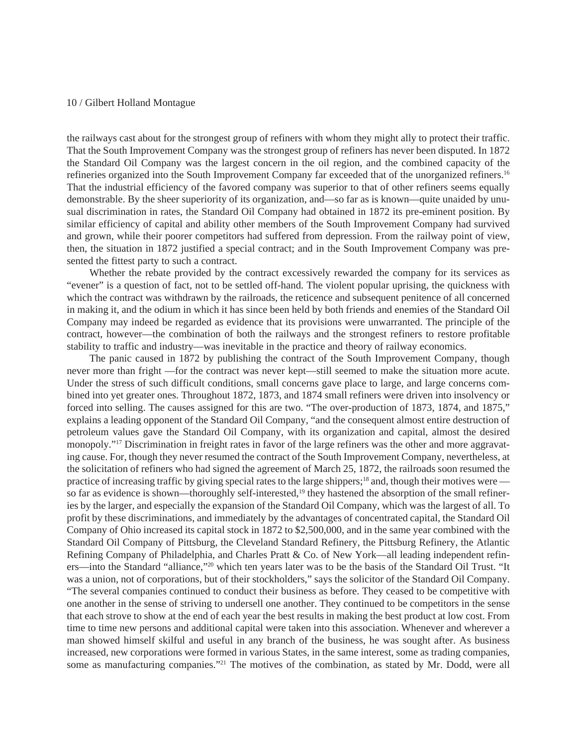the railways cast about for the strongest group of refiners with whom they might ally to protect their traffic. That the South Improvement Company was the strongest group of refiners has never been disputed. In 1872 the Standard Oil Company was the largest concern in the oil region, and the combined capacity of the refineries organized into the South Improvement Company far exceeded that of the unorganized refiners.[16] That the industrial efficiency of the favored company was superior to that of other refiners seems equally demonstrable. By the sheer superiority of its organization, and—so far as is known—quite unaided by unusual discrimination in rates, the Standard Oil Company had obtained in 1872 its pre-eminent position. By similar efficiency of capital and ability other members of the South Improvement Company had survived and grown, while their poorer competitors had suffered from depression. From the railway point of view, then, the situation in 1872 justified a special contract; and in the South Improvement Company was presented the fittest party to such a contract.

Whether the rebate provided by the contract excessively rewarded the company for its services as "evener" is a question of fact, not to be settled off-hand. The violent popular uprising, the quickness with which the contract was withdrawn by the railroads, the reticence and subsequent penitence of all concerned in making it, and the odium in which it has since been held by both friends and enemies of the Standard Oil Company may indeed be regarded as evidence that its provisions were unwarranted. The principle of the contract, however—the combination of both the railways and the strongest refiners to restore profitable stability to traffic and industry—was inevitable in the practice and theory of railway economics.

The panic caused in 1872 by publishing the contract of the South Improvement Company, though never more than fright —for the contract was never kept—still seemed to make the situation more acute. Under the stress of such difficult conditions, small concerns gave place to large, and large concerns combined into yet greater ones. Throughout 1872, 1873, and 1874 small refiners were driven into insolvency or forced into selling. The causes assigned for this are two. "The over-production of 1873, 1874, and 1875," explains a leading opponent of the Standard Oil Company, "and the consequent almost entire destruction of petroleum values gave the Standard Oil Company, with its organization and capital, almost the desired monopoly."[17] Discrimination in freight rates in favor of the large refiners was the other and more aggravating cause. For, though they never resumed the contract of the South Improvement Company, nevertheless, at the solicitation of refiners who had signed the agreement of March 25, 1872, the railroads soon resumed the practice of increasing traffic by giving special rates to the large shippers;[18] and, though their motives were —so far as evidence is shown—thoroughly self-interested,[19] they hastened the absorption of the small refineries by the larger, and especially the expansion of the Standard Oil Company, which was the largest of all. To profit by these discriminations, and immediately by the advantages of concentrated capital, the Standard Oil Company of Ohio increased its capital stock in 1872 to $2,500,000, and in the same year combined with the Standard Oil Company of Pittsburg, the Cleveland Standard Refinery, the Pittsburg Refinery, the Atlantic Refining Company of Philadelphia, and Charles Pratt & Co. of New York—all leading independent refiners—into the Standard "alliance,"[20] which ten years later was to be the basis of the Standard Oil Trust. "It was a union, not of corporations, but of their stockholders," says the solicitor of the Standard Oil Company. "The several companies continued to conduct their business as before. They ceased to be competitive with one another in the sense of striving to undersell one another. They continued to be competitors in the sense that each strove to show at the end of each year the best results in making the best product at low cost. From time to time new persons and additional capital were taken into this association. Whenever and wherever a man showed himself skilful and useful in any branch of the business, he was sought after. As business increased, new corporations were formed in various States, in the same interest, some as trading companies, some as manufacturing companies."[21] The motives of the combination, as stated by Mr. Dodd, were all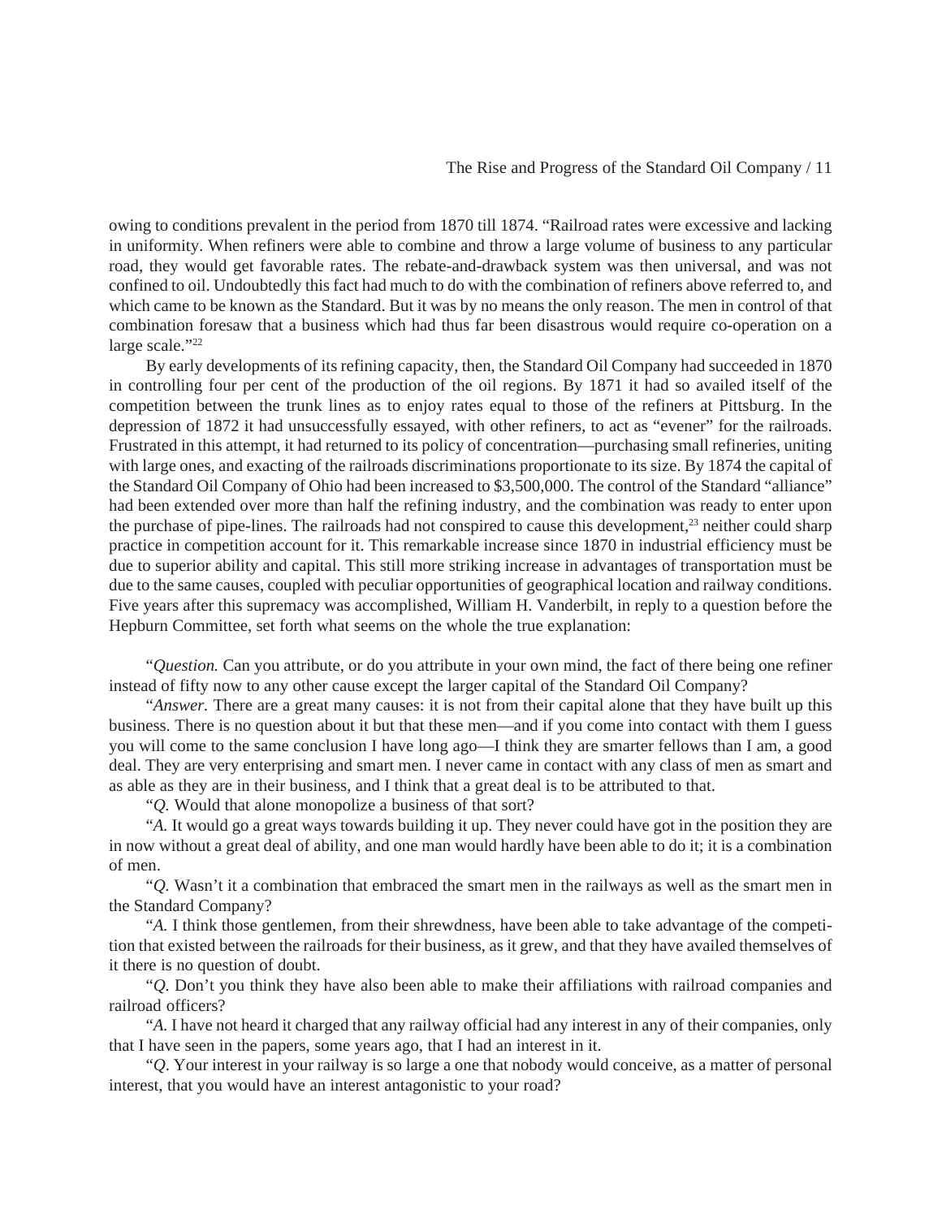owing to conditions prevalent in the period from 1870 till 1874. "Railroad rates were excessive and lacking in uniformity. When refiners were able to combine and throw a large volume of business to any particular road, they would get favorable rates. The rebate-and-drawback system was then universal, and was not confined to oil. Undoubtedly this fact had much to do with the combination of refiners above referred to, and which came to be known as the Standard. But it was by no means the only reason. The men in control of that combination foresaw that a business which had thus far been disastrous would require co-operation on a large scale."[22]

By early developments of its refining capacity, then, the Standard Oil Company had succeeded in 1870 in controlling four per cent of the production of the oil regions. By 1871 it had so availed itself of the competition between the trunk lines as to enjoy rates equal to those of the refiners at Pittsburg. In the depression of 1872 it had unsuccessfully essayed, with other refiners, to act as "evener" for the railroads. Frustrated in this attempt, it had returned to its policy of concentration—purchasing small refineries, uniting with large ones, and exacting of the railroads discriminations proportionate to its size. By 1874 the capital of the Standard Oil Company of Ohio had been increased to $3,500,000. The control of the Standard "alliance" had been extended over more than half the refining industry, and the combination was ready to enter upon the purchase of pipe-lines. The railroads had not conspired to cause this development,[23] neither could sharp practice in competition account for it. This remarkable increase since 1870 in industrial efficiency must be due to superior ability and capital. This still more striking increase in advantages of transportation must be due to the same causes, coupled with peculiar opportunities of geographical location and railway conditions. Five years after this supremacy was accomplished, William H. Vanderbilt, in reply to a question before the Hepburn Committee, set forth what seems on the whole the true explanation:

"*Question.* Can you attribute, or do you attribute in your own mind, the fact of there being one refiner instead of fifty now to any other cause except the larger capital of the Standard Oil Company?

"*Answer.* There are a great many causes: it is not from their capital alone that they have built up this business. There is no question about it but that these men—and if you come into contact with them I guess you will come to the same conclusion I have long ago—I think they are smarter fellows than I am, a good deal. They are very enterprising and smart men. I never came in contact with any class of men as smart and as able as they are in their business, and I think that a great deal is to be attributed to that.

"*Q.* Would that alone monopolize a business of that sort?

"*A.* It would go a great ways towards building it up. They never could have got in the position they are in now without a great deal of ability, and one man would hardly have been able to do it; it is a combination of men.

"*Q.* Wasn't it a combination that embraced the smart men in the railways as well as the smart men in the Standard Company?

"*A.* I think those gentlemen, from their shrewdness, have been able to take advantage of the competition that existed between the railroads for their business, as it grew, and that they have availed themselves of it there is no question of doubt.

"*Q.* Don't you think they have also been able to make their affiliations with railroad companies and railroad officers?

"*A.* I have not heard it charged that any railway official had any interest in any of their companies, only that I have seen in the papers, some years ago, that I had an interest in it.

"*Q*. Your interest in your railway is so large a one that nobody would conceive, as a matter of personal interest, that you would have an interest antagonistic to your road?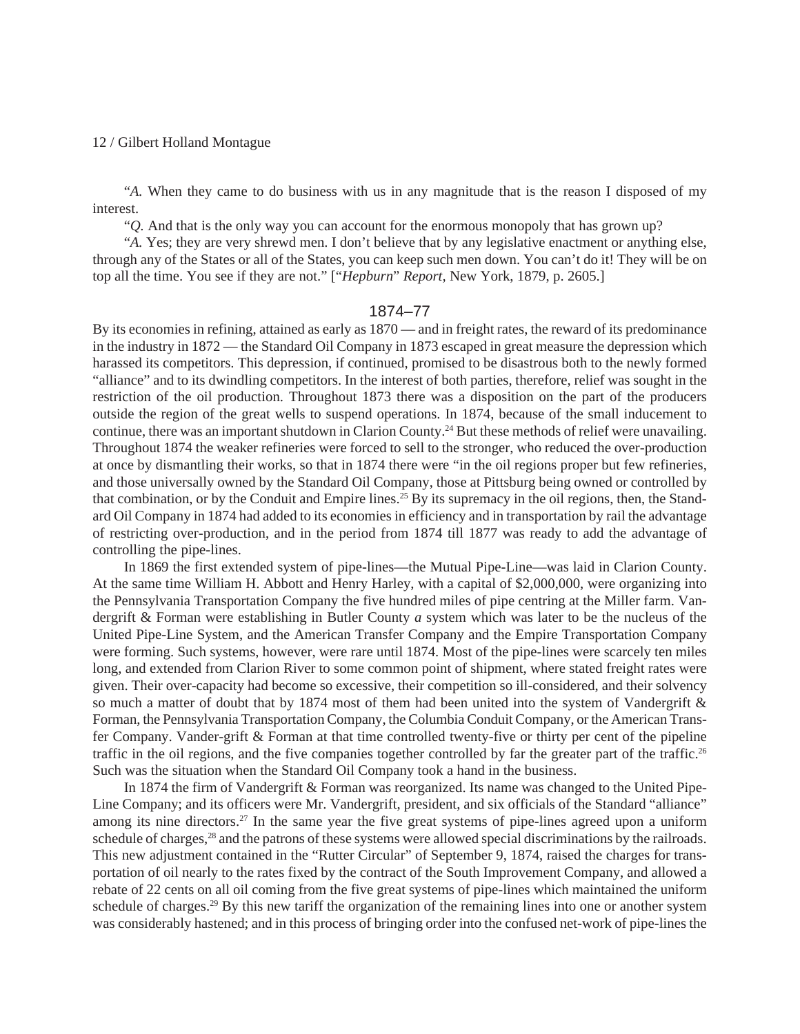"*A.* When they came to do business with us in any magnitude that is the reason I disposed of my interest.

"*Q.* And that is the only way you can account for the enormous monopoly that has grown up?

"*A.* Yes; they are very shrewd men. I don't believe that by any legislative enactment or anything else, through any of the States or all of the States, you can keep such men down. You can't do it! They will be on top all the time. You see if they are not." ["*Hepburn*" *Report*, New York, 1879, p. 2605.]

## 1874–77

By its economies in refining, attained as early as 1870 — and in freight rates, the reward of its predominance in the industry in 1872 — the Standard Oil Company in 1873 escaped in great measure the depression which harassed its competitors. This depression, if continued, promised to be disastrous both to the newly formed "alliance" and to its dwindling competitors. In the interest of both parties, therefore, relief was sought in the restriction of the oil production. Throughout 1873 there was a disposition on the part of the producers outside the region of the great wells to suspend operations. In 1874, because of the small inducement to continue, there was an important shutdown in Clarion County.[24] But these methods of relief were unavailing. Throughout 1874 the weaker refineries were forced to sell to the stronger, who reduced the over-production at once by dismantling their works, so that in 1874 there were "in the oil regions proper but few refineries, and those universally owned by the Standard Oil Company, those at Pittsburg being owned or controlled by that combination, or by the Conduit and Empire lines.[25] By its supremacy in the oil regions, then, the Standard Oil Company in 1874 had added to its economies in efficiency and in transportation by rail the advantage of restricting over-production, and in the period from 1874 till 1877 was ready to add the advantage of controlling the pipe-lines.

In 1869 the first extended system of pipe-lines—the Mutual Pipe-Line—was laid in Clarion County. At the same time William H. Abbott and Henry Harley, with a capital of $2,000,000, were organizing into the Pennsylvania Transportation Company the five hundred miles of pipe centring at the Miller farm. Vandergrift & Forman were establishing in Butler County *a* system which was later to be the nucleus of the United Pipe-Line System, and the American Transfer Company and the Empire Transportation Company were forming. Such systems, however, were rare until 1874. Most of the pipe-lines were scarcely ten miles long, and extended from Clarion River to some common point of shipment, where stated freight rates were given. Their over-capacity had become so excessive, their competition so ill-considered, and their solvency so much a matter of doubt that by 1874 most of them had been united into the system of Vandergrift & Forman, the Pennsylvania Transportation Company, the Columbia Conduit Company, or the American Transfer Company. Vander-grift & Forman at that time controlled twenty-five or thirty per cent of the pipeline traffic in the oil regions, and the five companies together controlled by far the greater part of the traffic.[26] Such was the situation when the Standard Oil Company took a hand in the business.

In 1874 the firm of Vandergrift & Forman was reorganized. Its name was changed to the United Pipe-Line Company; and its officers were Mr. Vandergrift, president, and six officials of the Standard "alliance" among its nine directors.[27] In the same year the five great systems of pipe-lines agreed upon a uniform schedule of charges,[28] and the patrons of these systems were allowed special discriminations by the railroads. This new adjustment contained in the "Rutter Circular" of September 9, 1874, raised the charges for transportation of oil nearly to the rates fixed by the contract of the South Improvement Company, and allowed a rebate of 22 cents on all oil coming from the five great systems of pipe-lines which maintained the uniform schedule of charges.[29] By this new tariff the organization of the remaining lines into one or another system was considerably hastened; and in this process of bringing order into the confused net-work of pipe-lines the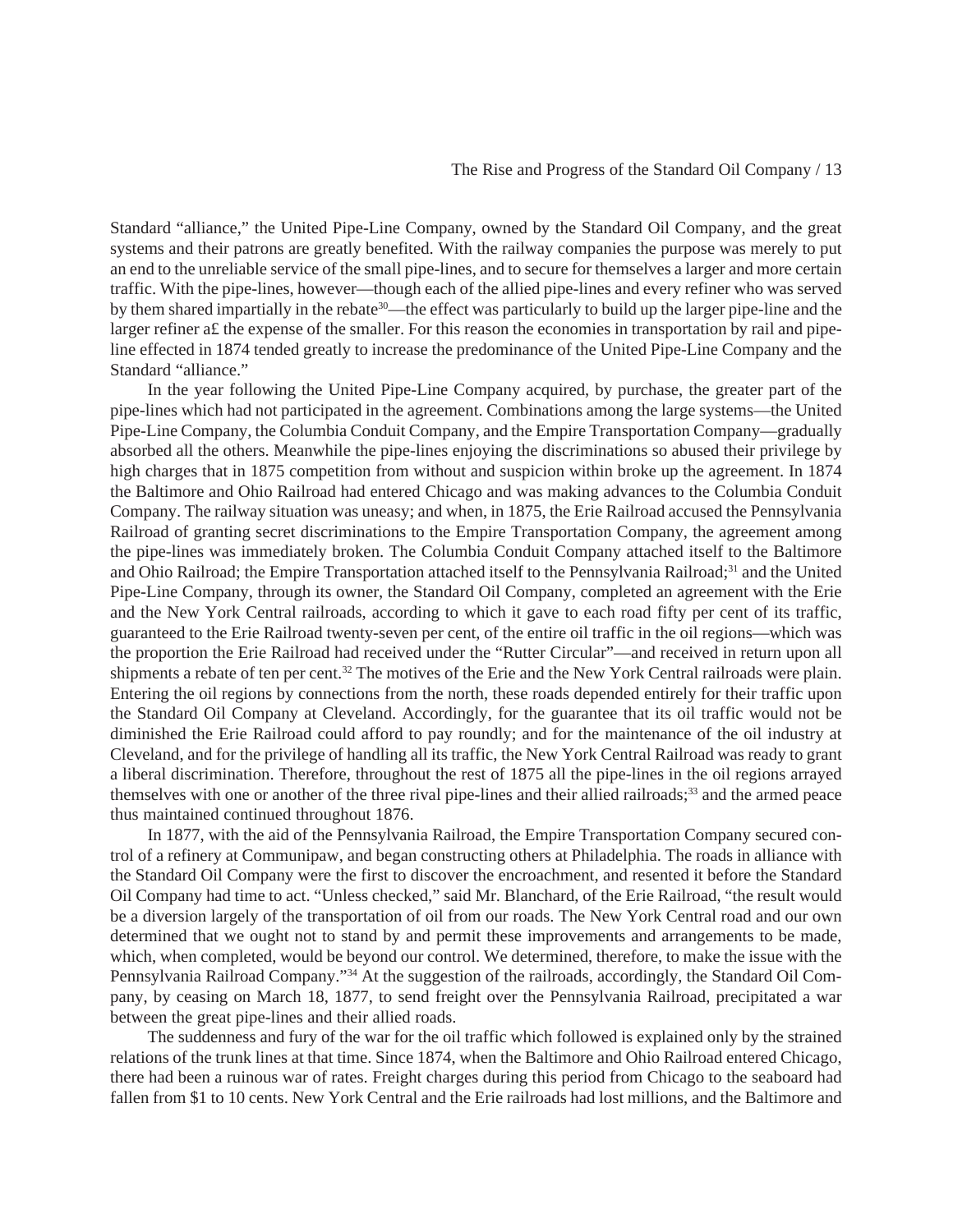Standard "alliance," the United Pipe-Line Company, owned by the Standard Oil Company, and the great systems and their patrons are greatly benefited. With the railway companies the purpose was merely to put an end to the unreliable service of the small pipe-lines, and to secure for themselves a larger and more certain traffic. With the pipe-lines, however—though each of the allied pipe-lines and every refiner who was served by them shared impartially in the rebate[30]—the effect was particularly to build up the larger pipe-line and the larger refiner a£ the expense of the smaller. For this reason the economies in transportation by rail and pipe-line effected in 1874 tended greatly to increase the predominance of the United Pipe-Line Company and the Standard "alliance."

In the year following the United Pipe-Line Company acquired, by purchase, the greater part of the pipe-lines which had not participated in the agreement. Combinations among the large systems—the United Pipe-Line Company, the Columbia Conduit Company, and the Empire Transportation Company—gradually absorbed all the others. Meanwhile the pipe-lines enjoying the discriminations so abused their privilege by high charges that in 1875 competition from without and suspicion within broke up the agreement. In 1874 the Baltimore and Ohio Railroad had entered Chicago and was making advances to the Columbia Conduit Company. The railway situation was uneasy; and when, in 1875, the Erie Railroad accused the Pennsylvania Railroad of granting secret discriminations to the Empire Transportation Company, the agreement among the pipe-lines was immediately broken. The Columbia Conduit Company attached itself to the Baltimore and Ohio Railroad; the Empire Transportation attached itself to the Pennsylvania Railroad;[31] and the United Pipe-Line Company, through its owner, the Standard Oil Company, completed an agreement with the Erie and the New York Central railroads, according to which it gave to each road fifty per cent of its traffic, guaranteed to the Erie Railroad twenty-seven per cent, of the entire oil traffic in the oil regions—which was the proportion the Erie Railroad had received under the "Rutter Circular"—and received in return upon all shipments a rebate of ten per cent.[32] The motives of the Erie and the New York Central railroads were plain. Entering the oil regions by connections from the north, these roads depended entirely for their traffic upon the Standard Oil Company at Cleveland. Accordingly, for the guarantee that its oil traffic would not be diminished the Erie Railroad could afford to pay roundly; and for the maintenance of the oil industry at Cleveland, and for the privilege of handling all its traffic, the New York Central Railroad was ready to grant a liberal discrimination. Therefore, throughout the rest of 1875 all the pipe-lines in the oil regions arrayed themselves with one or another of the three rival pipe-lines and their allied railroads;[33] and the armed peace thus maintained continued throughout 1876.

In 1877, with the aid of the Pennsylvania Railroad, the Empire Transportation Company secured control of a refinery at Communipaw, and began constructing others at Philadelphia. The roads in alliance with the Standard Oil Company were the first to discover the encroachment, and resented it before the Standard Oil Company had time to act. "Unless checked," said Mr. Blanchard, of the Erie Railroad, "the result would be a diversion largely of the transportation of oil from our roads. The New York Central road and our own determined that we ought not to stand by and permit these improvements and arrangements to be made, which, when completed, would be beyond our control. We determined, therefore, to make the issue with the Pennsylvania Railroad Company."[34] At the suggestion of the railroads, accordingly, the Standard Oil Company, by ceasing on March 18, 1877, to send freight over the Pennsylvania Railroad, precipitated a war between the great pipe-lines and their allied roads.

The suddenness and fury of the war for the oil traffic which followed is explained only by the strained relations of the trunk lines at that time. Since 1874, when the Baltimore and Ohio Railroad entered Chicago, there had been a ruinous war of rates. Freight charges during this period from Chicago to the seaboard had fallen from $1 to 10 cents. New York Central and the Erie railroads had lost millions, and the Baltimore and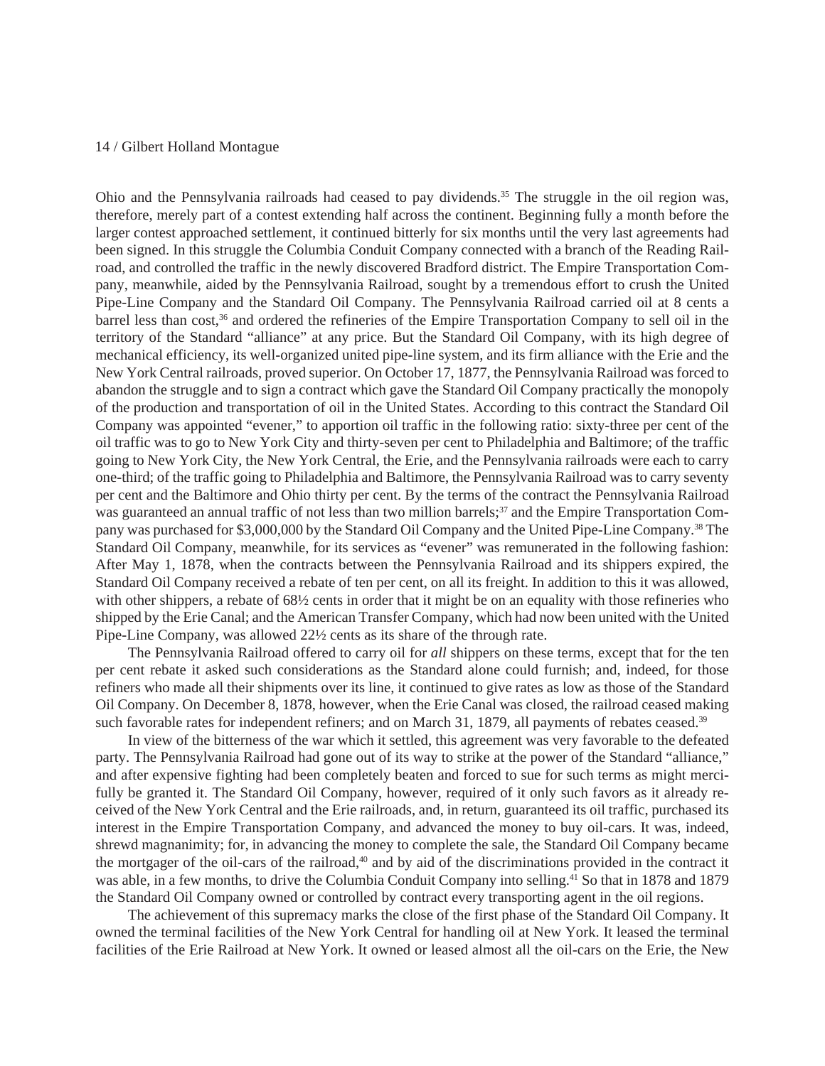Ohio and the Pennsylvania railroads had ceased to pay dividends.[35] The struggle in the oil region was, therefore, merely part of a contest extending half across the continent. Beginning fully a month before the larger contest approached settlement, it continued bitterly for six months until the very last agreements had been signed. In this struggle the Columbia Conduit Company connected with a branch of the Reading Railroad, and controlled the traffic in the newly discovered Bradford district. The Empire Transportation Company, meanwhile, aided by the Pennsylvania Railroad, sought by a tremendous effort to crush the United Pipe-Line Company and the Standard Oil Company. The Pennsylvania Railroad carried oil at 8 cents a barrel less than cost,[36] and ordered the refineries of the Empire Transportation Company to sell oil in the territory of the Standard "alliance" at any price. But the Standard Oil Company, with its high degree of mechanical efficiency, its well-organized united pipe-line system, and its firm alliance with the Erie and the New York Central railroads, proved superior. On October 17, 1877, the Pennsylvania Railroad was forced to abandon the struggle and to sign a contract which gave the Standard Oil Company practically the monopoly of the production and transportation of oil in the United States. According to this contract the Standard Oil Company was appointed "evener," to apportion oil traffic in the following ratio: sixty-three per cent of the oil traffic was to go to New York City and thirty-seven per cent to Philadelphia and Baltimore; of the traffic going to New York City, the New York Central, the Erie, and the Pennsylvania railroads were each to carry one-third; of the traffic going to Philadelphia and Baltimore, the Pennsylvania Railroad was to carry seventy per cent and the Baltimore and Ohio thirty per cent. By the terms of the contract the Pennsylvania Railroad was guaranteed an annual traffic of not less than two million barrels;[37] and the Empire Transportation Company was purchased for $3,000,000 by the Standard Oil Company and the United Pipe-Line Company.[38] The Standard Oil Company, meanwhile, for its services as "evener" was remunerated in the following fashion: After May 1, 1878, when the contracts between the Pennsylvania Railroad and its shippers expired, the Standard Oil Company received a rebate of ten per cent, on all its freight. In addition to this it was allowed, with other shippers, a rebate of 68½ cents in order that it might be on an equality with those refineries who shipped by the Erie Canal; and the American Transfer Company, which had now been united with the United Pipe-Line Company, was allowed 22½ cents as its share of the through rate.

The Pennsylvania Railroad offered to carry oil for *all* shippers on these terms, except that for the ten per cent rebate it asked such considerations as the Standard alone could furnish; and, indeed, for those refiners who made all their shipments over its line, it continued to give rates as low as those of the Standard Oil Company. On December 8, 1878, however, when the Erie Canal was closed, the railroad ceased making such favorable rates for independent refiners; and on March 31, 1879, all payments of rebates ceased.[39]

In view of the bitterness of the war which it settled, this agreement was very favorable to the defeated party. The Pennsylvania Railroad had gone out of its way to strike at the power of the Standard "alliance," and after expensive fighting had been completely beaten and forced to sue for such terms as might mercifully be granted it. The Standard Oil Company, however, required of it only such favors as it already received of the New York Central and the Erie railroads, and, in return, guaranteed its oil traffic, purchased its interest in the Empire Transportation Company, and advanced the money to buy oil-cars. It was, indeed, shrewd magnanimity; for, in advancing the money to complete the sale, the Standard Oil Company became the mortgager of the oil-cars of the railroad,[40] and by aid of the discriminations provided in the contract it was able, in a few months, to drive the Columbia Conduit Company into selling.[41] So that in 1878 and 1879 the Standard Oil Company owned or controlled by contract every transporting agent in the oil regions.

The achievement of this supremacy marks the close of the first phase of the Standard Oil Company. It owned the terminal facilities of the New York Central for handling oil at New York. It leased the terminal facilities of the Erie Railroad at New York. It owned or leased almost all the oil-cars on the Erie, the New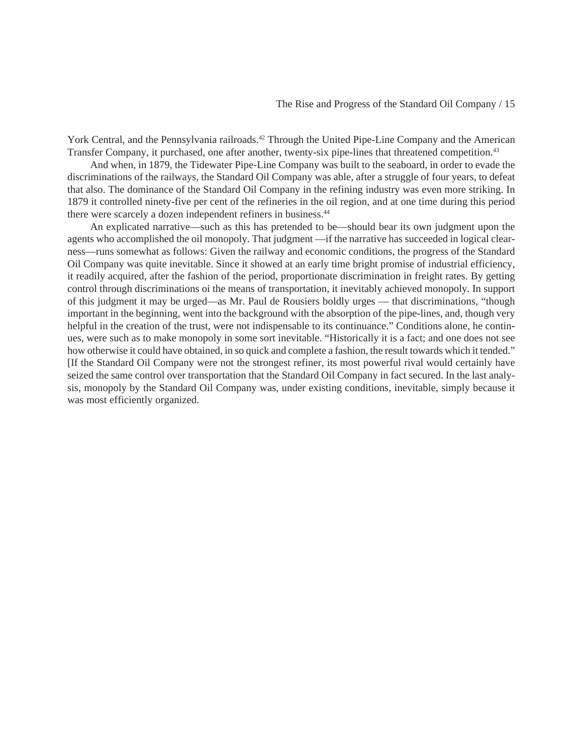York Central, and the Pennsylvania railroads.[42] Through the United Pipe-Line Company and the American Transfer Company, it purchased, one after another, twenty-six pipe-lines that threatened competition.[43]

And when, in 1879, the Tidewater Pipe-Line Company was built to the seaboard, in order to evade the discriminations of the railways, the Standard Oil Company was able, after a struggle of four years, to defeat that also. The dominance of the Standard Oil Company in the refining industry was even more striking. In 1879 it controlled ninety-five per cent of the refineries in the oil region, and at one time during this period there were scarcely a dozen independent refiners in business.[44]

An explicated narrative—such as this has pretended to be—should bear its own judgment upon the agents who accomplished the oil monopoly. That judgment —if the narrative has succeeded in logical clearness—runs somewhat as follows: Given the railway and economic conditions, the progress of the Standard Oil Company was quite inevitable. Since it showed at an early time bright promise of industrial efficiency, it readily acquired, after the fashion of the period, proportionate discrimination in freight rates. By getting control through discriminations oi the means of transportation, it inevitably achieved monopoly. In support of this judgment it may be urged—as Mr. Paul de Rousiers boldly urges — that discriminations, "though important in the beginning, went into the background with the absorption of the pipe-lines, and, though very helpful in the creation of the trust, were not indispensable to its continuance." Conditions alone, he continues, were such as to make monopoly in some sort inevitable. "Historically it is a fact; and one does not see how otherwise it could have obtained, in so quick and complete a fashion, the result towards which it tended." [If the Standard Oil Company were not the strongest refiner, its most powerful rival would certainly have seized the same control over transportation that the Standard Oil Company in fact secured. In the last analysis, monopoly by the Standard Oil Company was, under existing conditions, inevitable, simply because it was most efficiently organized.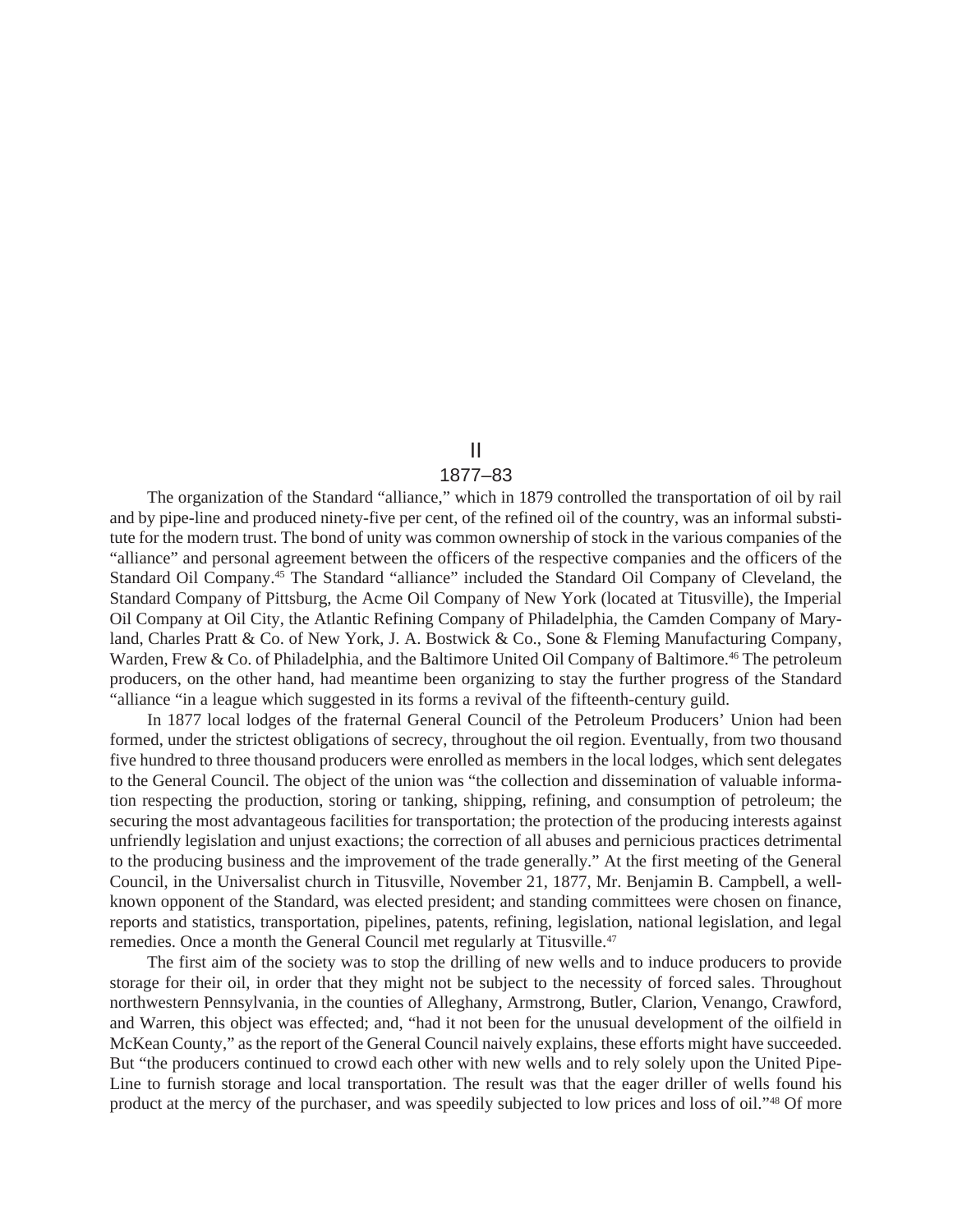## II

### 1877–83

The organization of the Standard "alliance," which in 1879 controlled the transportation of oil by rail and by pipe-line and produced ninety-five per cent, of the refined oil of the country, was an informal substitute for the modern trust. The bond of unity was common ownership of stock in the various companies of the "alliance" and personal agreement between the officers of the respective companies and the officers of the Standard Oil Company.[45] The Standard "alliance" included the Standard Oil Company of Cleveland, the Standard Company of Pittsburg, the Acme Oil Company of New York (located at Titusville), the Imperial Oil Company at Oil City, the Atlantic Refining Company of Philadelphia, the Camden Company of Maryland, Charles Pratt & Co. of New York, J. A. Bostwick & Co., Sone & Fleming Manufacturing Company, Warden, Frew & Co. of Philadelphia, and the Baltimore United Oil Company of Baltimore.[46] The petroleum producers, on the other hand, had meantime been organizing to stay the further progress of the Standard "alliance "in a league which suggested in its forms a revival of the fifteenth-century guild.

In 1877 local lodges of the fraternal General Council of the Petroleum Producers' Union had been formed, under the strictest obligations of secrecy, throughout the oil region. Eventually, from two thousand five hundred to three thousand producers were enrolled as members in the local lodges, which sent delegates to the General Council. The object of the union was "the collection and dissemination of valuable information respecting the production, storing or tanking, shipping, refining, and consumption of petroleum; the securing the most advantageous facilities for transportation; the protection of the producing interests against unfriendly legislation and unjust exactions; the correction of all abuses and pernicious practices detrimental to the producing business and the improvement of the trade generally." At the first meeting of the General Council, in the Universalist church in Titusville, November 21, 1877, Mr. Benjamin B. Campbell, a well-known opponent of the Standard, was elected president; and standing committees were chosen on finance, reports and statistics, transportation, pipelines, patents, refining, legislation, national legislation, and legal remedies. Once a month the General Council met regularly at Titusville.[47]

The first aim of the society was to stop the drilling of new wells and to induce producers to provide storage for their oil, in order that they might not be subject to the necessity of forced sales. Throughout northwestern Pennsylvania, in the counties of Alleghany, Armstrong, Butler, Clarion, Venango, Crawford, and Warren, this object was effected; and, "had it not been for the unusual development of the oilfield in McKean County," as the report of the General Council naively explains, these efforts might have succeeded. But "the producers continued to crowd each other with new wells and to rely solely upon the United Pipe-Line to furnish storage and local transportation. The result was that the eager driller of wells found his product at the mercy of the purchaser, and was speedily subjected to low prices and loss of oil."[48] Of more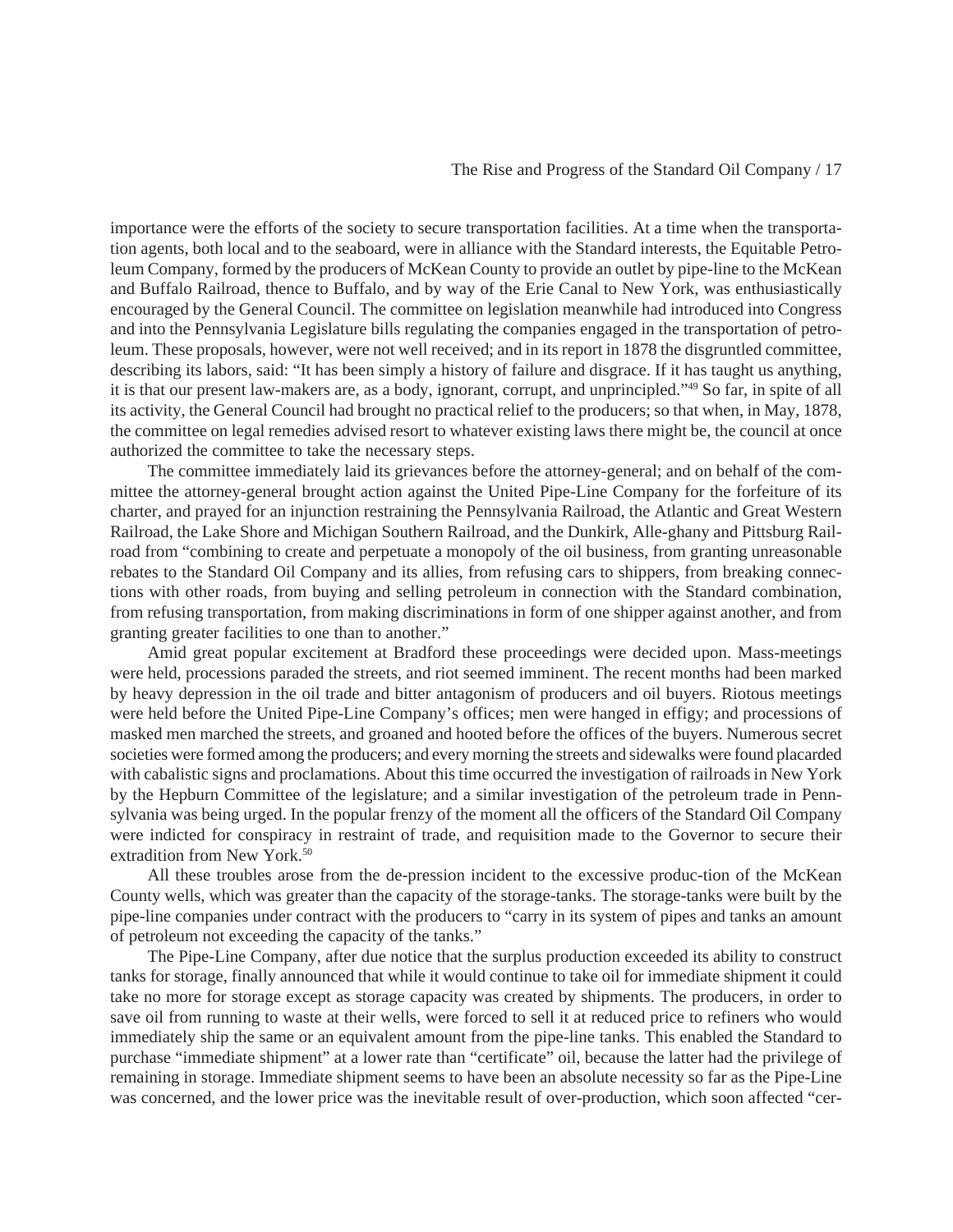importance were the efforts of the society to secure transportation facilities. At a time when the transportation agents, both local and to the seaboard, were in alliance with the Standard interests, the Equitable Petroleum Company, formed by the producers of McKean County to provide an outlet by pipe-line to the McKean and Buffalo Railroad, thence to Buffalo, and by way of the Erie Canal to New York, was enthusiastically encouraged by the General Council. The committee on legislation meanwhile had introduced into Congress and into the Pennsylvania Legislature bills regulating the companies engaged in the transportation of petroleum. These proposals, however, were not well received; and in its report in 1878 the disgruntled committee, describing its labors, said: "It has been simply a history of failure and disgrace. If it has taught us anything, it is that our present law-makers are, as a body, ignorant, corrupt, and unprincipled."[49] So far, in spite of all its activity, the General Council had brought no practical relief to the producers; so that when, in May, 1878, the committee on legal remedies advised resort to whatever existing laws there might be, the council at once authorized the committee to take the necessary steps.

The committee immediately laid its grievances before the attorney-general; and on behalf of the committee the attorney-general brought action against the United Pipe-Line Company for the forfeiture of its charter, and prayed for an injunction restraining the Pennsylvania Railroad, the Atlantic and Great Western Railroad, the Lake Shore and Michigan Southern Railroad, and the Dunkirk, Alle-ghany and Pittsburg Railroad from "combining to create and perpetuate a monopoly of the oil business, from granting unreasonable rebates to the Standard Oil Company and its allies, from refusing cars to shippers, from breaking connections with other roads, from buying and selling petroleum in connection with the Standard combination, from refusing transportation, from making discriminations in form of one shipper against another, and from granting greater facilities to one than to another."

Amid great popular excitement at Bradford these proceedings were decided upon. Mass-meetings were held, processions paraded the streets, and riot seemed imminent. The recent months had been marked by heavy depression in the oil trade and bitter antagonism of producers and oil buyers. Riotous meetings were held before the United Pipe-Line Company's offices; men were hanged in effigy; and processions of masked men marched the streets, and groaned and hooted before the offices of the buyers. Numerous secret societies were formed among the producers; and every morning the streets and sidewalks were found placarded with cabalistic signs and proclamations. About this time occurred the investigation of railroads in New York by the Hepburn Committee of the legislature; and a similar investigation of the petroleum trade in Pennsylvania was being urged. In the popular frenzy of the moment all the officers of the Standard Oil Company were indicted for conspiracy in restraint of trade, and requisition made to the Governor to secure their extradition from New York.[50]

All these troubles arose from the de-pression incident to the excessive produc-tion of the McKean County wells, which was greater than the capacity of the storage-tanks. The storage-tanks were built by the pipe-line companies under contract with the producers to "carry in its system of pipes and tanks an amount of petroleum not exceeding the capacity of the tanks."

The Pipe-Line Company, after due notice that the surplus production exceeded its ability to construct tanks for storage, finally announced that while it would continue to take oil for immediate shipment it could take no more for storage except as storage capacity was created by shipments. The producers, in order to save oil from running to waste at their wells, were forced to sell it at reduced price to refiners who would immediately ship the same or an equivalent amount from the pipe-line tanks. This enabled the Standard to purchase "immediate shipment" at a lower rate than "certificate" oil, because the latter had the privilege of remaining in storage. Immediate shipment seems to have been an absolute necessity so far as the Pipe-Line was concerned, and the lower price was the inevitable result of over-production, which soon affected "cer-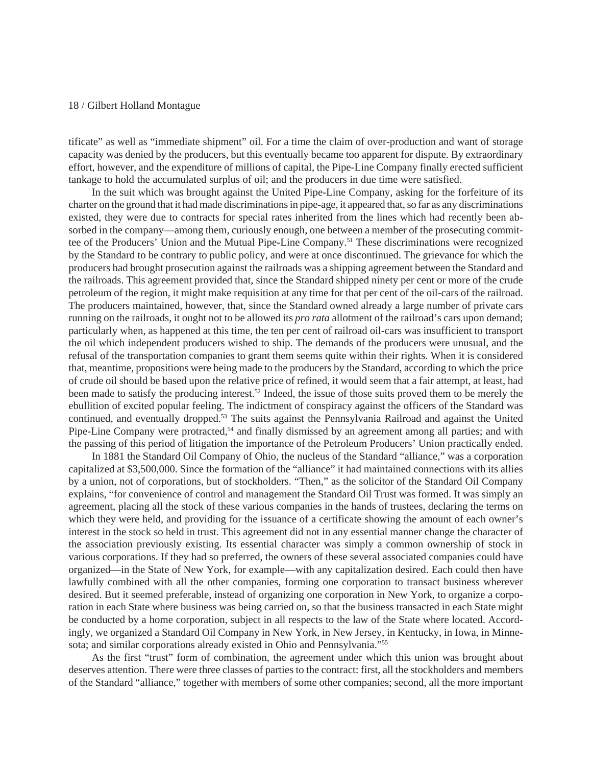tificate" as well as "immediate shipment" oil. For a time the claim of over-production and want of storage capacity was denied by the producers, but this eventually became too apparent for dispute. By extraordinary effort, however, and the expenditure of millions of capital, the Pipe-Line Company finally erected sufficient tankage to hold the accumulated surplus of oil; and the producers in due time were satisfied.

In the suit which was brought against the United Pipe-Line Company, asking for the forfeiture of its charter on the ground that it had made discriminations in pipe-age, it appeared that, so far as any discriminations existed, they were due to contracts for special rates inherited from the lines which had recently been absorbed in the company—among them, curiously enough, one between a member of the prosecuting committee of the Producers' Union and the Mutual Pipe-Line Company.[51] These discriminations were recognized by the Standard to be contrary to public policy, and were at once discontinued. The grievance for which the producers had brought prosecution against the railroads was a shipping agreement between the Standard and the railroads. This agreement provided that, since the Standard shipped ninety per cent or more of the crude petroleum of the region, it might make requisition at any time for that per cent of the oil-cars of the railroad. The producers maintained, however, that, since the Standard owned already a large number of private cars running on the railroads, it ought not to be allowed its *pro rata* allotment of the railroad's cars upon demand; particularly when, as happened at this time, the ten per cent of railroad oil-cars was insufficient to transport the oil which independent producers wished to ship. The demands of the producers were unusual, and the refusal of the transportation companies to grant them seems quite within their rights. When it is considered that, meantime, propositions were being made to the producers by the Standard, according to which the price of crude oil should be based upon the relative price of refined, it would seem that a fair attempt, at least, had been made to satisfy the producing interest.[52] Indeed, the issue of those suits proved them to be merely the ebullition of excited popular feeling. The indictment of conspiracy against the officers of the Standard was continued, and eventually dropped.[53] The suits against the Pennsylvania Railroad and against the United Pipe-Line Company were protracted,[54] and finally dismissed by an agreement among all parties; and with the passing of this period of litigation the importance of the Petroleum Producers' Union practically ended.

In 1881 the Standard Oil Company of Ohio, the nucleus of the Standard "alliance," was a corporation capitalized at $3,500,000. Since the formation of the "alliance" it had maintained connections with its allies by a union, not of corporations, but of stockholders. "Then," as the solicitor of the Standard Oil Company explains, "for convenience of control and management the Standard Oil Trust was formed. It was simply an agreement, placing all the stock of these various companies in the hands of trustees, declaring the terms on which they were held, and providing for the issuance of a certificate showing the amount of each owner's interest in the stock so held in trust. This agreement did not in any essential manner change the character of the association previously existing. Its essential character was simply a common ownership of stock in various corporations. If they had so preferred, the owners of these several associated companies could have organized—in the State of New York, for example—with any capitalization desired. Each could then have lawfully combined with all the other companies, forming one corporation to transact business wherever desired. But it seemed preferable, instead of organizing one corporation in New York, to organize a corporation in each State where business was being carried on, so that the business transacted in each State might be conducted by a home corporation, subject in all respects to the law of the State where located. Accordingly, we organized a Standard Oil Company in New York, in New Jersey, in Kentucky, in Iowa, in Minnesota; and similar corporations already existed in Ohio and Pennsylvania."[55]

As the first "trust" form of combination, the agreement under which this union was brought about deserves attention. There were three classes of parties to the contract: first, all the stockholders and members of the Standard "alliance," together with members of some other companies; second, all the more important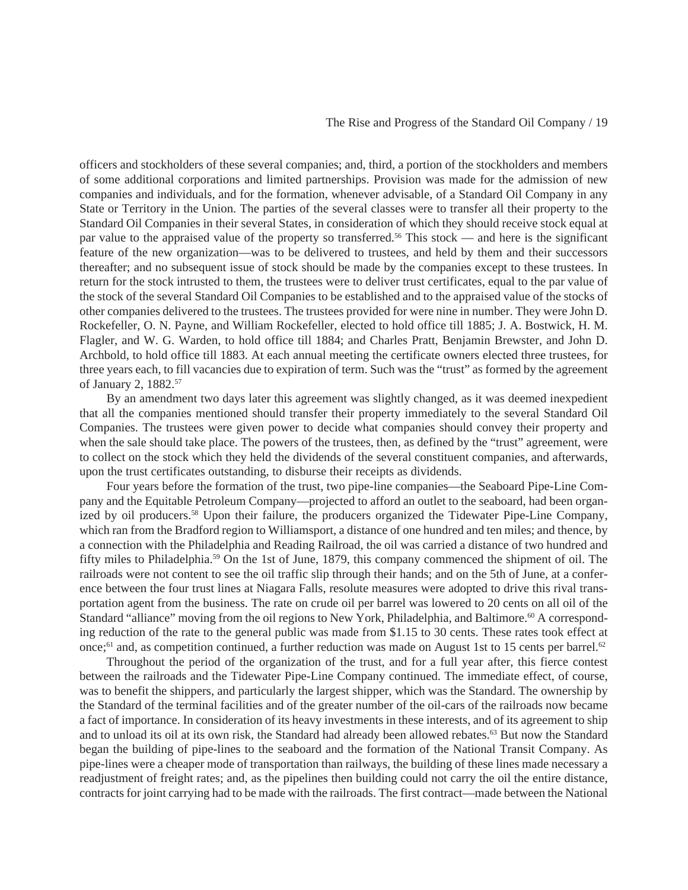officers and stockholders of these several companies; and, third, a portion of the stockholders and members of some additional corporations and limited partnerships. Provision was made for the admission of new companies and individuals, and for the formation, whenever advisable, of a Standard Oil Company in any State or Territory in the Union. The parties of the several classes were to transfer all their property to the Standard Oil Companies in their several States, in consideration of which they should receive stock equal at par value to the appraised value of the property so transferred.[56] This stock — and here is the significant feature of the new organization—was to be delivered to trustees, and held by them and their successors thereafter; and no subsequent issue of stock should be made by the companies except to these trustees. In return for the stock intrusted to them, the trustees were to deliver trust certificates, equal to the par value of the stock of the several Standard Oil Companies to be established and to the appraised value of the stocks of other companies delivered to the trustees. The trustees provided for were nine in number. They were John D. Rockefeller, O. N. Payne, and William Rockefeller, elected to hold office till 1885; J. A. Bostwick, H. M. Flagler, and W. G. Warden, to hold office till 1884; and Charles Pratt, Benjamin Brewster, and John D. Archbold, to hold office till 1883. At each annual meeting the certificate owners elected three trustees, for three years each, to fill vacancies due to expiration of term. Such was the "trust" as formed by the agreement of January 2, 1882.[57]

By an amendment two days later this agreement was slightly changed, as it was deemed inexpedient that all the companies mentioned should transfer their property immediately to the several Standard Oil Companies. The trustees were given power to decide what companies should convey their property and when the sale should take place. The powers of the trustees, then, as defined by the "trust" agreement, were to collect on the stock which they held the dividends of the several constituent companies, and afterwards, upon the trust certificates outstanding, to disburse their receipts as dividends.

Four years before the formation of the trust, two pipe-line companies—the Seaboard Pipe-Line Company and the Equitable Petroleum Company—projected to afford an outlet to the seaboard, had been organized by oil producers.[58] Upon their failure, the producers organized the Tidewater Pipe-Line Company, which ran from the Bradford region to Williamsport, a distance of one hundred and ten miles; and thence, by a connection with the Philadelphia and Reading Railroad, the oil was carried a distance of two hundred and fifty miles to Philadelphia.[59] On the 1st of June, 1879, this company commenced the shipment of oil. The railroads were not content to see the oil traffic slip through their hands; and on the 5th of June, at a conference between the four trust lines at Niagara Falls, resolute measures were adopted to drive this rival transportation agent from the business. The rate on crude oil per barrel was lowered to 20 cents on all oil of the Standard "alliance" moving from the oil regions to New York, Philadelphia, and Baltimore.[60] A corresponding reduction of the rate to the general public was made from $1.15 to 30 cents. These rates took effect at once;[61] and, as competition continued, a further reduction was made on August 1st to 15 cents per barrel.[62]

Throughout the period of the organization of the trust, and for a full year after, this fierce contest between the railroads and the Tidewater Pipe-Line Company continued. The immediate effect, of course, was to benefit the shippers, and particularly the largest shipper, which was the Standard. The ownership by the Standard of the terminal facilities and of the greater number of the oil-cars of the railroads now became a fact of importance. In consideration of its heavy investments in these interests, and of its agreement to ship and to unload its oil at its own risk, the Standard had already been allowed rebates.[63] But now the Standard began the building of pipe-lines to the seaboard and the formation of the National Transit Company. As pipe-lines were a cheaper mode of transportation than railways, the building of these lines made necessary a readjustment of freight rates; and, as the pipelines then building could not carry the oil the entire distance, contracts for joint carrying had to be made with the railroads. The first contract—made between the National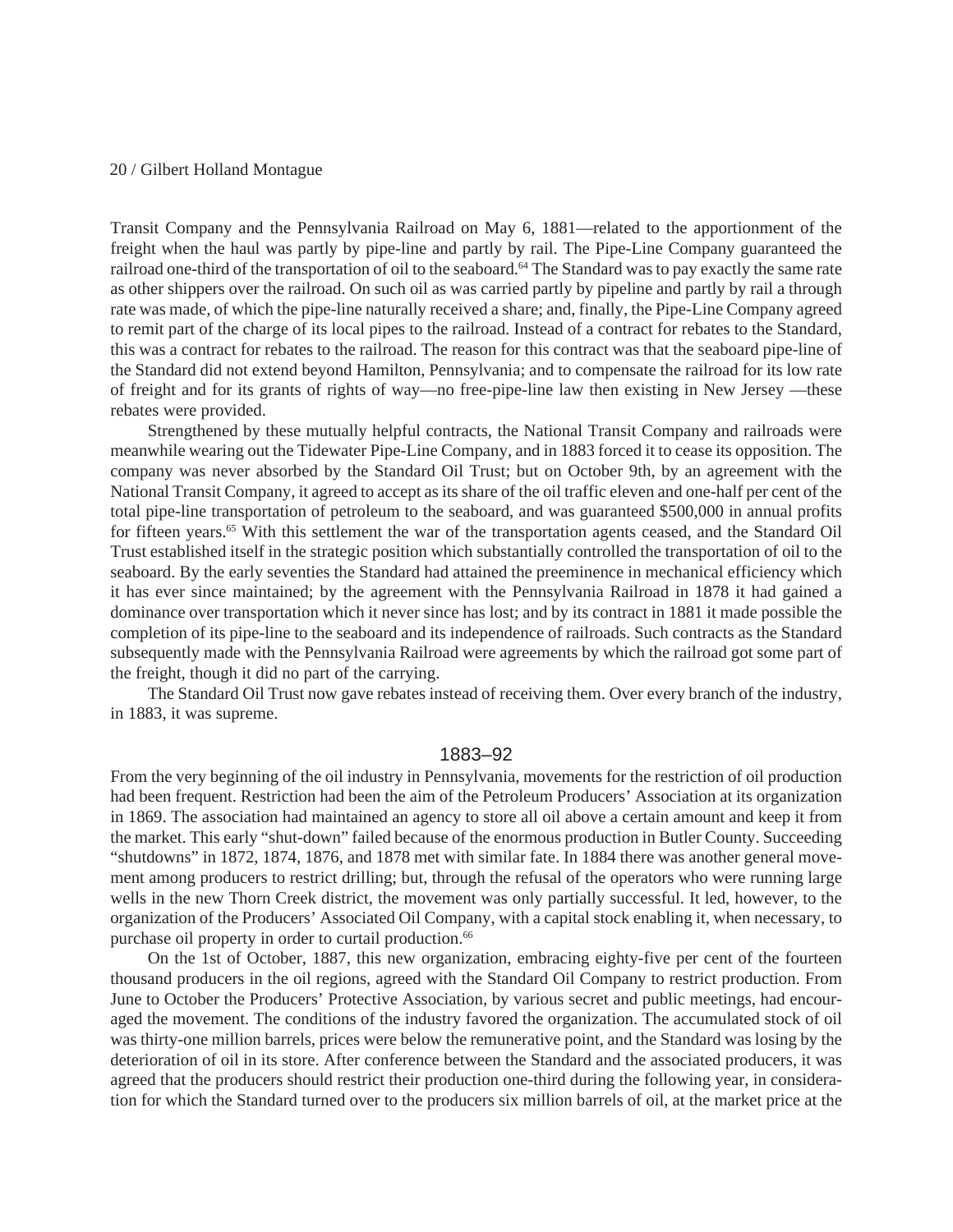Transit Company and the Pennsylvania Railroad on May 6, 1881—related to the apportionment of the freight when the haul was partly by pipe-line and partly by rail. The Pipe-Line Company guaranteed the railroad one-third of the transportation of oil to the seaboard.[64] The Standard was to pay exactly the same rate as other shippers over the railroad. On such oil as was carried partly by pipeline and partly by rail a through rate was made, of which the pipe-line naturally received a share; and, finally, the Pipe-Line Company agreed to remit part of the charge of its local pipes to the railroad. Instead of a contract for rebates to the Standard, this was a contract for rebates to the railroad. The reason for this contract was that the seaboard pipe-line of the Standard did not extend beyond Hamilton, Pennsylvania; and to compensate the railroad for its low rate of freight and for its grants of rights of way—no free-pipe-line law then existing in New Jersey —these rebates were provided.

Strengthened by these mutually helpful contracts, the National Transit Company and railroads were meanwhile wearing out the Tidewater Pipe-Line Company, and in 1883 forced it to cease its opposition. The company was never absorbed by the Standard Oil Trust; but on October 9th, by an agreement with the National Transit Company, it agreed to accept as its share of the oil traffic eleven and one-half per cent of the total pipe-line transportation of petroleum to the seaboard, and was guaranteed $500,000 in annual profits for fifteen years.[65] With this settlement the war of the transportation agents ceased, and the Standard Oil Trust established itself in the strategic position which substantially controlled the transportation of oil to the seaboard. By the early seventies the Standard had attained the preeminence in mechanical efficiency which it has ever since maintained; by the agreement with the Pennsylvania Railroad in 1878 it had gained a dominance over transportation which it never since has lost; and by its contract in 1881 it made possible the completion of its pipe-line to the seaboard and its independence of railroads. Such contracts as the Standard subsequently made with the Pennsylvania Railroad were agreements by which the railroad got some part of the freight, though it did no part of the carrying.

The Standard Oil Trust now gave rebates instead of receiving them. Over every branch of the industry, in 1883, it was supreme.

## 1883–92

From the very beginning of the oil industry in Pennsylvania, movements for the restriction of oil production had been frequent. Restriction had been the aim of the Petroleum Producers' Association at its organization in 1869. The association had maintained an agency to store all oil above a certain amount and keep it from the market. This early "shut-down" failed because of the enormous production in Butler County. Succeeding "shutdowns" in 1872, 1874, 1876, and 1878 met with similar fate. In 1884 there was another general movement among producers to restrict drilling; but, through the refusal of the operators who were running large wells in the new Thorn Creek district, the movement was only partially successful. It led, however, to the organization of the Producers' Associated Oil Company, with a capital stock enabling it, when necessary, to purchase oil property in order to curtail production.[66]

On the 1st of October, 1887, this new organization, embracing eighty-five per cent of the fourteen thousand producers in the oil regions, agreed with the Standard Oil Company to restrict production. From June to October the Producers' Protective Association, by various secret and public meetings, had encouraged the movement. The conditions of the industry favored the organization. The accumulated stock of oil was thirty-one million barrels, prices were below the remunerative point, and the Standard was losing by the deterioration of oil in its store. After conference between the Standard and the associated producers, it was agreed that the producers should restrict their production one-third during the following year, in consideration for which the Standard turned over to the producers six million barrels of oil, at the market price at the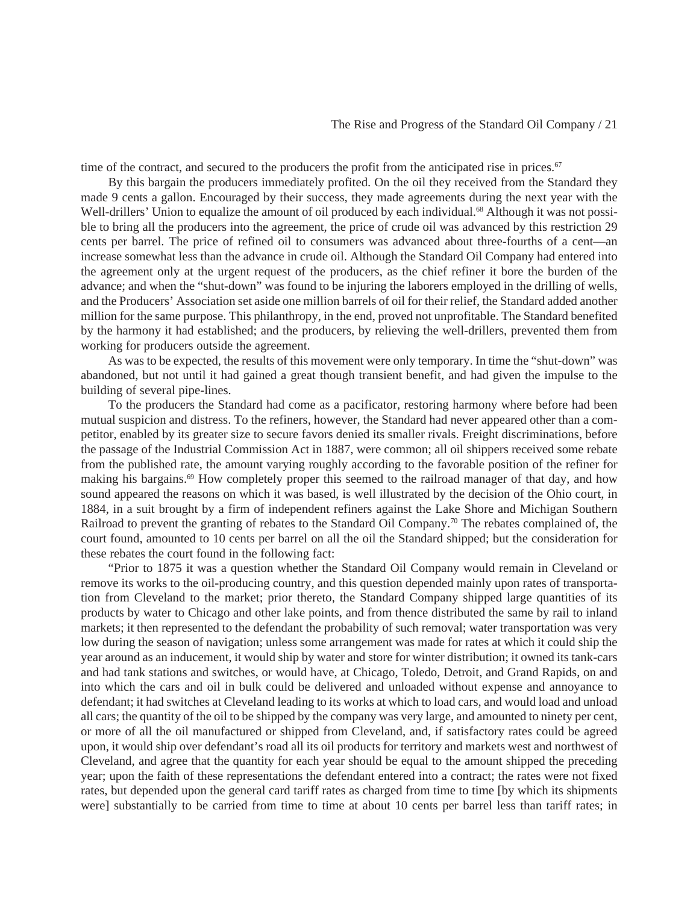time of the contract, and secured to the producers the profit from the anticipated rise in prices.[67]

By this bargain the producers immediately profited. On the oil they received from the Standard they made 9 cents a gallon. Encouraged by their success, they made agreements during the next year with the Well-drillers' Union to equalize the amount of oil produced by each individual.[68] Although it was not possible to bring all the producers into the agreement, the price of crude oil was advanced by this restriction 29 cents per barrel. The price of refined oil to consumers was advanced about three-fourths of a cent—an increase somewhat less than the advance in crude oil. Although the Standard Oil Company had entered into the agreement only at the urgent request of the producers, as the chief refiner it bore the burden of the advance; and when the "shut-down" was found to be injuring the laborers employed in the drilling of wells, and the Producers' Association set aside one million barrels of oil for their relief, the Standard added another million for the same purpose. This philanthropy, in the end, proved not unprofitable. The Standard benefited by the harmony it had established; and the producers, by relieving the well-drillers, prevented them from working for producers outside the agreement.

As was to be expected, the results of this movement were only temporary. In time the "shut-down" was abandoned, but not until it had gained a great though transient benefit, and had given the impulse to the building of several pipe-lines.

To the producers the Standard had come as a pacificator, restoring harmony where before had been mutual suspicion and distress. To the refiners, however, the Standard had never appeared other than a competitor, enabled by its greater size to secure favors denied its smaller rivals. Freight discriminations, before the passage of the Industrial Commission Act in 1887, were common; all oil shippers received some rebate from the published rate, the amount varying roughly according to the favorable position of the refiner for making his bargains.[69] How completely proper this seemed to the railroad manager of that day, and how sound appeared the reasons on which it was based, is well illustrated by the decision of the Ohio court, in 1884, in a suit brought by a firm of independent refiners against the Lake Shore and Michigan Southern Railroad to prevent the granting of rebates to the Standard Oil Company.[70] The rebates complained of, the court found, amounted to 10 cents per barrel on all the oil the Standard shipped; but the consideration for these rebates the court found in the following fact:

"Prior to 1875 it was a question whether the Standard Oil Company would remain in Cleveland or remove its works to the oil-producing country, and this question depended mainly upon rates of transportation from Cleveland to the market; prior thereto, the Standard Company shipped large quantities of its products by water to Chicago and other lake points, and from thence distributed the same by rail to inland markets; it then represented to the defendant the probability of such removal; water transportation was very low during the season of navigation; unless some arrangement was made for rates at which it could ship the year around as an inducement, it would ship by water and store for winter distribution; it owned its tank-cars and had tank stations and switches, or would have, at Chicago, Toledo, Detroit, and Grand Rapids, on and into which the cars and oil in bulk could be delivered and unloaded without expense and annoyance to defendant; it had switches at Cleveland leading to its works at which to load cars, and would load and unload all cars; the quantity of the oil to be shipped by the company was very large, and amounted to ninety per cent, or more of all the oil manufactured or shipped from Cleveland, and, if satisfactory rates could be agreed upon, it would ship over defendant's road all its oil products for territory and markets west and northwest of Cleveland, and agree that the quantity for each year should be equal to the amount shipped the preceding year; upon the faith of these representations the defendant entered into a contract; the rates were not fixed rates, but depended upon the general card tariff rates as charged from time to time [by which its shipments were] substantially to be carried from time to time at about 10 cents per barrel less than tariff rates; in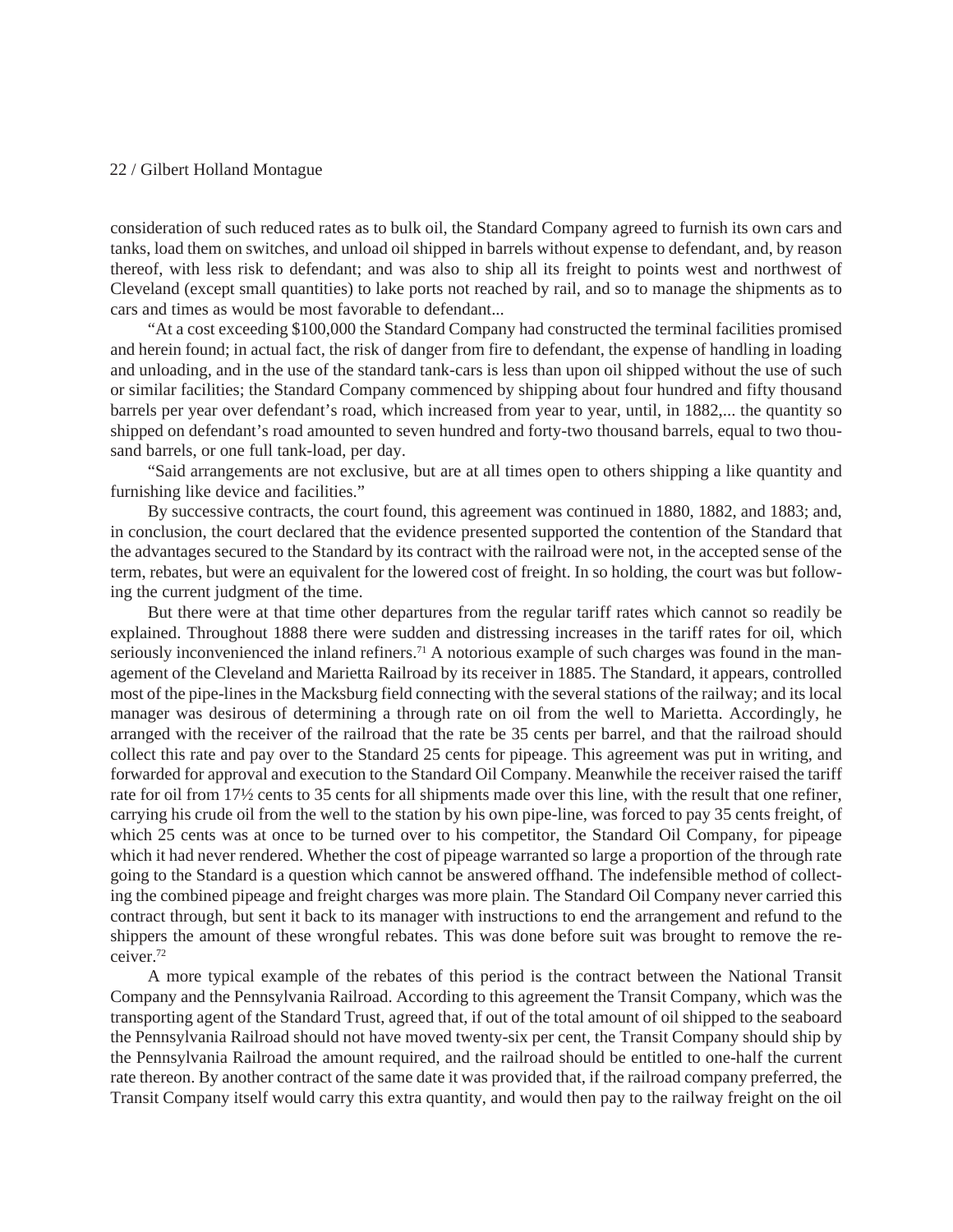consideration of such reduced rates as to bulk oil, the Standard Company agreed to furnish its own cars and tanks, load them on switches, and unload oil shipped in barrels without expense to defendant, and, by reason thereof, with less risk to defendant; and was also to ship all its freight to points west and northwest of Cleveland (except small quantities) to lake ports not reached by rail, and so to manage the shipments as to cars and times as would be most favorable to defendant...

"At a cost exceeding $100,000 the Standard Company had constructed the terminal facilities promised and herein found; in actual fact, the risk of danger from fire to defendant, the expense of handling in loading and unloading, and in the use of the standard tank-cars is less than upon oil shipped without the use of such or similar facilities; the Standard Company commenced by shipping about four hundred and fifty thousand barrels per year over defendant's road, which increased from year to year, until, in 1882,... the quantity so shipped on defendant's road amounted to seven hundred and forty-two thousand barrels, equal to two thousand barrels, or one full tank-load, per day.

"Said arrangements are not exclusive, but are at all times open to others shipping a like quantity and furnishing like device and facilities."

By successive contracts, the court found, this agreement was continued in 1880, 1882, and 1883; and, in conclusion, the court declared that the evidence presented supported the contention of the Standard that the advantages secured to the Standard by its contract with the railroad were not, in the accepted sense of the term, rebates, but were an equivalent for the lowered cost of freight. In so holding, the court was but following the current judgment of the time.

But there were at that time other departures from the regular tariff rates which cannot so readily be explained. Throughout 1888 there were sudden and distressing increases in the tariff rates for oil, which seriously inconvenienced the inland refiners.[71] A notorious example of such charges was found in the management of the Cleveland and Marietta Railroad by its receiver in 1885. The Standard, it appears, controlled most of the pipe-lines in the Macksburg field connecting with the several stations of the railway; and its local manager was desirous of determining a through rate on oil from the well to Marietta. Accordingly, he arranged with the receiver of the railroad that the rate be 35 cents per barrel, and that the railroad should collect this rate and pay over to the Standard 25 cents for pipeage. This agreement was put in writing, and forwarded for approval and execution to the Standard Oil Company. Meanwhile the receiver raised the tariff rate for oil from 17½ cents to 35 cents for all shipments made over this line, with the result that one refiner, carrying his crude oil from the well to the station by his own pipe-line, was forced to pay 35 cents freight, of which 25 cents was at once to be turned over to his competitor, the Standard Oil Company, for pipeage which it had never rendered. Whether the cost of pipeage warranted so large a proportion of the through rate going to the Standard is a question which cannot be answered offhand. The indefensible method of collecting the combined pipeage and freight charges was more plain. The Standard Oil Company never carried this contract through, but sent it back to its manager with instructions to end the arrangement and refund to the shippers the amount of these wrongful rebates. This was done before suit was brought to remove the receiver.[72]

A more typical example of the rebates of this period is the contract between the National Transit Company and the Pennsylvania Railroad. According to this agreement the Transit Company, which was the transporting agent of the Standard Trust, agreed that, if out of the total amount of oil shipped to the seaboard the Pennsylvania Railroad should not have moved twenty-six per cent, the Transit Company should ship by the Pennsylvania Railroad the amount required, and the railroad should be entitled to one-half the current rate thereon. By another contract of the same date it was provided that, if the railroad company preferred, the Transit Company itself would carry this extra quantity, and would then pay to the railway freight on the oil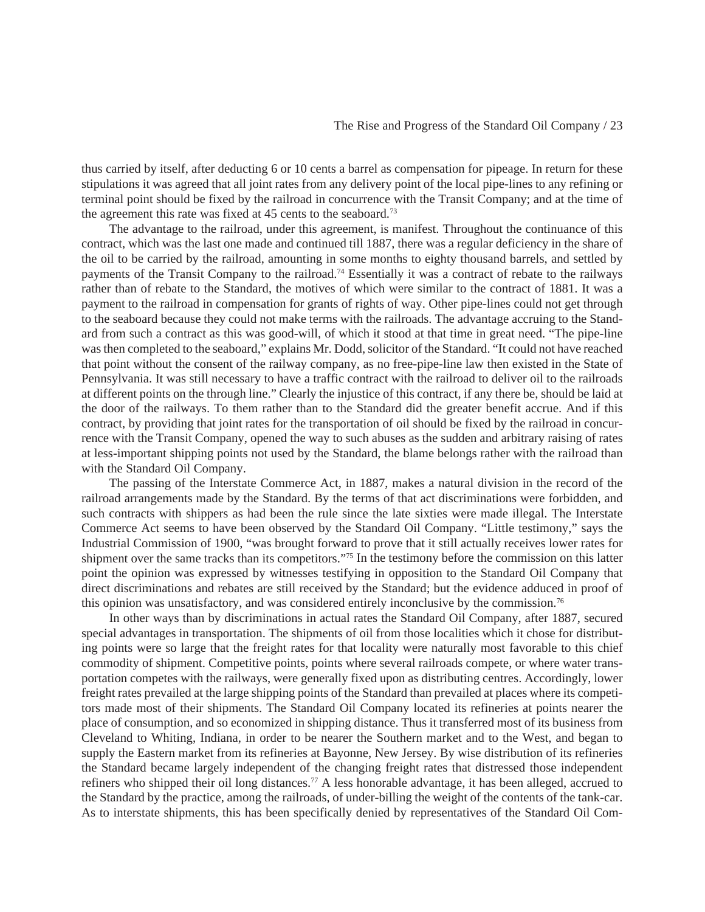thus carried by itself, after deducting 6 or 10 cents a barrel as compensation for pipeage. In return for these stipulations it was agreed that all joint rates from any delivery point of the local pipe-lines to any refining or terminal point should be fixed by the railroad in concurrence with the Transit Company; and at the time of the agreement this rate was fixed at 45 cents to the seaboard.[73]

The advantage to the railroad, under this agreement, is manifest. Throughout the continuance of this contract, which was the last one made and continued till 1887, there was a regular deficiency in the share of the oil to be carried by the railroad, amounting in some months to eighty thousand barrels, and settled by payments of the Transit Company to the railroad.[74] Essentially it was a contract of rebate to the railways rather than of rebate to the Standard, the motives of which were similar to the contract of 1881. It was a payment to the railroad in compensation for grants of rights of way. Other pipe-lines could not get through to the seaboard because they could not make terms with the railroads. The advantage accruing to the Standard from such a contract as this was good-will, of which it stood at that time in great need. "The pipe-line was then completed to the seaboard," explains Mr. Dodd, solicitor of the Standard. "It could not have reached that point without the consent of the railway company, as no free-pipe-line law then existed in the State of Pennsylvania. It was still necessary to have a traffic contract with the railroad to deliver oil to the railroads at different points on the through line." Clearly the injustice of this contract, if any there be, should be laid at the door of the railways. To them rather than to the Standard did the greater benefit accrue. And if this contract, by providing that joint rates for the transportation of oil should be fixed by the railroad in concurrence with the Transit Company, opened the way to such abuses as the sudden and arbitrary raising of rates at less-important shipping points not used by the Standard, the blame belongs rather with the railroad than with the Standard Oil Company.

The passing of the Interstate Commerce Act, in 1887, makes a natural division in the record of the railroad arrangements made by the Standard. By the terms of that act discriminations were forbidden, and such contracts with shippers as had been the rule since the late sixties were made illegal. The Interstate Commerce Act seems to have been observed by the Standard Oil Company. "Little testimony," says the Industrial Commission of 1900, "was brought forward to prove that it still actually receives lower rates for shipment over the same tracks than its competitors."[75] In the testimony before the commission on this latter point the opinion was expressed by witnesses testifying in opposition to the Standard Oil Company that direct discriminations and rebates are still received by the Standard; but the evidence adduced in proof of this opinion was unsatisfactory, and was considered entirely inconclusive by the commission.[76]

In other ways than by discriminations in actual rates the Standard Oil Company, after 1887, secured special advantages in transportation. The shipments of oil from those localities which it chose for distributing points were so large that the freight rates for that locality were naturally most favorable to this chief commodity of shipment. Competitive points, points where several railroads compete, or where water transportation competes with the railways, were generally fixed upon as distributing centres. Accordingly, lower freight rates prevailed at the large shipping points of the Standard than prevailed at places where its competitors made most of their shipments. The Standard Oil Company located its refineries at points nearer the place of consumption, and so economized in shipping distance. Thus it transferred most of its business from Cleveland to Whiting, Indiana, in order to be nearer the Southern market and to the West, and began to supply the Eastern market from its refineries at Bayonne, New Jersey. By wise distribution of its refineries the Standard became largely independent of the changing freight rates that distressed those independent refiners who shipped their oil long distances.[77] A less honorable advantage, it has been alleged, accrued to the Standard by the practice, among the railroads, of under-billing the weight of the contents of the tank-car. As to interstate shipments, this has been specifically denied by representatives of the Standard Oil Com-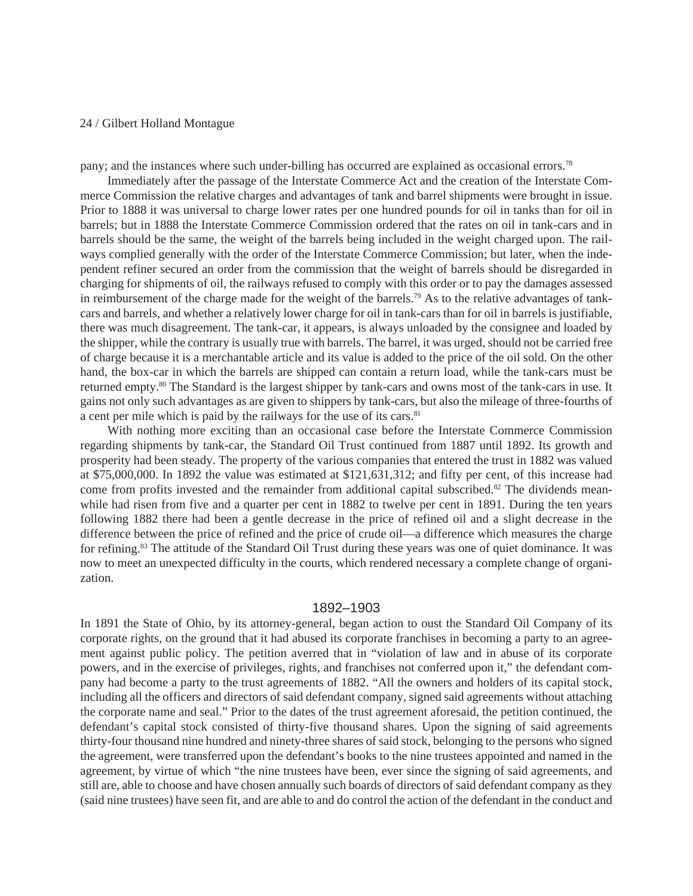pany; and the instances where such under-billing has occurred are explained as occasional errors.[78]

Immediately after the passage of the Interstate Commerce Act and the creation of the Interstate Commerce Commission the relative charges and advantages of tank and barrel shipments were brought in issue. Prior to 1888 it was universal to charge lower rates per one hundred pounds for oil in tanks than for oil in barrels; but in 1888 the Interstate Commerce Commission ordered that the rates on oil in tank-cars and in barrels should be the same, the weight of the barrels being included in the weight charged upon. The railways complied generally with the order of the Interstate Commerce Commission; but later, when the independent refiner secured an order from the commission that the weight of barrels should be disregarded in charging for shipments of oil, the railways refused to comply with this order or to pay the damages assessed in reimbursement of the charge made for the weight of the barrels.[79] As to the relative advantages of tank-cars and barrels, and whether a relatively lower charge for oil in tank-cars than for oil in barrels is justifiable, there was much disagreement. The tank-car, it appears, is always unloaded by the consignee and loaded by the shipper, while the contrary is usually true with barrels. The barrel, it was urged, should not be carried free of charge because it is a merchantable article and its value is added to the price of the oil sold. On the other hand, the box-car in which the barrels are shipped can contain a return load, while the tank-cars must be returned empty.[80] The Standard is the largest shipper by tank-cars and owns most of the tank-cars in use. It gains not only such advantages as are given to shippers by tank-cars, but also the mileage of three-fourths of a cent per mile which is paid by the railways for the use of its cars.[81]

With nothing more exciting than an occasional case before the Interstate Commerce Commission regarding shipments by tank-car, the Standard Oil Trust continued from 1887 until 1892. Its growth and prosperity had been steady. The property of the various companies that entered the trust in 1882 was valued at $75,000,000. In 1892 the value was estimated at $121,631,312; and fifty per cent, of this increase had come from profits invested and the remainder from additional capital subscribed.[82] The dividends meanwhile had risen from five and a quarter per cent in 1882 to twelve per cent in 1891. During the ten years following 1882 there had been a gentle decrease in the price of refined oil and a slight decrease in the difference between the price of refined and the price of crude oil—a difference which measures the charge for refining.[83] The attitude of the Standard Oil Trust during these years was one of quiet dominance. It was now to meet an unexpected difficulty in the courts, which rendered necessary a complete change of organization.

## 1892–1903

In 1891 the State of Ohio, by its attorney-general, began action to oust the Standard Oil Company of its corporate rights, on the ground that it had abused its corporate franchises in becoming a party to an agreement against public policy. The petition averred that in "violation of law and in abuse of its corporate powers, and in the exercise of privileges, rights, and franchises not conferred upon it," the defendant company had become a party to the trust agreements of 1882. "All the owners and holders of its capital stock, including all the officers and directors of said defendant company, signed said agreements without attaching the corporate name and seal." Prior to the dates of the trust agreement aforesaid, the petition continued, the defendant's capital stock consisted of thirty-five thousand shares. Upon the signing of said agreements thirty-four thousand nine hundred and ninety-three shares of said stock, belonging to the persons who signed the agreement, were transferred upon the defendant's books to the nine trustees appointed and named in the agreement, by virtue of which "the nine trustees have been, ever since the signing of said agreements, and still are, able to choose and have chosen annually such boards of directors of said defendant company as they (said nine trustees) have seen fit, and are able to and do control the action of the defendant in the conduct and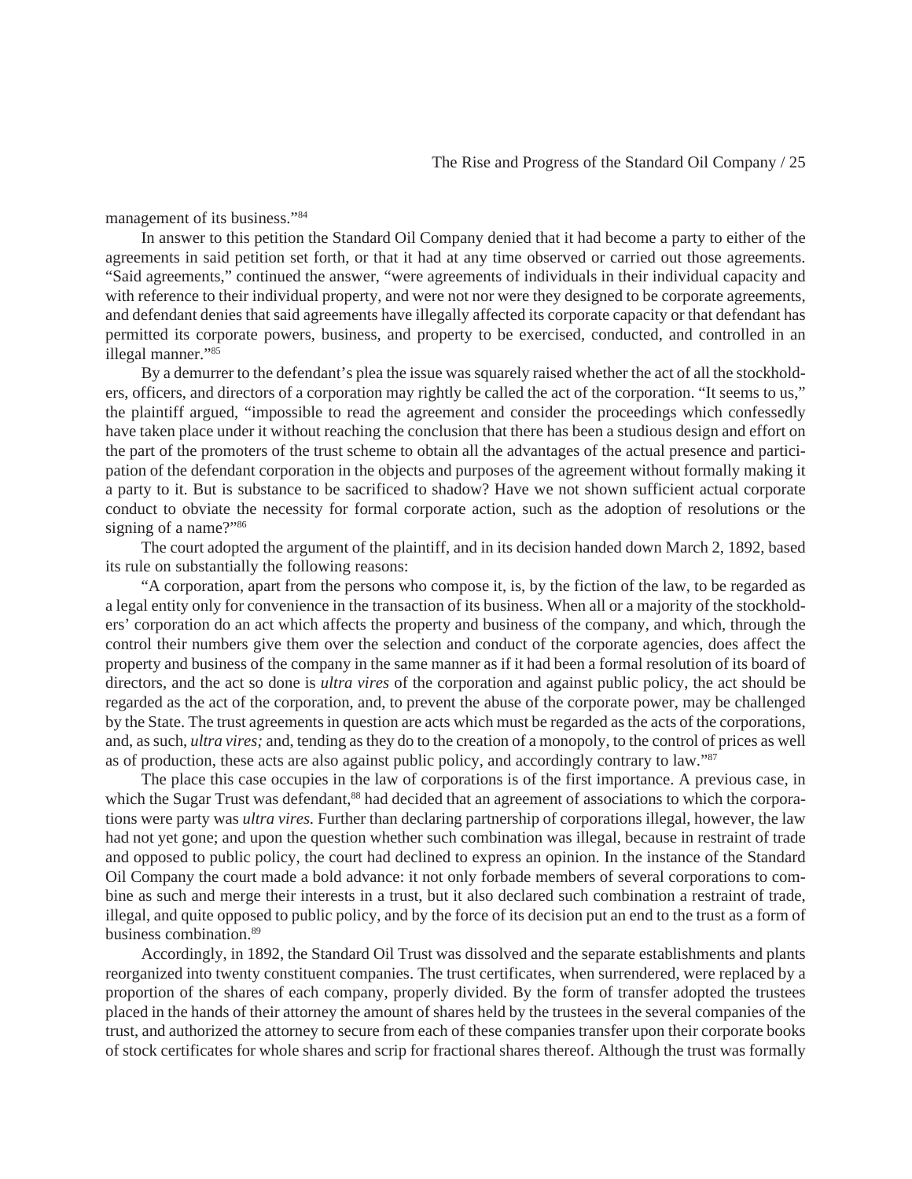management of its business."[84]

In answer to this petition the Standard Oil Company denied that it had become a party to either of the agreements in said petition set forth, or that it had at any time observed or carried out those agreements. "Said agreements," continued the answer, "were agreements of individuals in their individual capacity and with reference to their individual property, and were not nor were they designed to be corporate agreements, and defendant denies that said agreements have illegally affected its corporate capacity or that defendant has permitted its corporate powers, business, and property to be exercised, conducted, and controlled in an illegal manner."[85]

By a demurrer to the defendant's plea the issue was squarely raised whether the act of all the stockholders, officers, and directors of a corporation may rightly be called the act of the corporation. "It seems to us," the plaintiff argued, "impossible to read the agreement and consider the proceedings which confessedly have taken place under it without reaching the conclusion that there has been a studious design and effort on the part of the promoters of the trust scheme to obtain all the advantages of the actual presence and participation of the defendant corporation in the objects and purposes of the agreement without formally making it a party to it. But is substance to be sacrificed to shadow? Have we not shown sufficient actual corporate conduct to obviate the necessity for formal corporate action, such as the adoption of resolutions or the signing of a name?"[86]

The court adopted the argument of the plaintiff, and in its decision handed down March 2, 1892, based its rule on substantially the following reasons:

"A corporation, apart from the persons who compose it, is, by the fiction of the law, to be regarded as a legal entity only for convenience in the transaction of its business. When all or a majority of the stockholders' corporation do an act which affects the property and business of the company, and which, through the control their numbers give them over the selection and conduct of the corporate agencies, does affect the property and business of the company in the same manner as if it had been a formal resolution of its board of directors, and the act so done is *ultra vires* of the corporation and against public policy, the act should be regarded as the act of the corporation, and, to prevent the abuse of the corporate power, may be challenged by the State. The trust agreements in question are acts which must be regarded as the acts of the corporations, and, as such, *ultra vires;* and, tending as they do to the creation of a monopoly, to the control of prices as well as of production, these acts are also against public policy, and accordingly contrary to law."[87]

The place this case occupies in the law of corporations is of the first importance. A previous case, in which the Sugar Trust was defendant,[88] had decided that an agreement of associations to which the corporations were party was *ultra vires.* Further than declaring partnership of corporations illegal, however, the law had not yet gone; and upon the question whether such combination was illegal, because in restraint of trade and opposed to public policy, the court had declined to express an opinion. In the instance of the Standard Oil Company the court made a bold advance: it not only forbade members of several corporations to combine as such and merge their interests in a trust, but it also declared such combination a restraint of trade, illegal, and quite opposed to public policy, and by the force of its decision put an end to the trust as a form of business combination.[89]

Accordingly, in 1892, the Standard Oil Trust was dissolved and the separate establishments and plants reorganized into twenty constituent companies. The trust certificates, when surrendered, were replaced by a proportion of the shares of each company, properly divided. By the form of transfer adopted the trustees placed in the hands of their attorney the amount of shares held by the trustees in the several companies of the trust, and authorized the attorney to secure from each of these companies transfer upon their corporate books of stock certificates for whole shares and scrip for fractional shares thereof. Although the trust was formally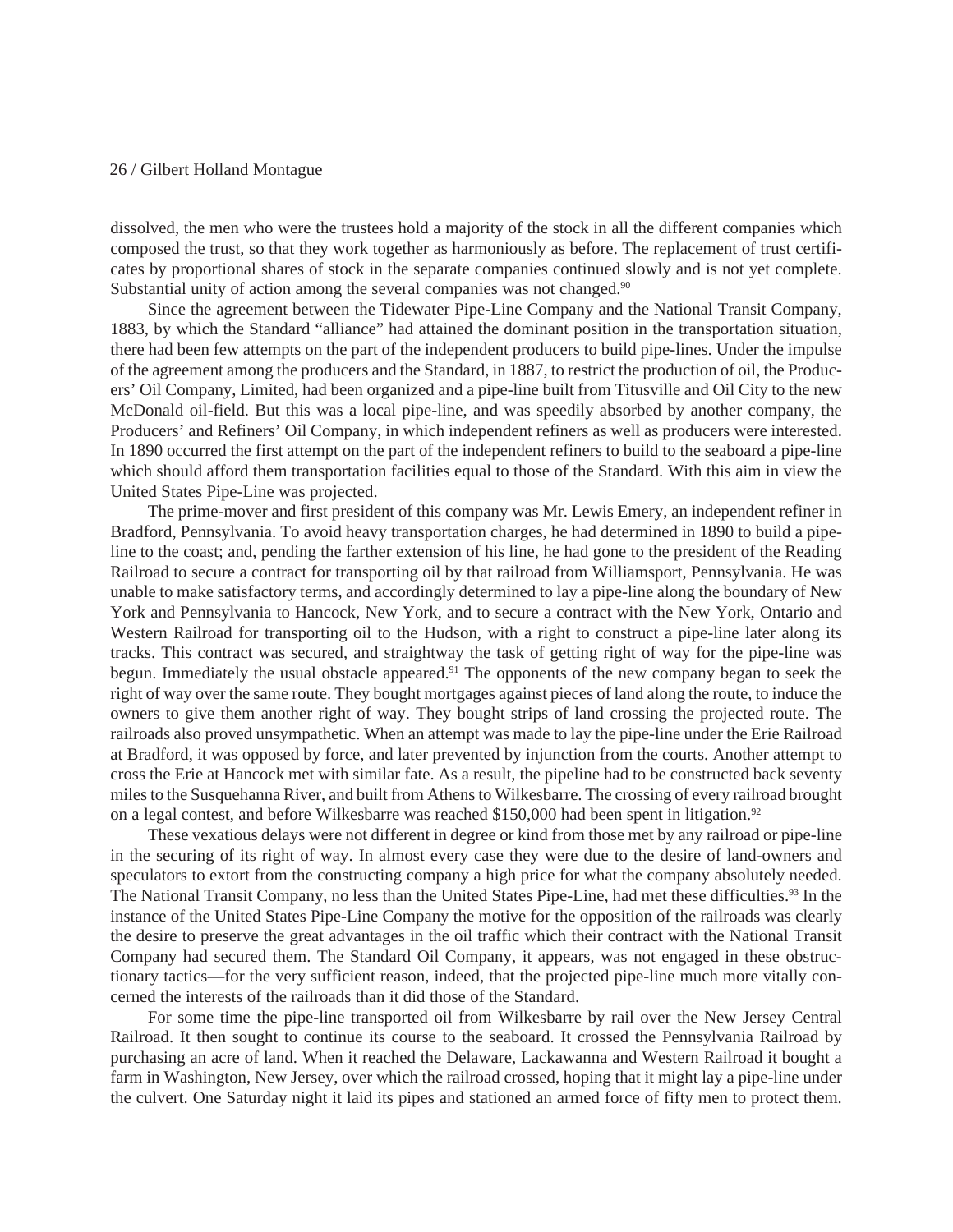dissolved, the men who were the trustees hold a majority of the stock in all the different companies which composed the trust, so that they work together as harmoniously as before. The replacement of trust certificates by proportional shares of stock in the separate companies continued slowly and is not yet complete. Substantial unity of action among the several companies was not changed.[90]

Since the agreement between the Tidewater Pipe-Line Company and the National Transit Company, 1883, by which the Standard "alliance" had attained the dominant position in the transportation situation, there had been few attempts on the part of the independent producers to build pipe-lines. Under the impulse of the agreement among the producers and the Standard, in 1887, to restrict the production of oil, the Producers' Oil Company, Limited, had been organized and a pipe-line built from Titusville and Oil City to the new McDonald oil-field. But this was a local pipe-line, and was speedily absorbed by another company, the Producers' and Refiners' Oil Company, in which independent refiners as well as producers were interested. In 1890 occurred the first attempt on the part of the independent refiners to build to the seaboard a pipe-line which should afford them transportation facilities equal to those of the Standard. With this aim in view the United States Pipe-Line was projected.

The prime-mover and first president of this company was Mr. Lewis Emery, an independent refiner in Bradford, Pennsylvania. To avoid heavy transportation charges, he had determined in 1890 to build a pipe-line to the coast; and, pending the farther extension of his line, he had gone to the president of the Reading Railroad to secure a contract for transporting oil by that railroad from Williamsport, Pennsylvania. He was unable to make satisfactory terms, and accordingly determined to lay a pipe-line along the boundary of New York and Pennsylvania to Hancock, New York, and to secure a contract with the New York, Ontario and Western Railroad for transporting oil to the Hudson, with a right to construct a pipe-line later along its tracks. This contract was secured, and straightway the task of getting right of way for the pipe-line was begun. Immediately the usual obstacle appeared.[91] The opponents of the new company began to seek the right of way over the same route. They bought mortgages against pieces of land along the route, to induce the owners to give them another right of way. They bought strips of land crossing the projected route. The railroads also proved unsympathetic. When an attempt was made to lay the pipe-line under the Erie Railroad at Bradford, it was opposed by force, and later prevented by injunction from the courts. Another attempt to cross the Erie at Hancock met with similar fate. As a result, the pipeline had to be constructed back seventy miles to the Susquehanna River, and built from Athens to Wilkesbarre. The crossing of every railroad brought on a legal contest, and before Wilkesbarre was reached $150,000 had been spent in litigation.[92]

These vexatious delays were not different in degree or kind from those met by any railroad or pipe-line in the securing of its right of way. In almost every case they were due to the desire of land-owners and speculators to extort from the constructing company a high price for what the company absolutely needed. The National Transit Company, no less than the United States Pipe-Line, had met these difficulties.[93] In the instance of the United States Pipe-Line Company the motive for the opposition of the railroads was clearly the desire to preserve the great advantages in the oil traffic which their contract with the National Transit Company had secured them. The Standard Oil Company, it appears, was not engaged in these obstructionary tactics—for the very sufficient reason, indeed, that the projected pipe-line much more vitally concerned the interests of the railroads than it did those of the Standard.

For some time the pipe-line transported oil from Wilkesbarre by rail over the New Jersey Central Railroad. It then sought to continue its course to the seaboard. It crossed the Pennsylvania Railroad by purchasing an acre of land. When it reached the Delaware, Lackawanna and Western Railroad it bought a farm in Washington, New Jersey, over which the railroad crossed, hoping that it might lay a pipe-line under the culvert. One Saturday night it laid its pipes and stationed an armed force of fifty men to protect them.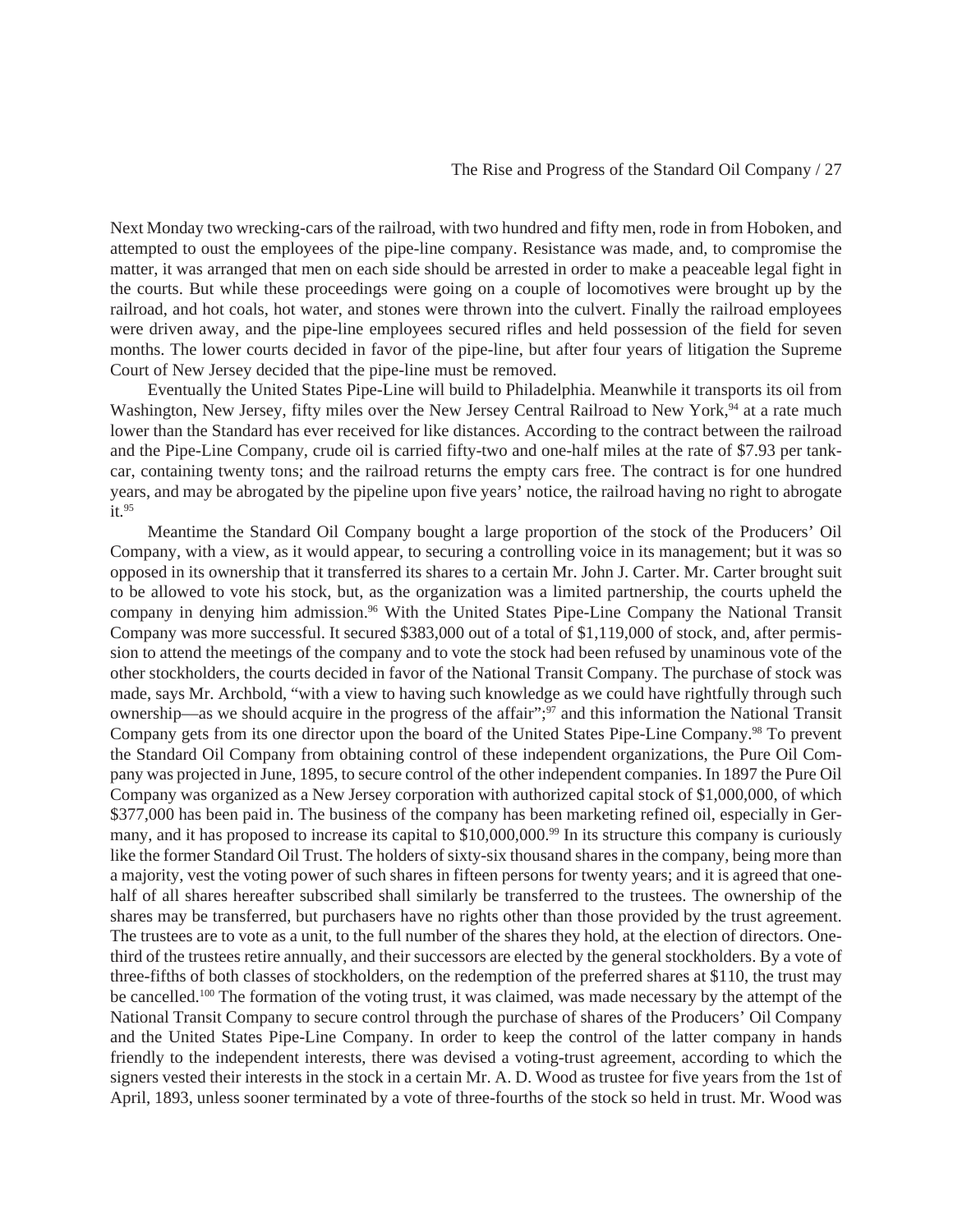Next Monday two wrecking-cars of the railroad, with two hundred and fifty men, rode in from Hoboken, and attempted to oust the employees of the pipe-line company. Resistance was made, and, to compromise the matter, it was arranged that men on each side should be arrested in order to make a peaceable legal fight in the courts. But while these proceedings were going on a couple of locomotives were brought up by the railroad, and hot coals, hot water, and stones were thrown into the culvert. Finally the railroad employees were driven away, and the pipe-line employees secured rifles and held possession of the field for seven months. The lower courts decided in favor of the pipe-line, but after four years of litigation the Supreme Court of New Jersey decided that the pipe-line must be removed.

Eventually the United States Pipe-Line will build to Philadelphia. Meanwhile it transports its oil from Washington, New Jersey, fifty miles over the New Jersey Central Railroad to New York,[94] at a rate much lower than the Standard has ever received for like distances. According to the contract between the railroad and the Pipe-Line Company, crude oil is carried fifty-two and one-half miles at the rate of $7.93 per tank-car, containing twenty tons; and the railroad returns the empty cars free. The contract is for one hundred years, and may be abrogated by the pipeline upon five years' notice, the railroad having no right to abrogate it.[95]

Meantime the Standard Oil Company bought a large proportion of the stock of the Producers' Oil Company, with a view, as it would appear, to securing a controlling voice in its management; but it was so opposed in its ownership that it transferred its shares to a certain Mr. John J. Carter. Mr. Carter brought suit to be allowed to vote his stock, but, as the organization was a limited partnership, the courts upheld the company in denying him admission.[96] With the United States Pipe-Line Company the National Transit Company was more successful. It secured $383,000 out of a total of $1,119,000 of stock, and, after permission to attend the meetings of the company and to vote the stock had been refused by unaminous vote of the other stockholders, the courts decided in favor of the National Transit Company. The purchase of stock was made, says Mr. Archbold, "with a view to having such knowledge as we could have rightfully through such ownership—as we should acquire in the progress of the affair";[97] and this information the National Transit Company gets from its one director upon the board of the United States Pipe-Line Company.[98] To prevent the Standard Oil Company from obtaining control of these independent organizations, the Pure Oil Company was projected in June, 1895, to secure control of the other independent companies. In 1897 the Pure Oil Company was organized as a New Jersey corporation with authorized capital stock of $1,000,000, of which $377,000 has been paid in. The business of the company has been marketing refined oil, especially in Germany, and it has proposed to increase its capital to $10,000,000.[99] In its structure this company is curiously like the former Standard Oil Trust. The holders of sixty-six thousand shares in the company, being more than a majority, vest the voting power of such shares in fifteen persons for twenty years; and it is agreed that one-half of all shares hereafter subscribed shall similarly be transferred to the trustees. The ownership of the shares may be transferred, but purchasers have no rights other than those provided by the trust agreement. The trustees are to vote as a unit, to the full number of the shares they hold, at the election of directors. One-third of the trustees retire annually, and their successors are elected by the general stockholders. By a vote of three-fifths of both classes of stockholders, on the redemption of the preferred shares at $110, the trust may be cancelled.[100] The formation of the voting trust, it was claimed, was made necessary by the attempt of the National Transit Company to secure control through the purchase of shares of the Producers' Oil Company and the United States Pipe-Line Company. In order to keep the control of the latter company in hands friendly to the independent interests, there was devised a voting-trust agreement, according to which the signers vested their interests in the stock in a certain Mr. A. D. Wood as trustee for five years from the 1st of April, 1893, unless sooner terminated by a vote of three-fourths of the stock so held in trust. Mr. Wood was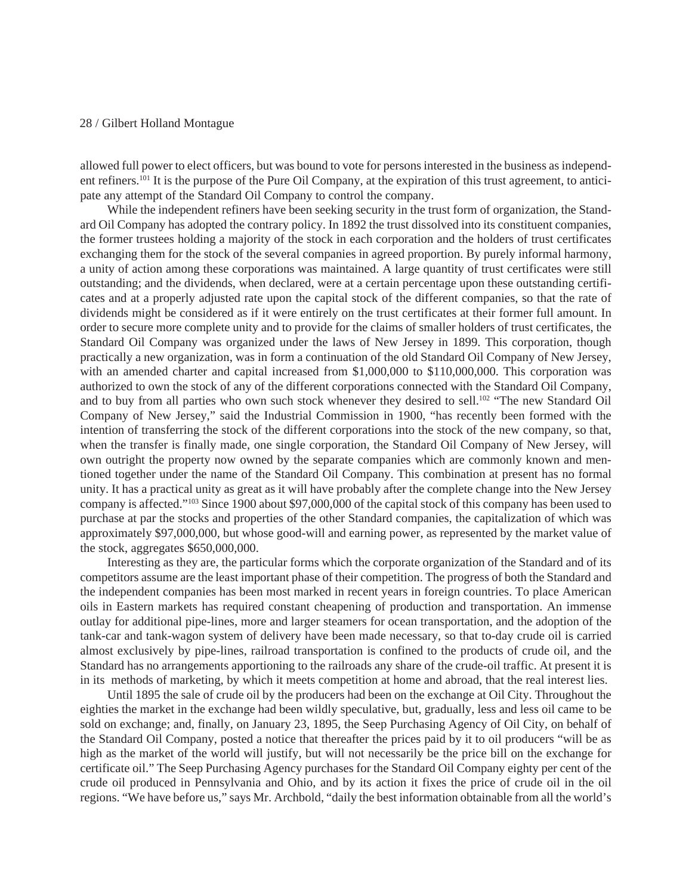allowed full power to elect officers, but was bound to vote for persons interested in the business as independent refiners.[101] It is the purpose of the Pure Oil Company, at the expiration of this trust agreement, to anticipate any attempt of the Standard Oil Company to control the company.

While the independent refiners have been seeking security in the trust form of organization, the Standard Oil Company has adopted the contrary policy. In 1892 the trust dissolved into its constituent companies, the former trustees holding a majority of the stock in each corporation and the holders of trust certificates exchanging them for the stock of the several companies in agreed proportion. By purely informal harmony, a unity of action among these corporations was maintained. A large quantity of trust certificates were still outstanding; and the dividends, when declared, were at a certain percentage upon these outstanding certificates and at a properly adjusted rate upon the capital stock of the different companies, so that the rate of dividends might be considered as if it were entirely on the trust certificates at their former full amount. In order to secure more complete unity and to provide for the claims of smaller holders of trust certificates, the Standard Oil Company was organized under the laws of New Jersey in 1899. This corporation, though practically a new organization, was in form a continuation of the old Standard Oil Company of New Jersey, with an amended charter and capital increased from $1,000,000 to $110,000,000. This corporation was authorized to own the stock of any of the different corporations connected with the Standard Oil Company, and to buy from all parties who own such stock whenever they desired to sell.[102] "The new Standard Oil Company of New Jersey," said the Industrial Commission in 1900, "has recently been formed with the intention of transferring the stock of the different corporations into the stock of the new company, so that, when the transfer is finally made, one single corporation, the Standard Oil Company of New Jersey, will own outright the property now owned by the separate companies which are commonly known and mentioned together under the name of the Standard Oil Company. This combination at present has no formal unity. It has a practical unity as great as it will have probably after the complete change into the New Jersey company is affected."[103] Since 1900 about $97,000,000 of the capital stock of this company has been used to purchase at par the stocks and properties of the other Standard companies, the capitalization of which was approximately $97,000,000, but whose good-will and earning power, as represented by the market value of the stock, aggregates $650,000,000.

Interesting as they are, the particular forms which the corporate organization of the Standard and of its competitors assume are the least important phase of their competition. The progress of both the Standard and the independent companies has been most marked in recent years in foreign countries. To place American oils in Eastern markets has required constant cheapening of production and transportation. An immense outlay for additional pipe-lines, more and larger steamers for ocean transportation, and the adoption of the tank-car and tank-wagon system of delivery have been made necessary, so that to-day crude oil is carried almost exclusively by pipe-lines, railroad transportation is confined to the products of crude oil, and the Standard has no arrangements apportioning to the railroads any share of the crude-oil traffic. At present it is in its methods of marketing, by which it meets competition at home and abroad, that the real interest lies.

Until 1895 the sale of crude oil by the producers had been on the exchange at Oil City. Throughout the eighties the market in the exchange had been wildly speculative, but, gradually, less and less oil came to be sold on exchange; and, finally, on January 23, 1895, the Seep Purchasing Agency of Oil City, on behalf of the Standard Oil Company, posted a notice that thereafter the prices paid by it to oil producers "will be as high as the market of the world will justify, but will not necessarily be the price bill on the exchange for certificate oil." The Seep Purchasing Agency purchases for the Standard Oil Company eighty per cent of the crude oil produced in Pennsylvania and Ohio, and by its action it fixes the price of crude oil in the oil regions. "We have before us," says Mr. Archbold, "daily the best information obtainable from all the world's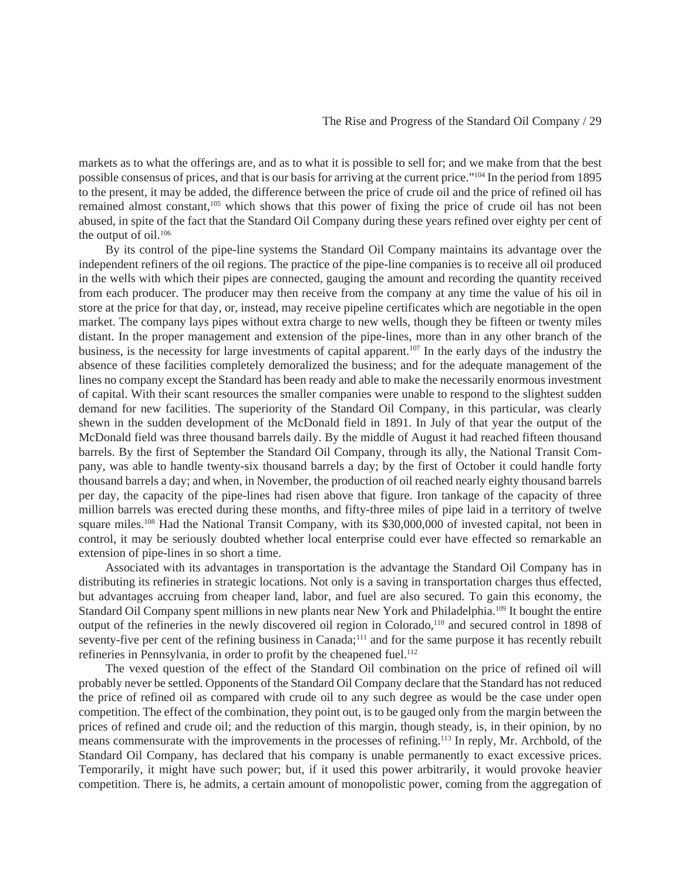markets as to what the offerings are, and as to what it is possible to sell for; and we make from that the best possible consensus of prices, and that is our basis for arriving at the current price."[104] In the period from 1895 to the present, it may be added, the difference between the price of crude oil and the price of refined oil has remained almost constant,[105] which shows that this power of fixing the price of crude oil has not been abused, in spite of the fact that the Standard Oil Company during these years refined over eighty per cent of the output of oil.[106]

By its control of the pipe-line systems the Standard Oil Company maintains its advantage over the independent refiners of the oil regions. The practice of the pipe-line companies is to receive all oil produced in the wells with which their pipes are connected, gauging the amount and recording the quantity received from each producer. The producer may then receive from the company at any time the value of his oil in store at the price for that day, or, instead, may receive pipeline certificates which are negotiable in the open market. The company lays pipes without extra charge to new wells, though they be fifteen or twenty miles distant. In the proper management and extension of the pipe-lines, more than in any other branch of the business, is the necessity for large investments of capital apparent.[107] In the early days of the industry the absence of these facilities completely demoralized the business; and for the adequate management of the lines no company except the Standard has been ready and able to make the necessarily enormous investment of capital. With their scant resources the smaller companies were unable to respond to the slightest sudden demand for new facilities. The superiority of the Standard Oil Company, in this particular, was clearly shewn in the sudden development of the McDonald field in 1891. In July of that year the output of the McDonald field was three thousand barrels daily. By the middle of August it had reached fifteen thousand barrels. By the first of September the Standard Oil Company, through its ally, the National Transit Company, was able to handle twenty-six thousand barrels a day; by the first of October it could handle forty thousand barrels a day; and when, in November, the production of oil reached nearly eighty thousand barrels per day, the capacity of the pipe-lines had risen above that figure. Iron tankage of the capacity of three million barrels was erected during these months, and fifty-three miles of pipe laid in a territory of twelve square miles.[108] Had the National Transit Company, with its $30,000,000 of invested capital, not been in control, it may be seriously doubted whether local enterprise could ever have effected so remarkable an extension of pipe-lines in so short a time.

Associated with its advantages in transportation is the advantage the Standard Oil Company has in distributing its refineries in strategic locations. Not only is a saving in transportation charges thus effected, but advantages accruing from cheaper land, labor, and fuel are also secured. To gain this economy, the Standard Oil Company spent millions in new plants near New York and Philadelphia.[109] It bought the entire output of the refineries in the newly discovered oil region in Colorado,[110] and secured control in 1898 of seventy-five per cent of the refining business in Canada;[111] and for the same purpose it has recently rebuilt refineries in Pennsylvania, in order to profit by the cheapened fuel.[112]

The vexed question of the effect of the Standard Oil combination on the price of refined oil will probably never be settled. Opponents of the Standard Oil Company declare that the Standard has not reduced the price of refined oil as compared with crude oil to any such degree as would be the case under open competition. The effect of the combination, they point out, is to be gauged only from the margin between the prices of refined and crude oil; and the reduction of this margin, though steady, is, in their opinion, by no means commensurate with the improvements in the processes of refining.[113] In reply, Mr. Archbold, of the Standard Oil Company, has declared that his company is unable permanently to exact excessive prices. Temporarily, it might have such power; but, if it used this power arbitrarily, it would provoke heavier competition. There is, he admits, a certain amount of monopolistic power, coming from the aggregation of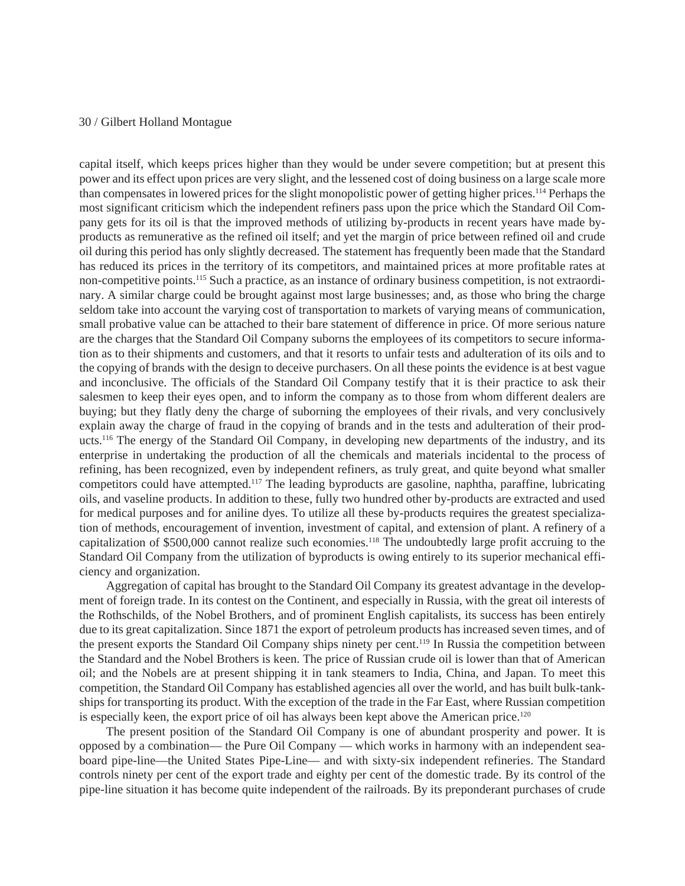capital itself, which keeps prices higher than they would be under severe competition; but at present this power and its effect upon prices are very slight, and the lessened cost of doing business on a large scale more than compensates in lowered prices for the slight monopolistic power of getting higher prices.[114] Perhaps the most significant criticism which the independent refiners pass upon the price which the Standard Oil Company gets for its oil is that the improved methods of utilizing by-products in recent years have made by-products as remunerative as the refined oil itself; and yet the margin of price between refined oil and crude oil during this period has only slightly decreased. The statement has frequently been made that the Standard has reduced its prices in the territory of its competitors, and maintained prices at more profitable rates at non-competitive points.[115] Such a practice, as an instance of ordinary business competition, is not extraordinary. A similar charge could be brought against most large businesses; and, as those who bring the charge seldom take into account the varying cost of transportation to markets of varying means of communication, small probative value can be attached to their bare statement of difference in price. Of more serious nature are the charges that the Standard Oil Company suborns the employees of its competitors to secure information as to their shipments and customers, and that it resorts to unfair tests and adulteration of its oils and to the copying of brands with the design to deceive purchasers. On all these points the evidence is at best vague and inconclusive. The officials of the Standard Oil Company testify that it is their practice to ask their salesmen to keep their eyes open, and to inform the company as to those from whom different dealers are buying; but they flatly deny the charge of suborning the employees of their rivals, and very conclusively explain away the charge of fraud in the copying of brands and in the tests and adulteration of their products.[116] The energy of the Standard Oil Company, in developing new departments of the industry, and its enterprise in undertaking the production of all the chemicals and materials incidental to the process of refining, has been recognized, even by independent refiners, as truly great, and quite beyond what smaller competitors could have attempted.[117] The leading byproducts are gasoline, naphtha, paraffine, lubricating oils, and vaseline products. In addition to these, fully two hundred other by-products are extracted and used for medical purposes and for aniline dyes. To utilize all these by-products requires the greatest specialization of methods, encouragement of invention, investment of capital, and extension of plant. A refinery of a capitalization of $500,000 cannot realize such economies.[118] The undoubtedly large profit accruing to the Standard Oil Company from the utilization of byproducts is owing entirely to its superior mechanical efficiency and organization.

Aggregation of capital has brought to the Standard Oil Company its greatest advantage in the development of foreign trade. In its contest on the Continent, and especially in Russia, with the great oil interests of the Rothschilds, of the Nobel Brothers, and of prominent English capitalists, its success has been entirely due to its great capitalization. Since 1871 the export of petroleum products has increased seven times, and of the present exports the Standard Oil Company ships ninety per cent.[119] In Russia the competition between the Standard and the Nobel Brothers is keen. The price of Russian crude oil is lower than that of American oil; and the Nobels are at present shipping it in tank steamers to India, China, and Japan. To meet this competition, the Standard Oil Company has established agencies all over the world, and has built bulk-tank-ships for transporting its product. With the exception of the trade in the Far East, where Russian competition is especially keen, the export price of oil has always been kept above the American price.[120]

The present position of the Standard Oil Company is one of abundant prosperity and power. It is opposed by a combination— the Pure Oil Company — which works in harmony with an independent seaboard pipe-line—the United States Pipe-Line— and with sixty-six independent refineries. The Standard controls ninety per cent of the export trade and eighty per cent of the domestic trade. By its control of the pipe-line situation it has become quite independent of the railroads. By its preponderant purchases of crude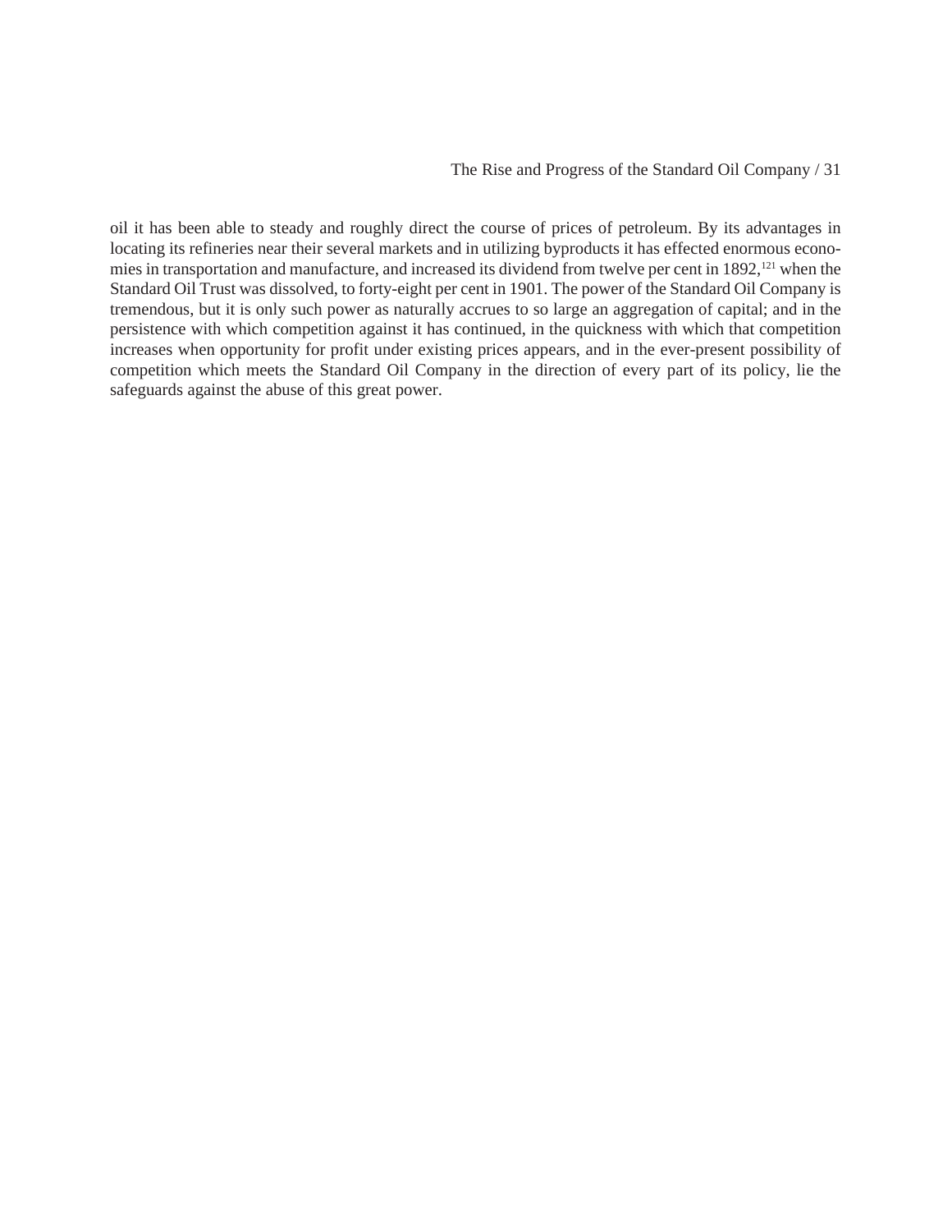oil it has been able to steady and roughly direct the course of prices of petroleum. By its advantages in locating its refineries near their several markets and in utilizing byproducts it has effected enormous economies in transportation and manufacture, and increased its dividend from twelve per cent in 1892,[121] when the Standard Oil Trust was dissolved, to forty-eight per cent in 1901. The power of the Standard Oil Company is tremendous, but it is only such power as naturally accrues to so large an aggregation of capital; and in the persistence with which competition against it has continued, in the quickness with which that competition increases when opportunity for profit under existing prices appears, and in the ever-present possibility of competition which meets the Standard Oil Company in the direction of every part of its policy, lie the safeguards against the abuse of this great power.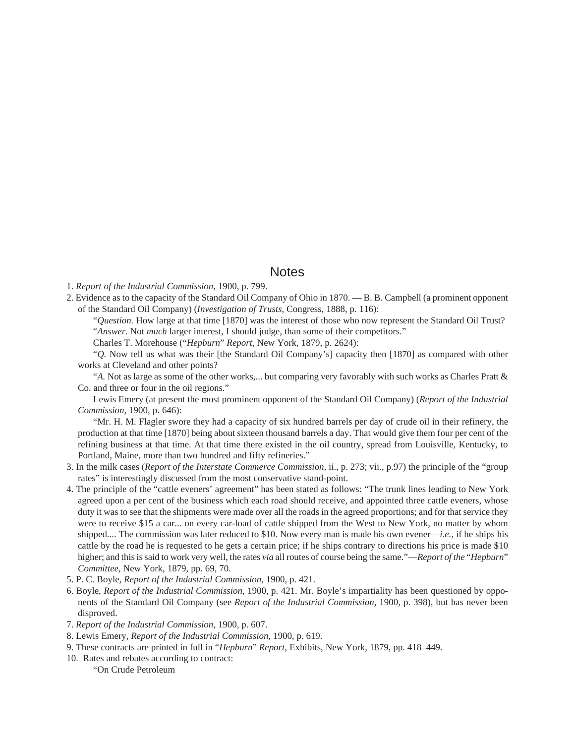## Notes

1. *Report of the Industrial Commission,* 1900, p. 799.
2. Evidence as to the capacity of the Standard Oil Company of Ohio in 1870. — B. B. Campbell (a prominent opponent of the Standard Oil Company) (*Investigation of Trusts,* Congress, 1888, p. 116):

   "*Question.* How large at that time [1870] was the interest of those who now represent the Standard Oil Trust?

   "*Answer.* Not *much* larger interest, I should judge, than some of their competitors."

   Charles T. Morehouse ("*Hepburn*" *Report,* New York, 1879, p. 2624):

   "*Q.* Now tell us what was their [the Standard Oil Company's] capacity then [1870] as compared with other works at Cleveland and other points?

   "*A.* Not as large as some of the other works,... but comparing very favorably with such works as Charles Pratt & Co. and three or four in the oil regions."

   Lewis Emery (at present the most prominent opponent of the Standard Oil Company) (*Report of the Industrial Commission,* 1900, p. 646):

   "Mr. H. M. Flagler swore they had a capacity of six hundred barrels per day of crude oil in their refinery, the production at that time [1870] being about sixteen thousand barrels a day. That would give them four per cent of the refining business at that time. At that time there existed in the oil country, spread from Louisville, Kentucky, to Portland, Maine, more than two hundred and fifty refineries."
3. In the milk cases (*Report of the Interstate Commerce Commission,* ii., p. 273; vii., p.97) the principle of the "group rates" is interestingly discussed from the most conservative stand-point.
4. The principle of the "cattle eveners' agreement" has been stated as follows: "The trunk lines leading to New York agreed upon a per cent of the business which each road should receive, and appointed three cattle eveners, whose duty it was to see that the shipments were made over all the roads in the agreed proportions; and for that service they were to receive $15 a car... on every car-load of cattle shipped from the West to New York, no matter by whom shipped.... The commission was later reduced to $10. Now every man is made his own evener—*i.e.,* if he ships his cattle by the road he is requested to he gets a certain price; if he ships contrary to directions his price is made $10 higher; and this is said to work very well, the rates *via* all routes of course being the same."—*Report of the* "*Hepburn*" *Committee,* New York, 1879, pp. 69, 70.
5. P. C. Boyle, *Report of the Industrial Commission,* 1900, p. 421.
6. Boyle, *Report of the Industrial Commission,* 1900, p. 421. Mr. Boyle's impartiality has been questioned by opponents of the Standard Oil Company (see *Report of the Industrial Commission,* 1900, p. 398), but has never been disproved.
7. *Report of the Industrial Commission,* 1900, p. 607.
8. Lewis Emery, *Report of the Industrial Commission,* 1900, p. 619.
9. These contracts are printed in full in "*Hepburn*" *Report,* Exhibits, New York, 1879, pp. 418–449.
10. Rates and rebates according to contract:

    "On Crude Petroleum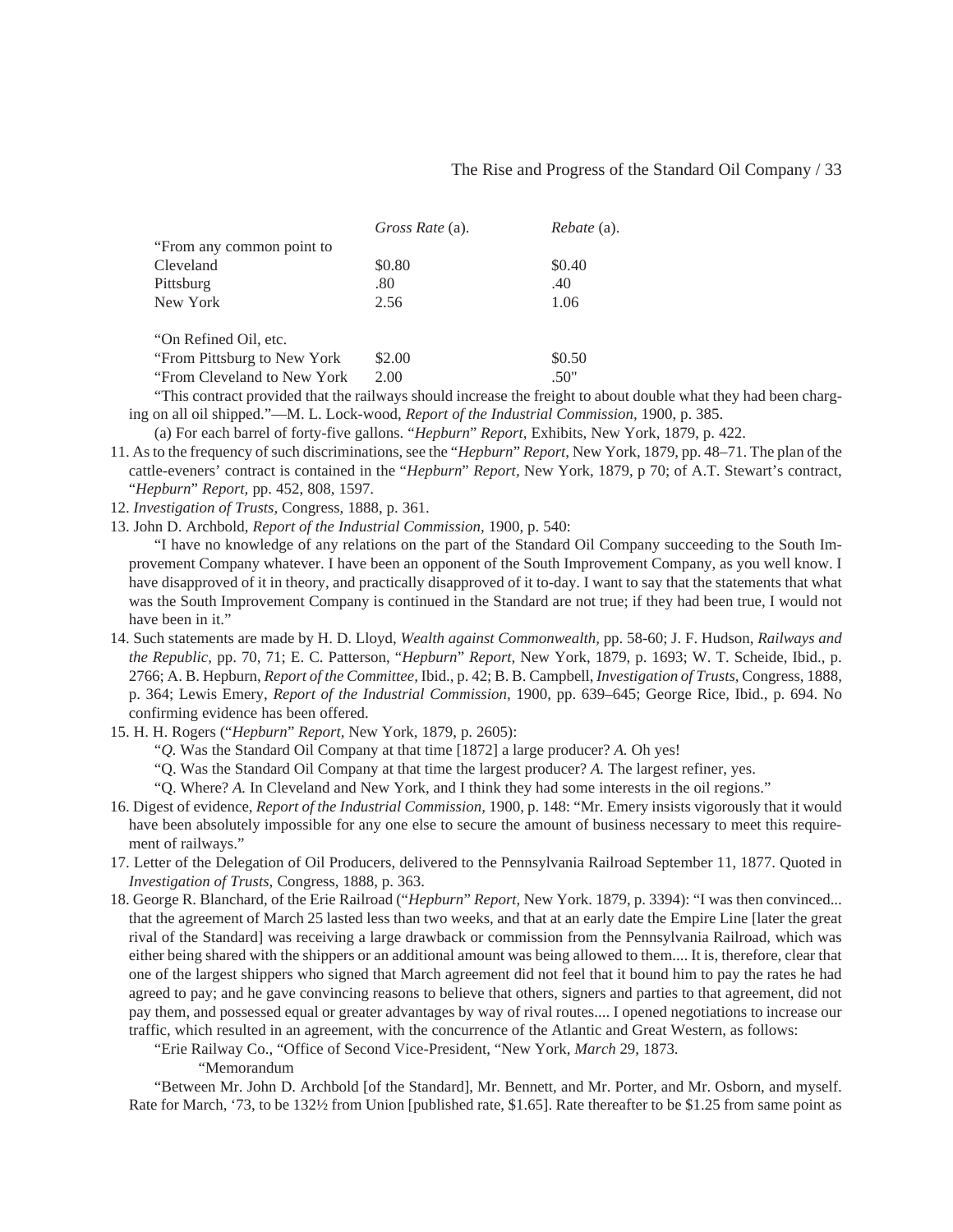| | *Gross Rate* (a). | *Rebate* (a). |
|---|---|---|
| "From any common point to | | |
| Cleveland | $0.80 | $0.40 |
| Pittsburg | .80 | .40 |
| New York | 2.56 | 1.06 |
| | | |
| "On Refined Oil, etc. | | |
| "From Pittsburg to New York | $2.00 | $0.50 |
| "From Cleveland to New York | 2.00 | .50" |

"This contract provided that the railways should increase the freight to about double what they had been charging on all oil shipped."—M. L. Lock-wood, *Report of the Industrial Commission,* 1900, p. 385.

(a) For each barrel of forty-five gallons. "*Hepburn*" *Report,* Exhibits, New York, 1879, p. 422.

11. As to the frequency of such discriminations, see the "*Hepburn*" *Report,* New York, 1879, pp. 48–71. The plan of the cattle-eveners' contract is contained in the "*Hepburn*" *Report,* New York, 1879, p 70; of A.T. Stewart's contract, "*Hepburn*" *Report,* pp. 452, 808, 1597.
12. *Investigation of Trusts,* Congress, 1888, p. 361.
13. John D. Archbold, *Report of the Industrial Commission,* 1900, p. 540:

    "I have no knowledge of any relations on the part of the Standard Oil Company succeeding to the South Improvement Company whatever. I have been an opponent of the South Improvement Company, as you well know. I have disapproved of it in theory, and practically disapproved of it to-day. I want to say that the statements that what was the South Improvement Company is continued in the Standard are not true; if they had been true, I would not have been in it."
14. Such statements are made by H. D. Lloyd, *Wealth against Commonwealth,* pp. 58-60; J. F. Hudson, *Railways and the Republic,* pp. 70, 71; E. C. Patterson, "*Hepburn*" *Report,* New York, 1879, p. 1693; W. T. Scheide, Ibid., p. 2766; A. B. Hepburn, *Report of the Committee,* Ibid., p. 42; B. B. Campbell, *Investigation of Trusts,* Congress, 1888, p. 364; Lewis Emery, *Report of the Industrial Commission,* 1900, pp. 639–645; George Rice, Ibid., p. 694. No confirming evidence has been offered.
15. H. H. Rogers ("*Hepburn*" *Report,* New York, 1879, p. 2605):

    "*Q.* Was the Standard Oil Company at that time [1872] a large producer? *A.* Oh yes!

    "Q. Was the Standard Oil Company at that time the largest producer? *A.* The largest refiner, yes.

    "Q. Where? *A.* In Cleveland and New York, and I think they had some interests in the oil regions."
16. Digest of evidence, *Report of the Industrial Commission,* 1900, p. 148: "Mr. Emery insists vigorously that it would have been absolutely impossible for any one else to secure the amount of business necessary to meet this requirement of railways."
17. Letter of the Delegation of Oil Producers, delivered to the Pennsylvania Railroad September 11, 1877. Quoted in *Investigation of Trusts,* Congress, 1888, p. 363.
18. George R. Blanchard, of the Erie Railroad ("*Hepburn*" *Report,* New York. 1879, p. 3394): "I was then convinced... that the agreement of March 25 lasted less than two weeks, and that at an early date the Empire Line [later the great rival of the Standard] was receiving a large drawback or commission from the Pennsylvania Railroad, which was either being shared with the shippers or an additional amount was being allowed to them.... It is, therefore, clear that one of the largest shippers who signed that March agreement did not feel that it bound him to pay the rates he had agreed to pay; and he gave convincing reasons to believe that others, signers and parties to that agreement, did not pay them, and possessed equal or greater advantages by way of rival routes.... I opened negotiations to increase our traffic, which resulted in an agreement, with the concurrence of the Atlantic and Great Western, as follows:

    "Erie Railway Co., "Office of Second Vice-President, "New York, *March* 29, 1873.

    "Memorandum

    "Between Mr. John D. Archbold [of the Standard], Mr. Bennett, and Mr. Porter, and Mr. Osborn, and myself. Rate for March, '73, to be 132½ from Union [published rate, $1.65]. Rate thereafter to be $1.25 from same point as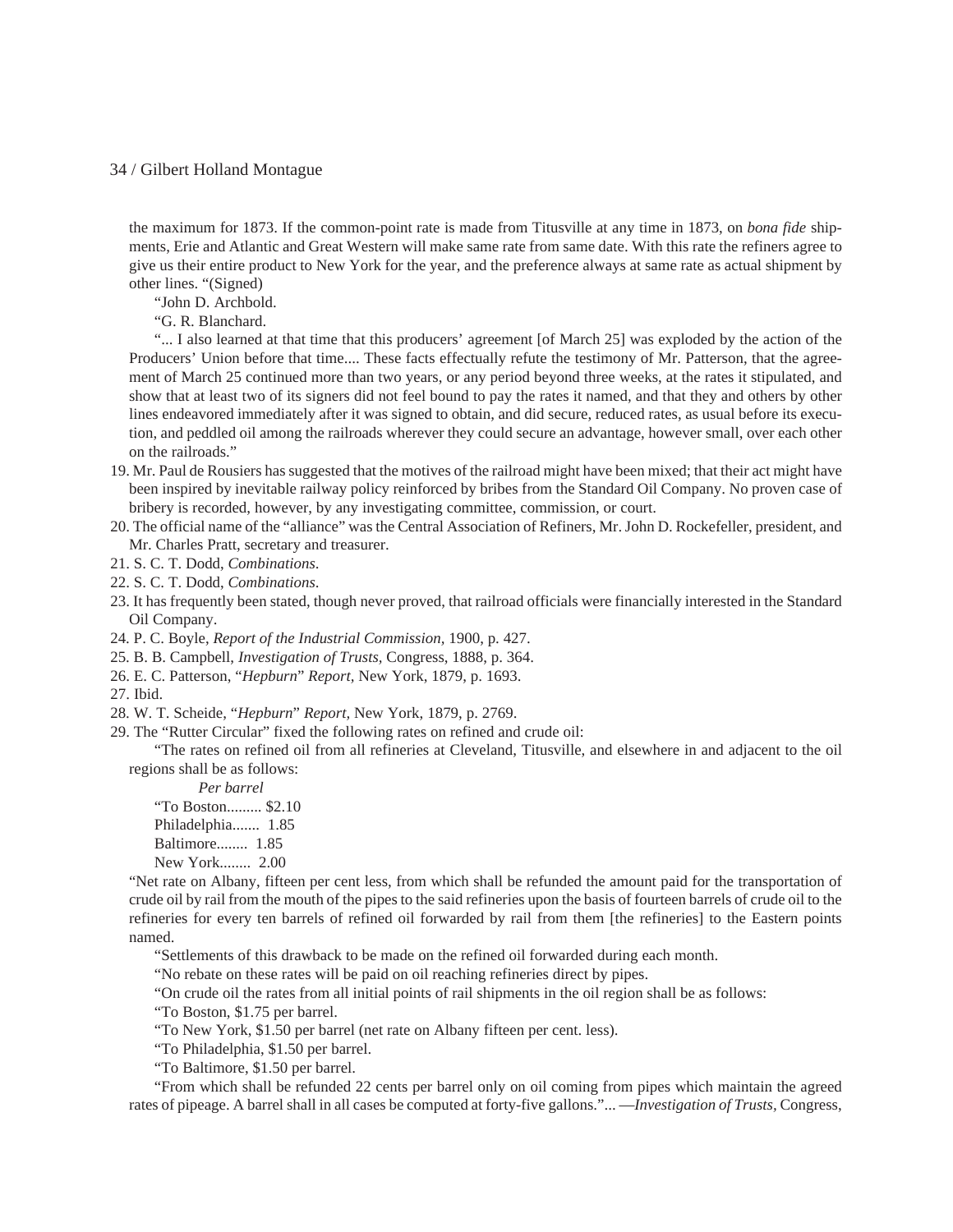the maximum for 1873. If the common-point rate is made from Titusville at any time in 1873, on *bona fide* shipments, Erie and Atlantic and Great Western will make same rate from same date. With this rate the refiners agree to give us their entire product to New York for the year, and the preference always at same rate as actual shipment by other lines. "(Signed)

"John D. Archbold.

"G. R. Blanchard.

"... I also learned at that time that this producers' agreement [of March 25] was exploded by the action of the Producers' Union before that time.... These facts effectually refute the testimony of Mr. Patterson, that the agreement of March 25 continued more than two years, or any period beyond three weeks, at the rates it stipulated, and show that at least two of its signers did not feel bound to pay the rates it named, and that they and others by other lines endeavored immediately after it was signed to obtain, and did secure, reduced rates, as usual before its execution, and peddled oil among the railroads wherever they could secure an advantage, however small, over each other on the railroads."

19. Mr. Paul de Rousiers has suggested that the motives of the railroad might have been mixed; that their act might have been inspired by inevitable railway policy reinforced by bribes from the Standard Oil Company. No proven case of bribery is recorded, however, by any investigating committee, commission, or court.
20. The official name of the "alliance" was the Central Association of Refiners, Mr. John D. Rockefeller, president, and Mr. Charles Pratt, secretary and treasurer.
21. S. C. T. Dodd, *Combinations*.
22. S. C. T. Dodd, *Combinations*.
23. It has frequently been stated, though never proved, that railroad officials were financially interested in the Standard Oil Company.
24. P. C. Boyle, *Report of the Industrial Commission,* 1900, p. 427.
25. B. B. Campbell, *Investigation of Trusts,* Congress, 1888, p. 364.
26. E. C. Patterson, "*Hepburn*" *Report,* New York, 1879, p. 1693.
27. Ibid.
28. W. T. Scheide, "*Hepburn*" *Report,* New York, 1879, p. 2769.
29. The "Rutter Circular" fixed the following rates on refined and crude oil:

"The rates on refined oil from all refineries at Cleveland, Titusville, and elsewhere in and adjacent to the oil regions shall be as follows:

*Per barrel*

"To Boston......... $2.10
Philadelphia....... 1.85
Baltimore........ 1.85
New York........ 2.00

"Net rate on Albany, fifteen per cent less, from which shall be refunded the amount paid for the transportation of crude oil by rail from the mouth of the pipes to the said refineries upon the basis of fourteen barrels of crude oil to the refineries for every ten barrels of refined oil forwarded by rail from them [the refineries] to the Eastern points named.

"Settlements of this drawback to be made on the refined oil forwarded during each month.

"No rebate on these rates will be paid on oil reaching refineries direct by pipes.

"On crude oil the rates from all initial points of rail shipments in the oil region shall be as follows:

"To Boston, $1.75 per barrel.

"To New York, $1.50 per barrel (net rate on Albany fifteen per cent. less).

"To Philadelphia, $1.50 per barrel.

"To Baltimore, $1.50 per barrel.

"From which shall be refunded 22 cents per barrel only on oil coming from pipes which maintain the agreed rates of pipeage. A barrel shall in all cases be computed at forty-five gallons."... —*Investigation of Trusts,* Congress,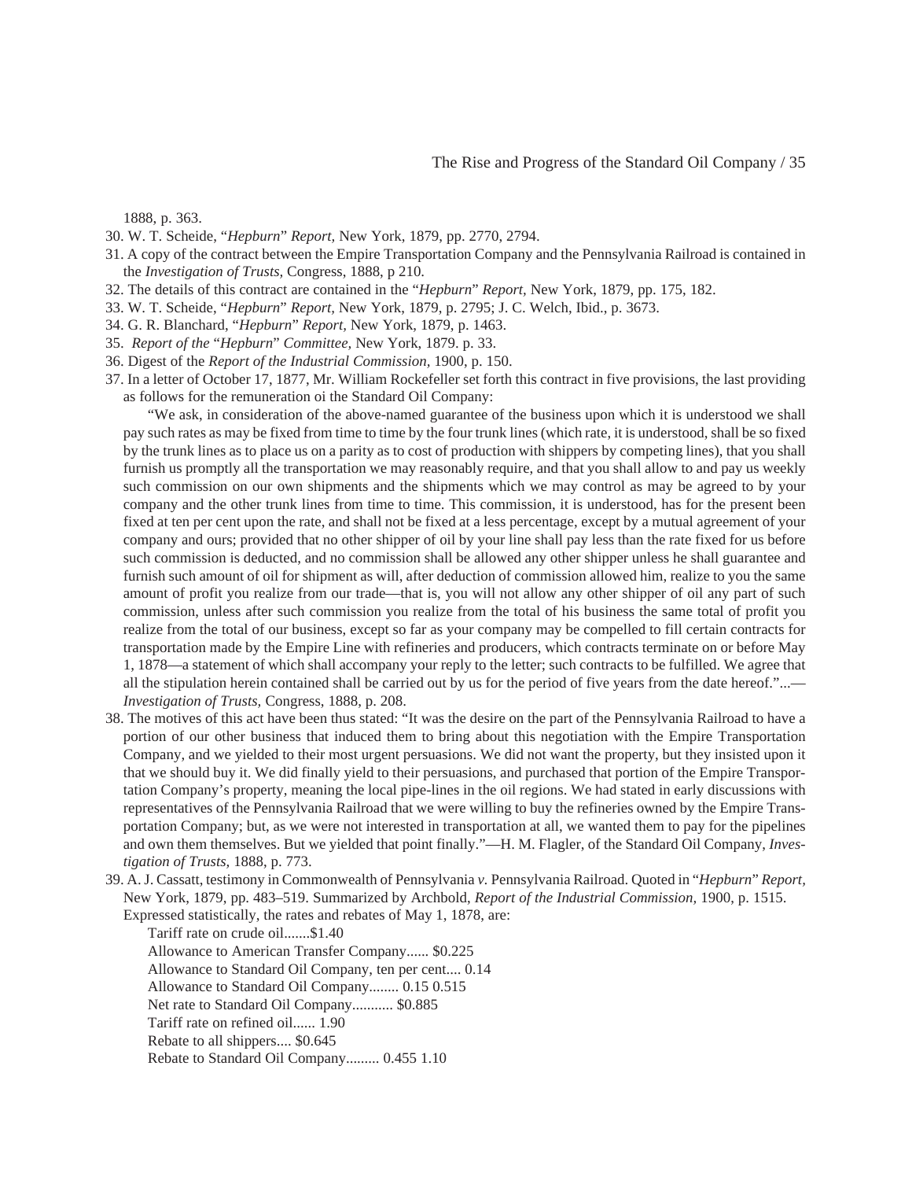1888, p. 363.

30. W. T. Scheide, "*Hepburn*" *Report,* New York, 1879, pp. 2770, 2794.
31. A copy of the contract between the Empire Transportation Company and the Pennsylvania Railroad is contained in the *Investigation of Trusts*, Congress, 1888, p 210.
32. The details of this contract are contained in the "*Hepburn*" *Report,* New York, 1879, pp. 175, 182.
33. W. T. Scheide, "*Hepburn*" *Report,* New York, 1879, p. 2795; J. C. Welch, Ibid., p. 3673.
34. G. R. Blanchard, "*Hepburn*" *Report,* New York, 1879, p. 1463.
35. *Report of the* "*Hepburn*" *Committee,* New York, 1879. p. 33.
36. Digest of the *Report of the Industrial Commission,* 1900, p. 150.
37. In a letter of October 17, 1877, Mr. William Rockefeller set forth this contract in five provisions, the last providing as follows for the remuneration oi the Standard Oil Company:

    "We ask, in consideration of the above-named guarantee of the business upon which it is understood we shall pay such rates as may be fixed from time to time by the four trunk lines (which rate, it is understood, shall be so fixed by the trunk lines as to place us on a parity as to cost of production with shippers by competing lines), that you shall furnish us promptly all the transportation we may reasonably require, and that you shall allow to and pay us weekly such commission on our own shipments and the shipments which we may control as may be agreed to by your company and the other trunk lines from time to time. This commission, it is understood, has for the present been fixed at ten per cent upon the rate, and shall not be fixed at a less percentage, except by a mutual agreement of your company and ours; provided that no other shipper of oil by your line shall pay less than the rate fixed for us before such commission is deducted, and no commission shall be allowed any other shipper unless he shall guarantee and furnish such amount of oil for shipment as will, after deduction of commission allowed him, realize to you the same amount of profit you realize from our trade—that is, you will not allow any other shipper of oil any part of such commission, unless after such commission you realize from the total of his business the same total of profit you realize from the total of our business, except so far as your company may be compelled to fill certain contracts for transportation made by the Empire Line with refineries and producers, which contracts terminate on or before May 1, 1878—a statement of which shall accompany your reply to the letter; such contracts to be fulfilled. We agree that all the stipulation herein contained shall be carried out by us for the period of five years from the date hereof."...—*Investigation of Trusts*, Congress, 1888, p. 208.

38. The motives of this act have been thus stated: "It was the desire on the part of the Pennsylvania Railroad to have a portion of our other business that induced them to bring about this negotiation with the Empire Transportation Company, and we yielded to their most urgent persuasions. We did not want the property, but they insisted upon it that we should buy it. We did finally yield to their persuasions, and purchased that portion of the Empire Transportation Company's property, meaning the local pipe-lines in the oil regions. We had stated in early discussions with representatives of the Pennsylvania Railroad that we were willing to buy the refineries owned by the Empire Transportation Company; but, as we were not interested in transportation at all, we wanted them to pay for the pipelines and own them themselves. But we yielded that point finally."—H. M. Flagler, of the Standard Oil Company, *Investigation of Trusts,* 1888, p. 773.
39. A. J. Cassatt, testimony in Commonwealth of Pennsylvania *v.* Pennsylvania Railroad. Quoted in "*Hepburn*" *Report,* New York, 1879, pp. 483–519. Summarized by Archbold, *Report of the Industrial Commission,* 1900, p. 1515. Expressed statistically, the rates and rebates of May 1, 1878, are:

    Tariff rate on crude oil.......$1.40
    Allowance to American Transfer Company...... $0.225
    Allowance to Standard Oil Company, ten per cent.... 0.14
    Allowance to Standard Oil Company........ 0.15 0.515
    Net rate to Standard Oil Company........... $0.885
    Tariff rate on refined oil...... 1.90
    Rebate to all shippers.... $0.645
    Rebate to Standard Oil Company......... 0.455 1.10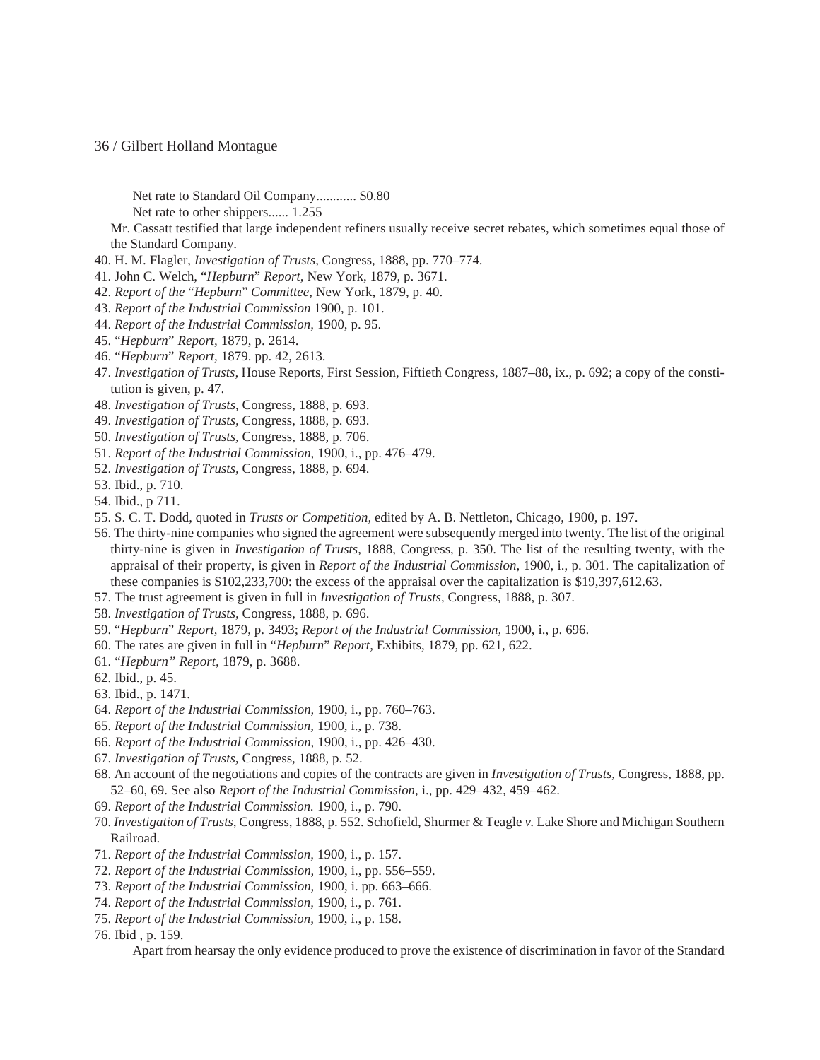Net rate to Standard Oil Company............ $0.80
Net rate to other shippers...... 1.255

Mr. Cassatt testified that large independent refiners usually receive secret rebates, which sometimes equal those of the Standard Company.

40. H. M. Flagler, *Investigation of Trusts,* Congress, 1888, pp. 770–774.
41. John C. Welch, "*Hepburn*" *Report,* New York, 1879, p. 3671.
42. *Report of the* "*Hepburn*" *Committee,* New York, 1879, p. 40.
43. *Report of the Industrial Commission* 1900, p. 101.
44. *Report of the Industrial Commission,* 1900, p. 95.
45. "*Hepburn*" *Report,* 1879, p. 2614.
46. "*Hepburn*" *Report,* 1879. pp. 42, 2613.
47. *Investigation of Trusts,* House Reports, First Session, Fiftieth Congress, 1887–88, ix., p. 692; a copy of the constitution is given, p. 47.
48. *Investigation of Trusts,* Congress, 1888, p. 693.
49. *Investigation of Trusts,* Congress, 1888, p. 693.
50. *Investigation of Trusts,* Congress, 1888, p. 706.
51. *Report of the Industrial Commission,* 1900, i., pp. 476–479.
52. *Investigation of Trusts,* Congress, 1888, p. 694.
53. Ibid., p. 710.
54. Ibid., p 711.
55. S. C. T. Dodd, quoted in *Trusts or Competition,* edited by A. B. Nettleton, Chicago, 1900, p. 197.
56. The thirty-nine companies who signed the agreement were subsequently merged into twenty. The list of the original thirty-nine is given in *Investigation of Trusts,* 1888, Congress, p. 350. The list of the resulting twenty, with the appraisal of their property, is given in *Report of the Industrial Commission,* 1900, i., p. 301. The capitalization of these companies is $102,233,700: the excess of the appraisal over the capitalization is $19,397,612.63.
57. The trust agreement is given in full in *Investigation of Trusts,* Congress, 1888, p. 307.
58. *Investigation of Trusts,* Congress, 1888, p. 696.
59. "*Hepburn*" *Report,* 1879, p. 3493; *Report of the Industrial Commission,* 1900, i., p. 696.
60. The rates are given in full in "*Hepburn*" *Report,* Exhibits, 1879, pp. 621, 622.
61. "*Hepburn" Report,* 1879, p. 3688.
62. Ibid., p. 45.
63. Ibid., p. 1471.
64. *Report of the Industrial Commission,* 1900, i., pp. 760–763.
65. *Report of the Industrial Commission,* 1900, i., p. 738.
66. *Report of the Industrial Commission,* 1900, i., pp. 426–430.
67. *Investigation of Trusts,* Congress, 1888, p. 52.
68. An account of the negotiations and copies of the contracts are given in *Investigation of Trusts,* Congress, 1888, pp. 52–60, 69. See also *Report of the Industrial Commission,* i., pp. 429–432, 459–462.
69. *Report of the Industrial Commission.* 1900, i., p. 790.
70. *Investigation of Trusts,* Congress, 1888, p. 552. Schofield, Shurmer & Teagle *v.* Lake Shore and Michigan Southern Railroad.
71. *Report of the Industrial Commission,* 1900, i., p. 157.
72. *Report of the Industrial Commission,* 1900, i., pp. 556–559.
73. *Report of the Industrial Commission,* 1900, i. pp. 663–666.
74. *Report of the Industrial Commission,* 1900, i., p. 761.
75. *Report of the Industrial Commission,* 1900, i., p. 158.
76. Ibid , p. 159.

Apart from hearsay the only evidence produced to prove the existence of discrimination in favor of the Standard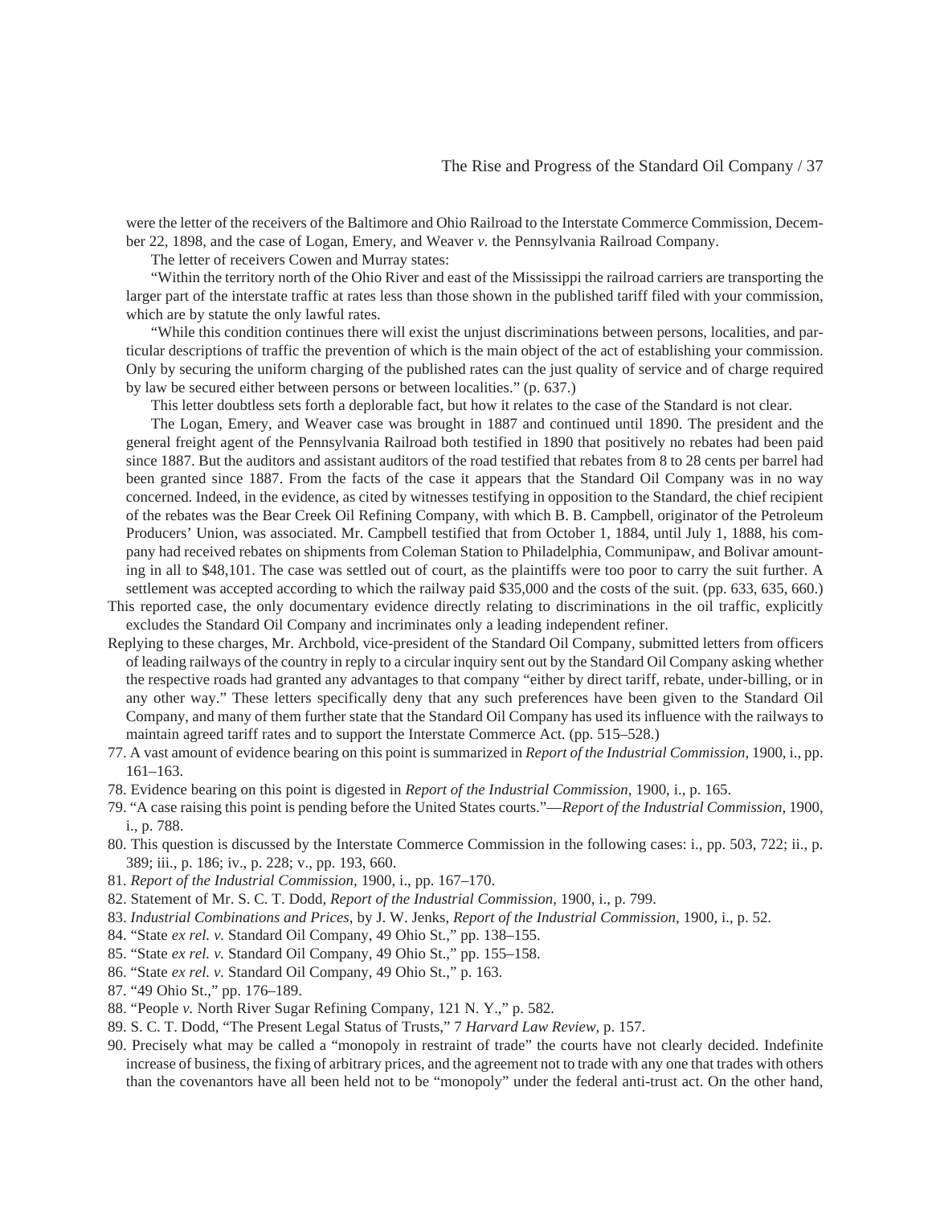were the letter of the receivers of the Baltimore and Ohio Railroad to the Interstate Commerce Commission, December 22, 1898, and the case of Logan, Emery, and Weaver *v.* the Pennsylvania Railroad Company.

The letter of receivers Cowen and Murray states:

"Within the territory north of the Ohio River and east of the Mississippi the railroad carriers are transporting the larger part of the interstate traffic at rates less than those shown in the published tariff filed with your commission, which are by statute the only lawful rates.

"While this condition continues there will exist the unjust discriminations between persons, localities, and particular descriptions of traffic the prevention of which is the main object of the act of establishing your commission. Only by securing the uniform charging of the published rates can the just quality of service and of charge required by law be secured either between persons or between localities." (p. 637.)

This letter doubtless sets forth a deplorable fact, but how it relates to the case of the Standard is not clear.

The Logan, Emery, and Weaver case was brought in 1887 and continued until 1890. The president and the general freight agent of the Pennsylvania Railroad both testified in 1890 that positively no rebates had been paid since 1887. But the auditors and assistant auditors of the road testified that rebates from 8 to 28 cents per barrel had been granted since 1887. From the facts of the case it appears that the Standard Oil Company was in no way concerned. Indeed, in the evidence, as cited by witnesses testifying in opposition to the Standard, the chief recipient of the rebates was the Bear Creek Oil Refining Company, with which B. B. Campbell, originator of the Petroleum Producers' Union, was associated. Mr. Campbell testified that from October 1, 1884, until July 1, 1888, his company had received rebates on shipments from Coleman Station to Philadelphia, Communipaw, and Bolivar amounting in all to $48,101. The case was settled out of court, as the plaintiffs were too poor to carry the suit further. A settlement was accepted according to which the railway paid $35,000 and the costs of the suit. (pp. 633, 635, 660.)

This reported case, the only documentary evidence directly relating to discriminations in the oil traffic, explicitly excludes the Standard Oil Company and incriminates only a leading independent refiner.

Replying to these charges, Mr. Archbold, vice-president of the Standard Oil Company, submitted letters from officers of leading railways of the country in reply to a circular inquiry sent out by the Standard Oil Company asking whether the respective roads had granted any advantages to that company "either by direct tariff, rebate, under-billing, or in any other way." These letters specifically deny that any such preferences have been given to the Standard Oil Company, and many of them further state that the Standard Oil Company has used its influence with the railways to maintain agreed tariff rates and to support the Interstate Commerce Act. (pp. 515–528.)

77. A vast amount of evidence bearing on this point is summarized in *Report of the Industrial Commission*, 1900, i., pp. 161–163.
78. Evidence bearing on this point is digested in *Report of the Industrial Commission*, 1900, i., p. 165.
79. "A case raising this point is pending before the United States courts."—*Report of the Industrial Commission*, 1900, i., p. 788.
80. This question is discussed by the Interstate Commerce Commission in the following cases: i., pp. 503, 722; ii., p. 389; iii., p. 186; iv., p. 228; v., pp. 193, 660.
81. *Report of the Industrial Commission*, 1900, i., pp. 167–170.
82. Statement of Mr. S. C. T. Dodd, *Report of the Industrial Commission*, 1900, i., p. 799.
83. *Industrial Combinations and Prices*, by J. W. Jenks, *Report of the Industrial Commission*, 1900, i., p. 52.
84. "State *ex rel. v.* Standard Oil Company, 49 Ohio St.," pp. 138–155.
85. "State *ex rel. v.* Standard Oil Company, 49 Ohio St.," pp. 155–158.
86. "State *ex rel. v.* Standard Oil Company, 49 Ohio St.," p. 163.
87. "49 Ohio St.," pp. 176–189.
88. "People *v.* North River Sugar Refining Company, 121 N. Y.," p. 582.
89. S. C. T. Dodd, "The Present Legal Status of Trusts," 7 *Harvard Law Review*, p. 157.
90. Precisely what may be called a "monopoly in restraint of trade" the courts have not clearly decided. Indefinite increase of business, the fixing of arbitrary prices, and the agreement not to trade with any one that trades with others than the covenantors have all been held not to be "monopoly" under the federal anti-trust act. On the other hand,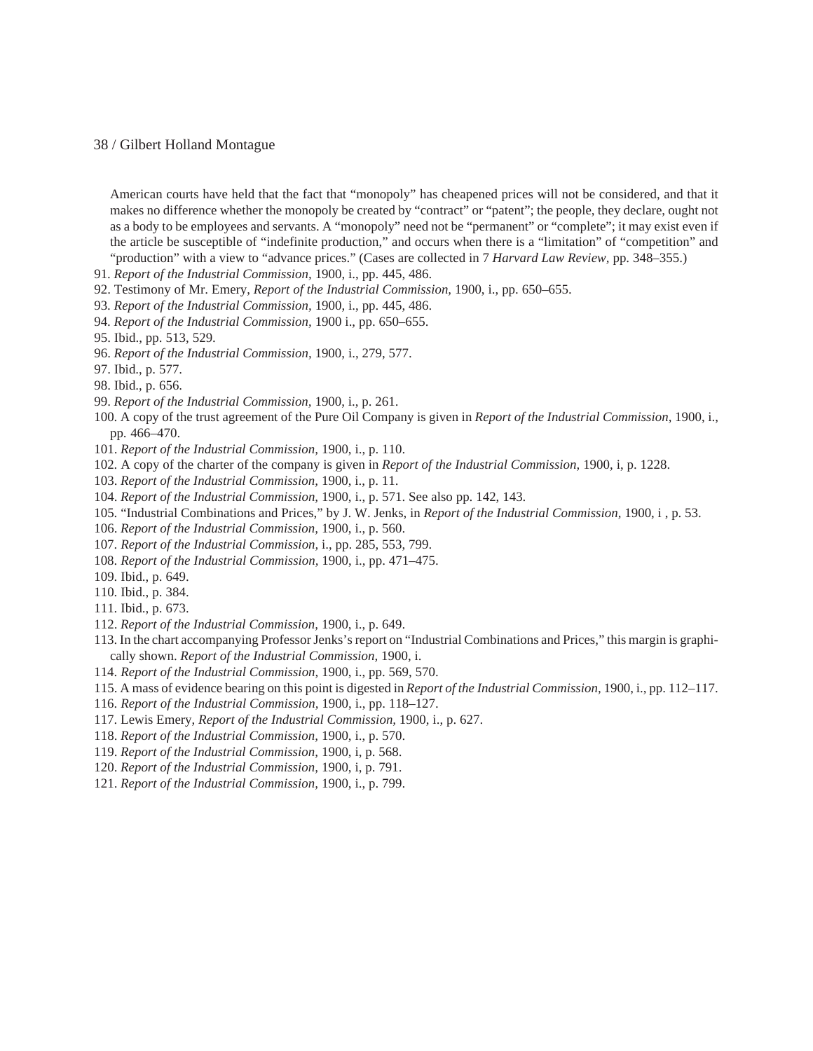American courts have held that the fact that "monopoly" has cheapened prices will not be considered, and that it makes no difference whether the monopoly be created by "contract" or "patent"; the people, they declare, ought not as a body to be employees and servants. A "monopoly" need not be "permanent" or "complete"; it may exist even if the article be susceptible of "indefinite production," and occurs when there is a "limitation" of "competition" and "production" with a view to "advance prices." (Cases are collected in 7 *Harvard Law Review*, pp. 348–355.)

91. *Report of the Industrial Commission,* 1900, i., pp. 445, 486.
92. Testimony of Mr. Emery, *Report of the Industrial Commission,* 1900, i., pp. 650–655.
93. *Report of the Industrial Commission,* 1900, i., pp. 445, 486.
94. *Report of the Industrial Commission,* 1900 i., pp. 650–655.
95. Ibid., pp. 513, 529.
96. *Report of the Industrial Commission,* 1900, i., 279, 577.
97. Ibid., p. 577.
98. Ibid., p. 656.
99. *Report of the Industrial Commission,* 1900, i., p. 261.
100. A copy of the trust agreement of the Pure Oil Company is given in *Report of the Industrial Commission,* 1900, i., pp. 466–470.
101. *Report of the Industrial Commission,* 1900, i., p. 110.
102. A copy of the charter of the company is given in *Report of the Industrial Commission,* 1900, i, p. 1228.
103. *Report of the Industrial Commission,* 1900, i., p. 11.
104. *Report of the Industrial Commission,* 1900, i., p. 571. See also pp. 142, 143.
105. "Industrial Combinations and Prices," by J. W. Jenks, in *Report of the Industrial Commission,* 1900, i , p. 53.
106. *Report of the Industrial Commission,* 1900, i., p. 560.
107. *Report of the Industrial Commission,* i., pp. 285, 553, 799.
108. *Report of the Industrial Commission,* 1900, i., pp. 471–475.
109. Ibid., p. 649.
110. Ibid., p. 384.
111. Ibid., p. 673.
112. *Report of the Industrial Commission,* 1900, i., p. 649.
113. In the chart accompanying Professor Jenks's report on "Industrial Combinations and Prices," this margin is graphically shown. *Report of the Industrial Commission,* 1900, i.
114. *Report of the Industrial Commission,* 1900, i., pp. 569, 570.
115. A mass of evidence bearing on this point is digested in *Report of the Industrial Commission,* 1900, i., pp. 112–117.
116. *Report of the Industrial Commission,* 1900, i., pp. 118–127.
117. Lewis Emery, *Report of the Industrial Commission,* 1900, i., p. 627.
118. *Report of the Industrial Commission,* 1900, i., p. 570.
119. *Report of the Industrial Commission,* 1900, i, p. 568.
120. *Report of the Industrial Commission,* 1900, i, p. 791.
121. *Report of the Industrial Commission,* 1900, i., p. 799.